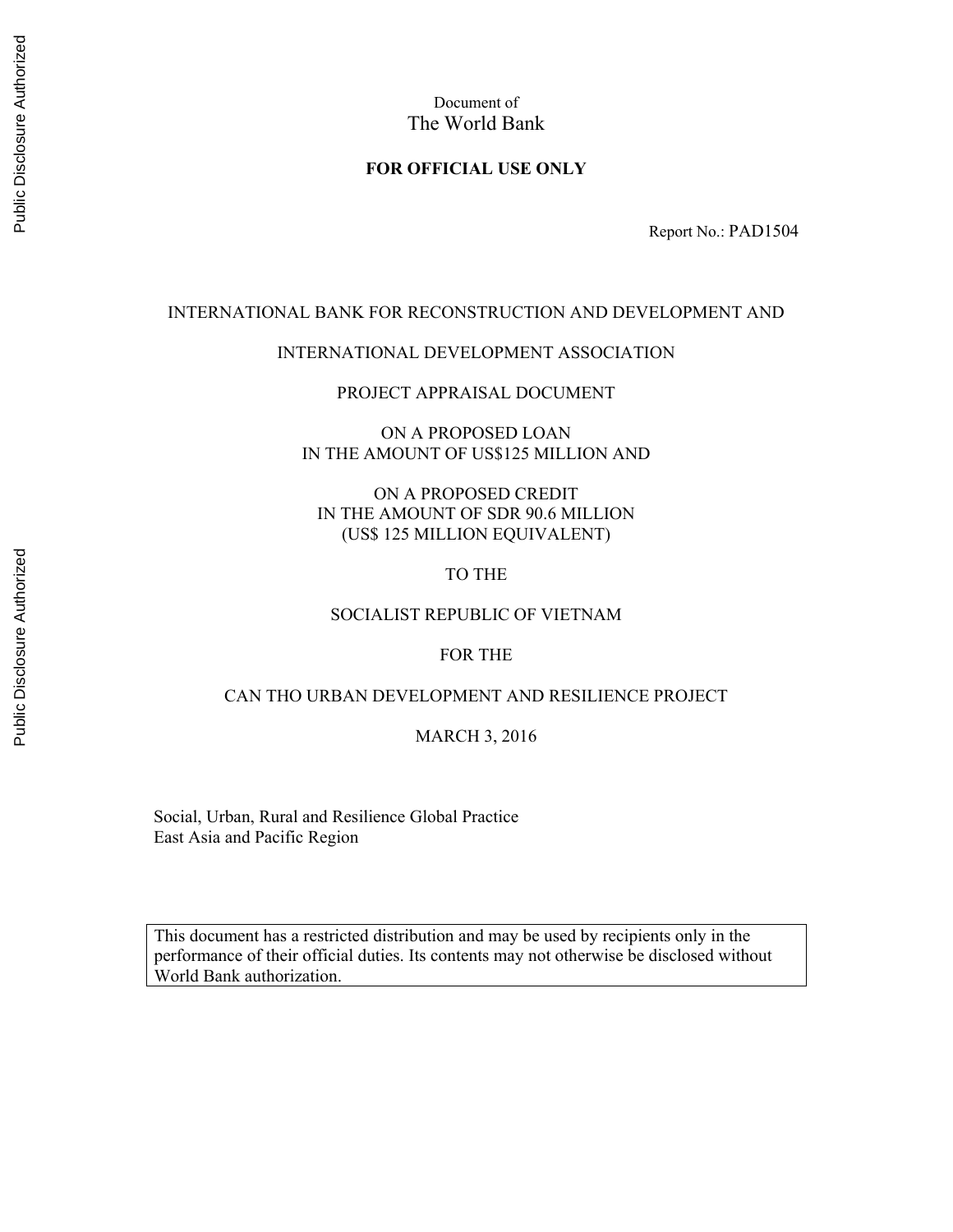Document of
The World Bank

**FOR OFFICIAL USE ONLY**

Report No.: PAD1504

INTERNATIONAL BANK FOR RECONSTRUCTION AND DEVELOPMENT AND

INTERNATIONAL DEVELOPMENT ASSOCIATION

PROJECT APPRAISAL DOCUMENT

ON A PROPOSED LOAN
IN THE AMOUNT OF US$125 MILLION AND

ON A PROPOSED CREDIT
IN THE AMOUNT OF SDR 90.6 MILLION
(US$ 125 MILLION EQUIVALENT)

TO THE

SOCIALIST REPUBLIC OF VIETNAM

FOR THE

CAN THO URBAN DEVELOPMENT AND RESILIENCE PROJECT

MARCH 3, 2016

Social, Urban, Rural and Resilience Global Practice
East Asia and Pacific Region

This document has a restricted distribution and may be used by recipients only in the performance of their official duties. Its contents may not otherwise be disclosed without World Bank authorization.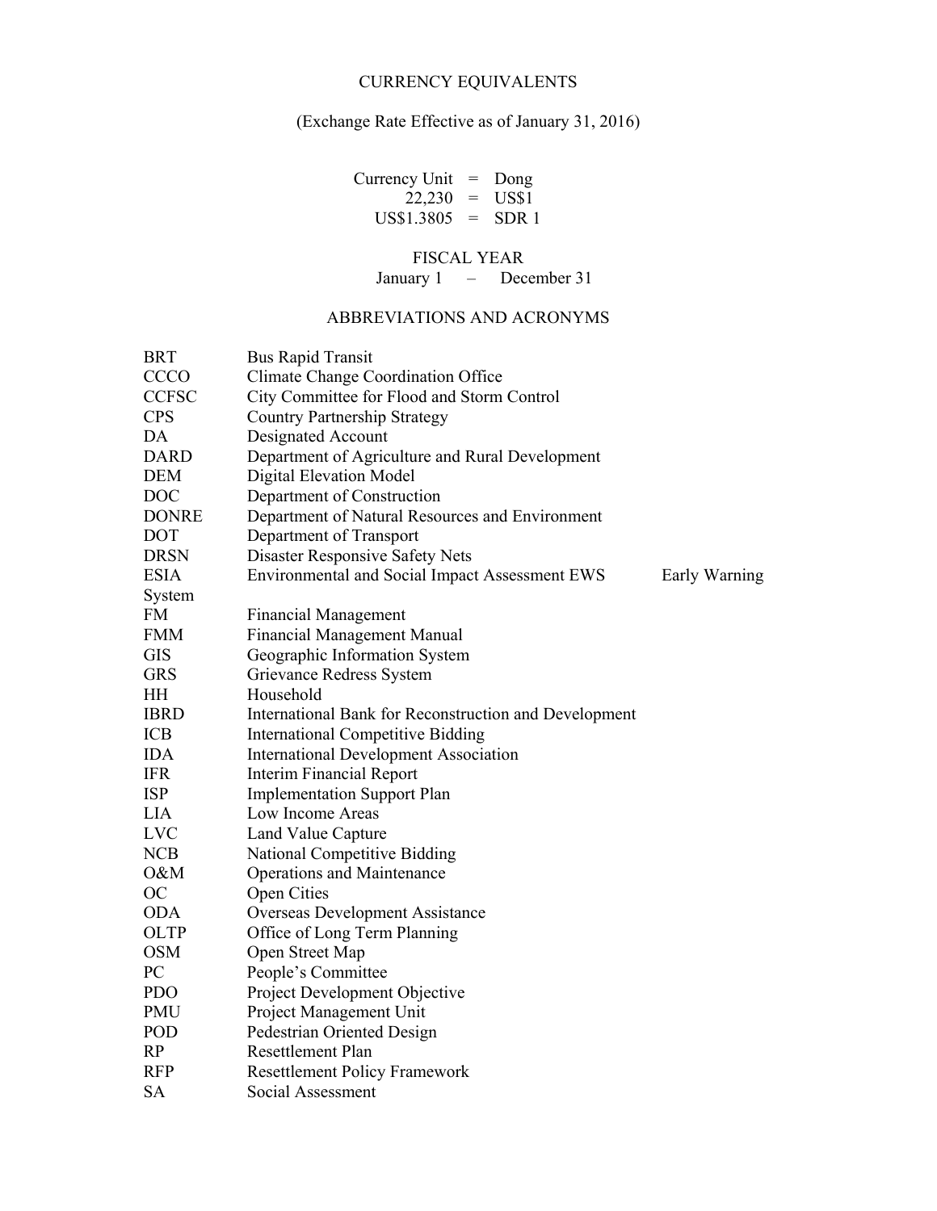# CURRENCY EQUIVALENTS

(Exchange Rate Effective as of January 31, 2016)

Currency Unit = Dong
22,230 = US$1
US$1.3805 = SDR 1

## FISCAL YEAR

January 1 – December 31

## ABBREVIATIONS AND ACRONYMS

| | |
|---|---|
| BRT | Bus Rapid Transit |
| CCCO | Climate Change Coordination Office |
| CCFSC | City Committee for Flood and Storm Control |
| CPS | Country Partnership Strategy |
| DA | Designated Account |
| DARD | Department of Agriculture and Rural Development |
| DEM | Digital Elevation Model |
| DOC | Department of Construction |
| DONRE | Department of Natural Resources and Environment |
| DOT | Department of Transport |
| DRSN | Disaster Responsive Safety Nets |
| ESIA | Environmental and Social Impact Assessment |
| EWS | Early Warning System |
| FM | Financial Management |
| FMM | Financial Management Manual |
| GIS | Geographic Information System |
| GRS | Grievance Redress System |
| HH | Household |
| IBRD | International Bank for Reconstruction and Development |
| ICB | International Competitive Bidding |
| IDA | International Development Association |
| IFR | Interim Financial Report |
| ISP | Implementation Support Plan |
| LIA | Low Income Areas |
| LVC | Land Value Capture |
| NCB | National Competitive Bidding |
| O&M | Operations and Maintenance |
| OC | Open Cities |
| ODA | Overseas Development Assistance |
| OLTP | Office of Long Term Planning |
| OSM | Open Street Map |
| PC | People's Committee |
| PDO | Project Development Objective |
| PMU | Project Management Unit |
| POD | Pedestrian Oriented Design |
| RP | Resettlement Plan |
| RFP | Resettlement Policy Framework |
| SA | Social Assessment |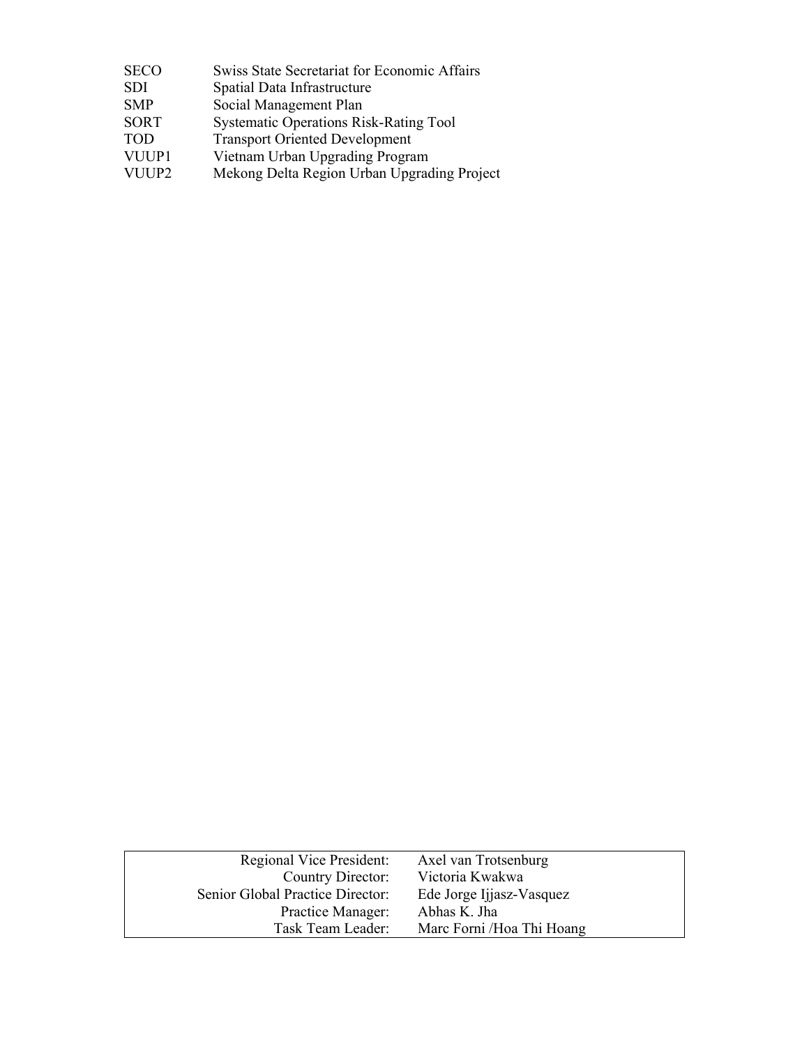| | |
|---|---|
| SECO | Swiss State Secretariat for Economic Affairs |
| SDI | Spatial Data Infrastructure |
| SMP | Social Management Plan |
| SORT | Systematic Operations Risk-Rating Tool |
| TOD | Transport Oriented Development |
| VUUP1 | Vietnam Urban Upgrading Program |
| VUUP2 | Mekong Delta Region Urban Upgrading Project |

| | |
|---|---|
| Regional Vice President: | Axel van Trotsenburg |
| Country Director: | Victoria Kwakwa |
| Senior Global Practice Director: | Ede Jorge Ijjasz-Vasquez |
| Practice Manager: | Abhas K. Jha |
| Task Team Leader: | Marc Forni /Hoa Thi Hoang |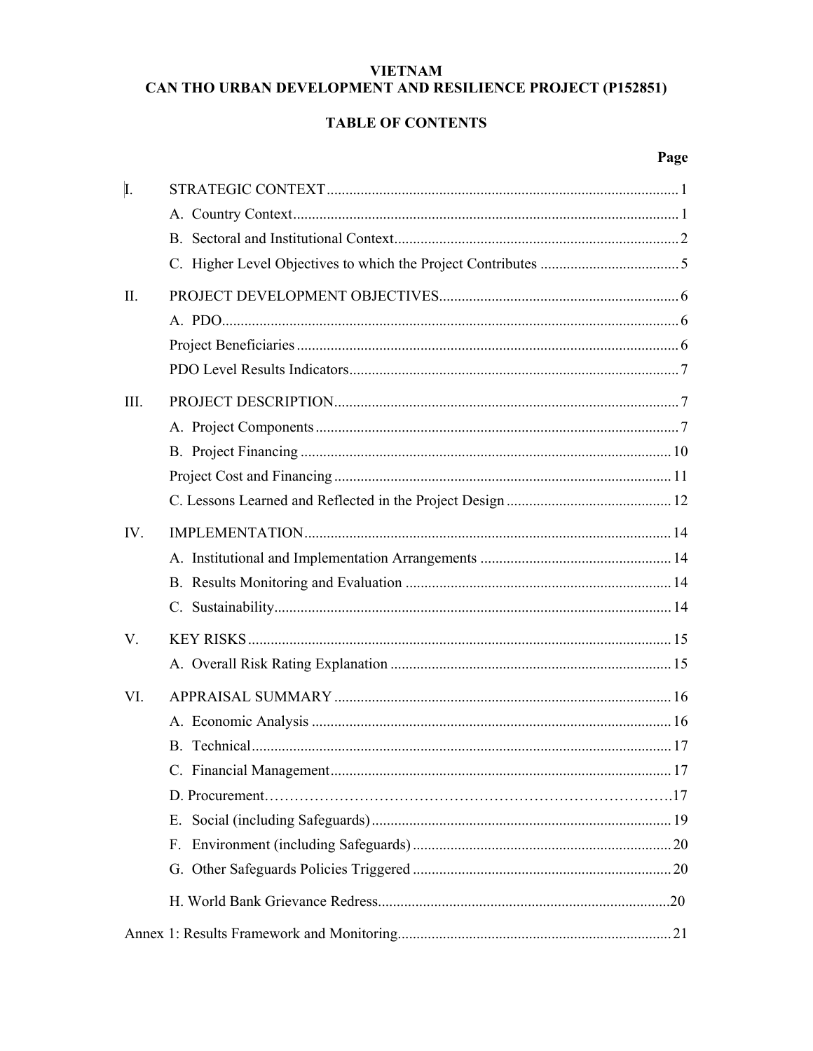**VIETNAM**
**CAN THO URBAN DEVELOPMENT AND RESILIENCE PROJECT (P152851)**

**TABLE OF CONTENTS**

| | | Page |
|---|---|---|
| I. | STRATEGIC CONTEXT | 1 |
| | A. Country Context | 1 |
| | B. Sectoral and Institutional Context | 2 |
| | C. Higher Level Objectives to which the Project Contributes | 5 |
| II. | PROJECT DEVELOPMENT OBJECTIVES | 6 |
| | A. PDO | 6 |
| | Project Beneficiaries | 6 |
| | PDO Level Results Indicators | 7 |
| III. | PROJECT DESCRIPTION | 7 |
| | A. Project Components | 7 |
| | B. Project Financing | 10 |
| | Project Cost and Financing | 11 |
| | C. Lessons Learned and Reflected in the Project Design | 12 |
| IV. | IMPLEMENTATION | 14 |
| | A. Institutional and Implementation Arrangements | 14 |
| | B. Results Monitoring and Evaluation | 14 |
| | C. Sustainability | 14 |
| V. | KEY RISKS | 15 |
| | A. Overall Risk Rating Explanation | 15 |
| VI. | APPRAISAL SUMMARY | 16 |
| | A. Economic Analysis | 16 |
| | B. Technical | 17 |
| | C. Financial Management | 17 |
| | D. Procurement | 17 |
| | E. Social (including Safeguards) | 19 |
| | F. Environment (including Safeguards) | 20 |
| | G. Other Safeguards Policies Triggered | 20 |
| | H. World Bank Grievance Redress | 20 |
| Annex 1: Results Framework and Monitoring | | 21 |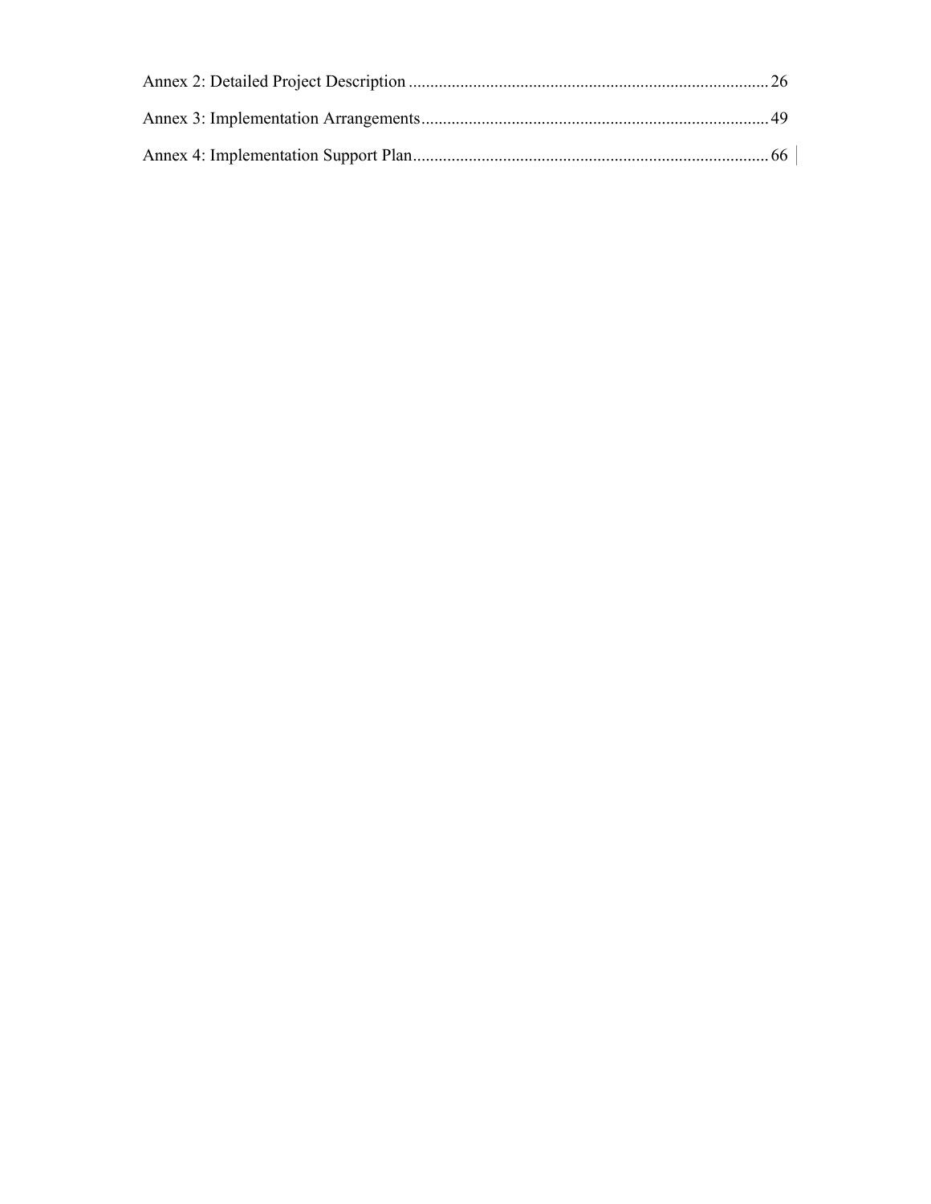Annex 2: Detailed Project Description .................................................................................... 26

Annex 3: Implementation Arrangements .................................................................................. 49

Annex 4: Implementation Support Plan .................................................................................... 66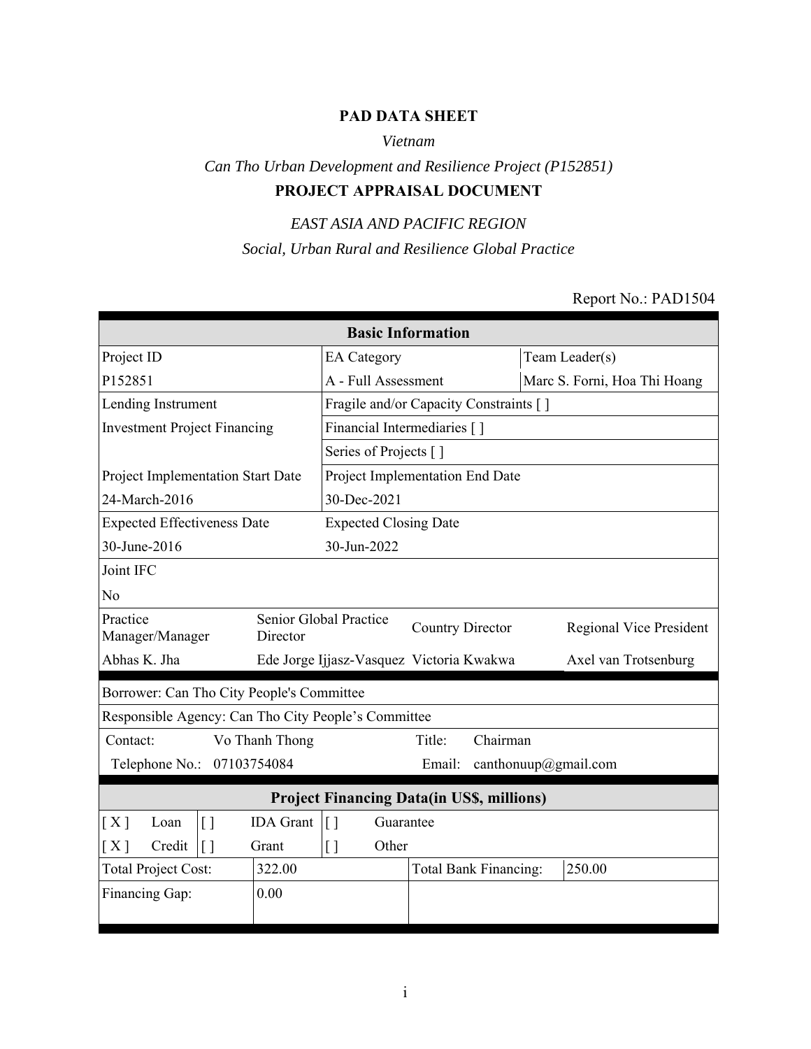# PAD DATA SHEET

*Vietnam*

*Can Tho Urban Development and Resilience Project (P152851)*

**PROJECT APPRAISAL DOCUMENT**

*EAST ASIA AND PACIFIC REGION*

*Social, Urban Rural and Resilience Global Practice*

Report No.: PAD1504

| **Basic Information** | | | |
|---|---|---|---|
| Project ID | EA Category | | Team Leader(s) |
| P152851 | A - Full Assessment | | Marc S. Forni, Hoa Thi Hoang |
| Lending Instrument | Fragile and/or Capacity Constraints [ ] | | |
| Investment Project Financing | Financial Intermediaries [ ] | | |
| | Series of Projects [ ] | | |
| Project Implementation Start Date | Project Implementation End Date | | |
| 24-March-2016 | 30-Dec-2021 | | |
| Expected Effectiveness Date | Expected Closing Date | | |
| 30-June-2016 | 30-Jun-2022 | | |
| Joint IFC | | | |
| No | | | |

| Practice Manager/Manager | Senior Global Practice Director | Country Director | Regional Vice President |
|---|---|---|---|
| Abhas K. Jha | Ede Jorge Ijjasz-Vasquez | Victoria Kwakwa | Axel van Trotsenburg |

| | | | |
|---|---|---|---|
| Borrower: Can Tho City People's Committee | | | |
| Responsible Agency: Can Tho City People's Committee | | | |
| Contact: | Vo Thanh Thong | Title: | Chairman |
| Telephone No.: | 07103754084 | Email: | canthonuup@gmail.com |

| **Project Financing Data(in US$, millions)** | | | | | |
|---|---|---|---|---|---|
| [ X ] | Loan | [ ] | IDA Grant | [ ] | Guarantee |
| [ X ] | Credit | [ ] | Grant | [ ] | Other |
| Total Project Cost: | 322.00 | | Total Bank Financing: | 250.00 | |
| Financing Gap: | 0.00 | | | | |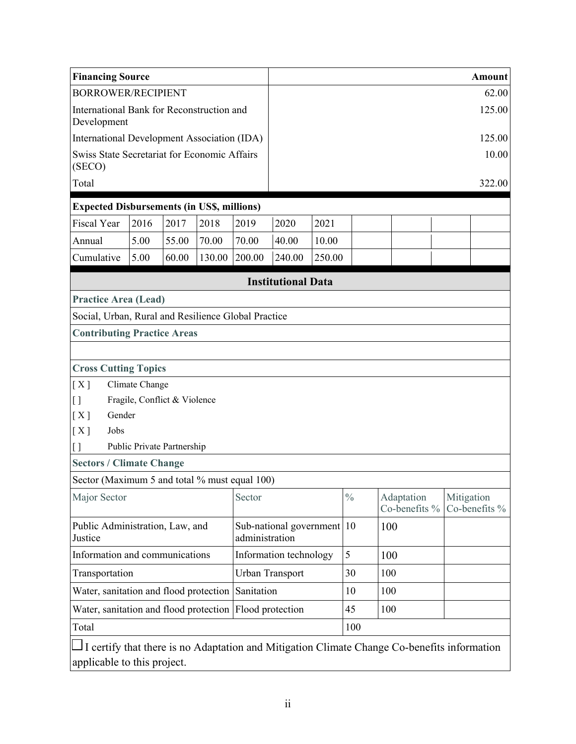| Financing Source | Amount |
|---|---|
| BORROWER/RECIPIENT | 62.00 |
| International Bank for Reconstruction and Development | 125.00 |
| International Development Association (IDA) | 125.00 |
| Swiss State Secretariat for Economic Affairs (SECO) | 10.00 |
| Total | 322.00 |

**Expected Disbursements (in US$, millions)**

| Fiscal Year | 2016 | 2017 | 2018 | 2019 | 2020 | 2021 |
|---|---|---|---|---|---|---|
| Annual | 5.00 | 55.00 | 70.00 | 70.00 | 40.00 | 10.00 |
| Cumulative | 5.00 | 60.00 | 130.00 | 200.00 | 240.00 | 250.00 |

## Institutional Data

**Practice Area (Lead)**

Social, Urban, Rural and Resilience Global Practice

**Contributing Practice Areas**

**Cross Cutting Topics**

[ X ] Climate Change

[ ] Fragile, Conflict & Violence

[ X ] Gender

[ X ] Jobs

[ ] Public Private Partnership

**Sectors / Climate Change**

Sector (Maximum 5 and total % must equal 100)

| Major Sector | Sector | % | Adaptation Co-benefits % | Mitigation Co-benefits % |
|---|---|---|---|---|
| Public Administration, Law, and Justice | Sub-national government administration | 10 | 100 | |
| Information and communications | Information technology | 5 | 100 | |
| Transportation | Urban Transport | 30 | 100 | |
| Water, sanitation and flood protection | Sanitation | 10 | 100 | |
| Water, sanitation and flood protection | Flood protection | 45 | 100 | |
| Total | | 100 | | |

☐ I certify that there is no Adaptation and Mitigation Climate Change Co-benefits information applicable to this project.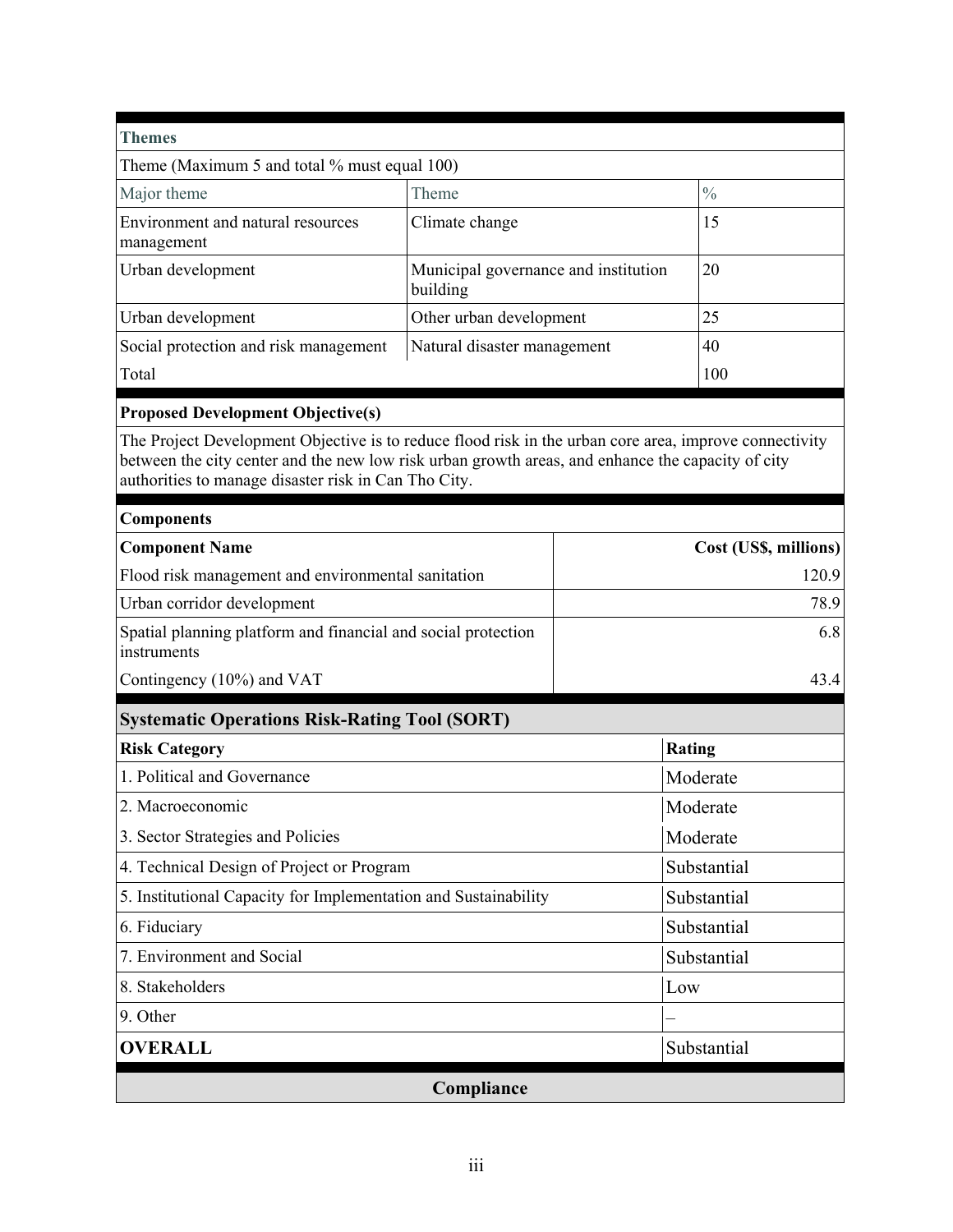**Themes**

Theme (Maximum 5 and total % must equal 100)

| Major theme | Theme | % |
|---|---|---|
| Environment and natural resources management | Climate change | 15 |
| Urban development | Municipal governance and institution building | 20 |
| Urban development | Other urban development | 25 |
| Social protection and risk management | Natural disaster management | 40 |
| Total | | 100 |

**Proposed Development Objective(s)**

The Project Development Objective is to reduce flood risk in the urban core area, improve connectivity between the city center and the new low risk urban growth areas, and enhance the capacity of city authorities to manage disaster risk in Can Tho City.

**Components**

| Component Name | Cost (US$, millions) |
|---|---:|
| Flood risk management and environmental sanitation | 120.9 |
| Urban corridor development | 78.9 |
| Spatial planning platform and financial and social protection instruments | 6.8 |
| Contingency (10%) and VAT | 43.4 |

**Systematic Operations Risk-Rating Tool (SORT)**

| Risk Category | Rating |
|---|---|
| 1. Political and Governance | Moderate |
| 2. Macroeconomic | Moderate |
| 3. Sector Strategies and Policies | Moderate |
| 4. Technical Design of Project or Program | Substantial |
| 5. Institutional Capacity for Implementation and Sustainability | Substantial |
| 6. Fiduciary | Substantial |
| 7. Environment and Social | Substantial |
| 8. Stakeholders | Low |
| 9. Other | – |
| **OVERALL** | Substantial |

**Compliance**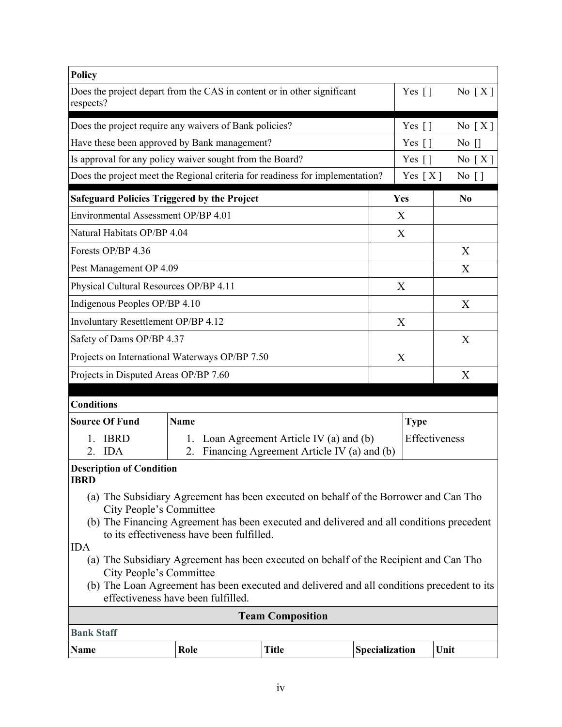| Policy | | |
|---|---|---|
| Does the project depart from the CAS in content or in other significant respects? | Yes [ ] | No [ X ] |
| Does the project require any waivers of Bank policies? | Yes [ ] | No [ X ] |
| Have these been approved by Bank management? | Yes [ ] | No [] |
| Is approval for any policy waiver sought from the Board? | Yes [ ] | No [ X ] |
| Does the project meet the Regional criteria for readiness for implementation? | Yes [ X ] | No [ ] |

| Safeguard Policies Triggered by the Project | Yes | No |
|---|---|---|
| Environmental Assessment OP/BP 4.01 | X | |
| Natural Habitats OP/BP 4.04 | X | |
| Forests OP/BP 4.36 | | X |
| Pest Management OP 4.09 | | X |
| Physical Cultural Resources OP/BP 4.11 | X | |
| Indigenous Peoples OP/BP 4.10 | | X |
| Involuntary Resettlement OP/BP 4.12 | X | |
| Safety of Dams OP/BP 4.37 | | X |
| Projects on International Waterways OP/BP 7.50 | X | |
| Projects in Disputed Areas OP/BP 7.60 | | X |

**Conditions**

| Source Of Fund | Name | Type |
|---|---|---|
| 1. IBRD<br>2. IDA | 1. Loan Agreement Article IV (a) and (b)<br>2. Financing Agreement Article IV (a) and (b) | Effectiveness |

**Description of Condition**

**IBRD**

(a) The Subsidiary Agreement has been executed on behalf of the Borrower and Can Tho City People's Committee

(b) The Financing Agreement has been executed and delivered and all conditions precedent to its effectiveness have been fulfilled.

IDA

(a) The Subsidiary Agreement has been executed on behalf of the Recipient and Can Tho City People's Committee

(b) The Loan Agreement has been executed and delivered and all conditions precedent to its effectiveness have been fulfilled.

## Team Composition

**Bank Staff**

| Name | Role | Title | Specialization | Unit |
|---|---|---|---|---|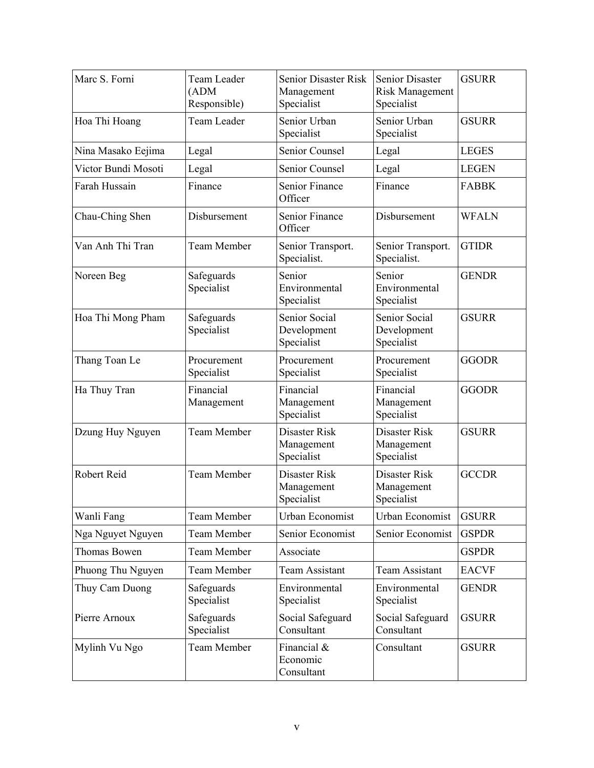| Marc S. Forni | Team Leader (ADM Responsible) | Senior Disaster Risk Management Specialist | Senior Disaster Risk Management Specialist | GSURR |
|---|---|---|---|---|
| Hoa Thi Hoang | Team Leader | Senior Urban Specialist | Senior Urban Specialist | GSURR |
| Nina Masako Eejima | Legal | Senior Counsel | Legal | LEGES |
| Victor Bundi Mosoti | Legal | Senior Counsel | Legal | LEGEN |
| Farah Hussain | Finance | Senior Finance Officer | Finance | FABBK |
| Chau-Ching Shen | Disbursement | Senior Finance Officer | Disbursement | WFALN |
| Van Anh Thi Tran | Team Member | Senior Transport. Specialist. | Senior Transport. Specialist. | GTIDR |
| Noreen Beg | Safeguards Specialist | Senior Environmental Specialist | Senior Environmental Specialist | GENDR |
| Hoa Thi Mong Pham | Safeguards Specialist | Senior Social Development Specialist | Senior Social Development Specialist | GSURR |
| Thang Toan Le | Procurement Specialist | Procurement Specialist | Procurement Specialist | GGODR |
| Ha Thuy Tran | Financial Management | Financial Management Specialist | Financial Management Specialist | GGODR |
| Dzung Huy Nguyen | Team Member | Disaster Risk Management Specialist | Disaster Risk Management Specialist | GSURR |
| Robert Reid | Team Member | Disaster Risk Management Specialist | Disaster Risk Management Specialist | GCCDR |
| Wanli Fang | Team Member | Urban Economist | Urban Economist | GSURR |
| Nga Nguyet Nguyen | Team Member | Senior Economist | Senior Economist | GSPDR |
| Thomas Bowen | Team Member | Associate | | GSPDR |
| Phuong Thu Nguyen | Team Member | Team Assistant | Team Assistant | EACVF |
| Thuy Cam Duong | Safeguards Specialist | Environmental Specialist | Environmental Specialist | GENDR |
| Pierre Arnoux | Safeguards Specialist | Social Safeguard Consultant | Social Safeguard Consultant | GSURR |
| Mylinh Vu Ngo | Team Member | Financial & Economic Consultant | Consultant | GSURR |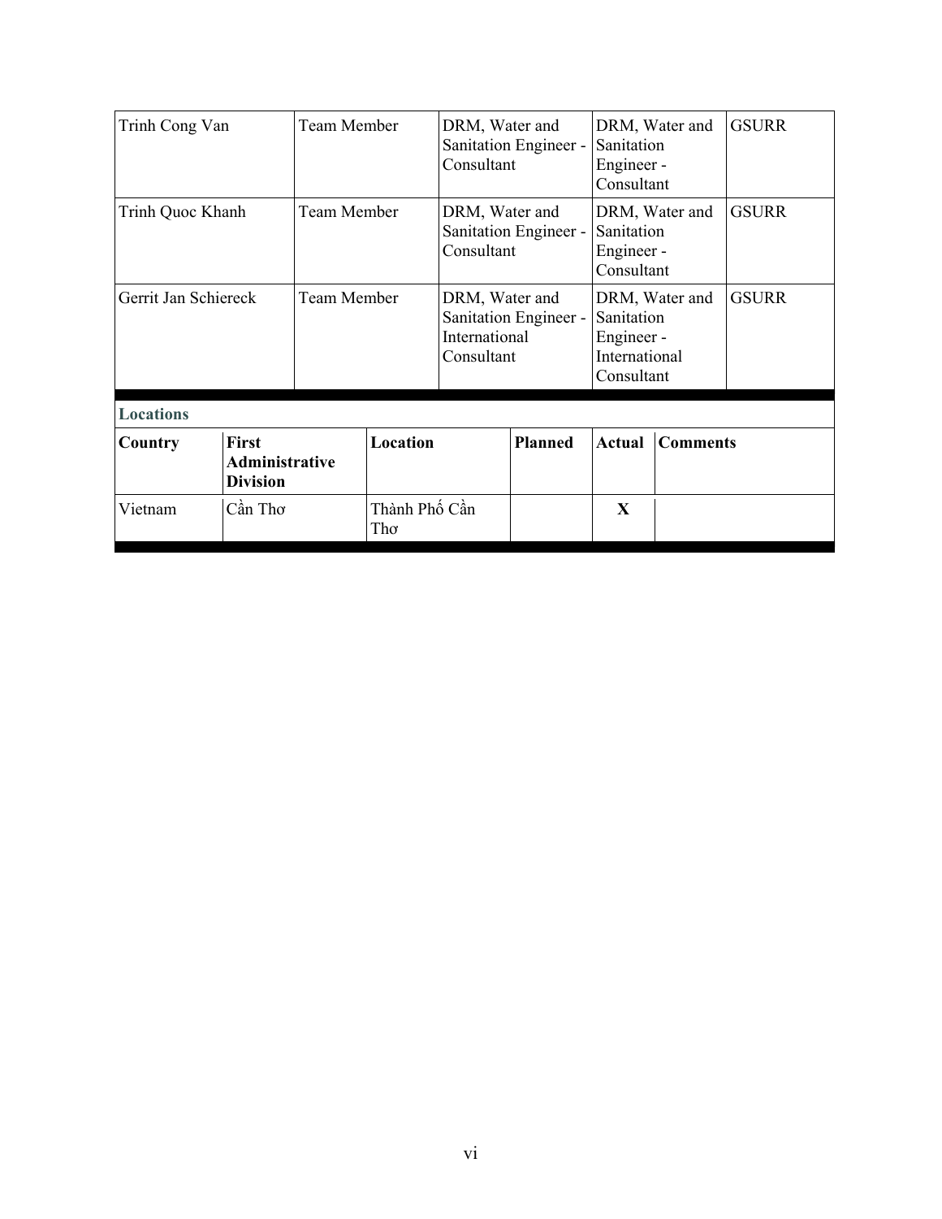| Trinh Cong Van | Team Member | DRM, Water and Sanitation Engineer - Consultant | DRM, Water and Sanitation Engineer - Consultant | GSURR |
|---|---|---|---|---|
| Trinh Quoc Khanh | Team Member | DRM, Water and Sanitation Engineer - Consultant | DRM, Water and Sanitation Engineer - Consultant | GSURR |
| Gerrit Jan Schiereck | Team Member | DRM, Water and Sanitation Engineer - International Consultant | DRM, Water and Sanitation Engineer - International Consultant | GSURR |

**Locations**

| Country | First Administrative Division | Location | Planned | Actual | Comments |
|---|---|---|---|---|---|
| Vietnam | Cần Thơ | Thành Phố Cần Thơ | | X | |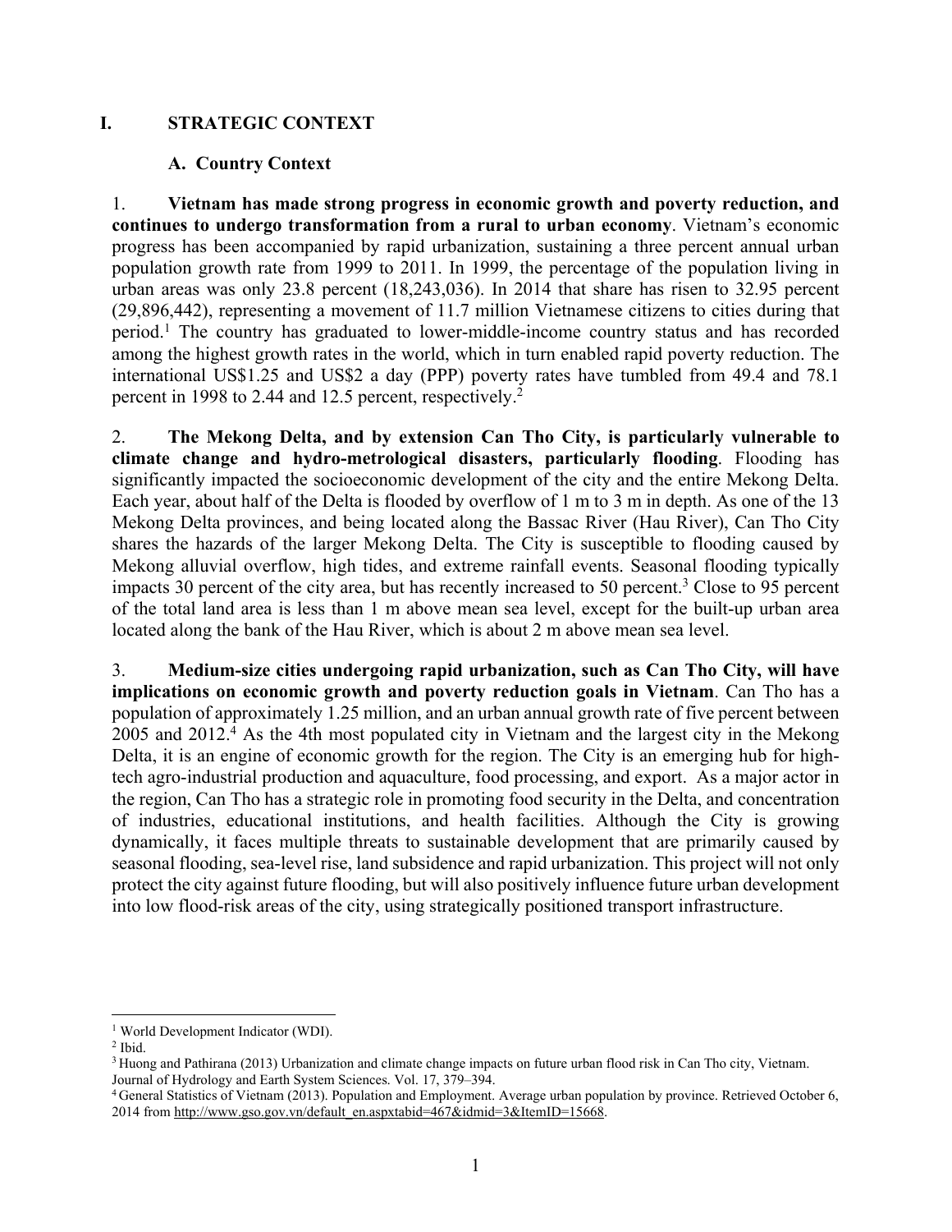# I. STRATEGIC CONTEXT

## A. Country Context

1. **Vietnam has made strong progress in economic growth and poverty reduction, and continues to undergo transformation from a rural to urban economy**. Vietnam's economic progress has been accompanied by rapid urbanization, sustaining a three percent annual urban population growth rate from 1999 to 2011. In 1999, the percentage of the population living in urban areas was only 23.8 percent (18,243,036). In 2014 that share has risen to 32.95 percent (29,896,442), representing a movement of 11.7 million Vietnamese citizens to cities during that period.[1] The country has graduated to lower-middle-income country status and has recorded among the highest growth rates in the world, which in turn enabled rapid poverty reduction. The international US$1.25 and US$2 a day (PPP) poverty rates have tumbled from 49.4 and 78.1 percent in 1998 to 2.44 and 12.5 percent, respectively.[2]

2. **The Mekong Delta, and by extension Can Tho City, is particularly vulnerable to climate change and hydro-metrological disasters, particularly flooding**. Flooding has significantly impacted the socioeconomic development of the city and the entire Mekong Delta. Each year, about half of the Delta is flooded by overflow of 1 m to 3 m in depth. As one of the 13 Mekong Delta provinces, and being located along the Bassac River (Hau River), Can Tho City shares the hazards of the larger Mekong Delta. The City is susceptible to flooding caused by Mekong alluvial overflow, high tides, and extreme rainfall events. Seasonal flooding typically impacts 30 percent of the city area, but has recently increased to 50 percent.[3] Close to 95 percent of the total land area is less than 1 m above mean sea level, except for the built-up urban area located along the bank of the Hau River, which is about 2 m above mean sea level.

3. **Medium-size cities undergoing rapid urbanization, such as Can Tho City, will have implications on economic growth and poverty reduction goals in Vietnam**. Can Tho has a population of approximately 1.25 million, and an urban annual growth rate of five percent between 2005 and 2012.[4] As the 4th most populated city in Vietnam and the largest city in the Mekong Delta, it is an engine of economic growth for the region. The City is an emerging hub for high-tech agro-industrial production and aquaculture, food processing, and export. As a major actor in the region, Can Tho has a strategic role in promoting food security in the Delta, and concentration of industries, educational institutions, and health facilities. Although the City is growing dynamically, it faces multiple threats to sustainable development that are primarily caused by seasonal flooding, sea-level rise, land subsidence and rapid urbanization. This project will not only protect the city against future flooding, but will also positively influence future urban development into low flood-risk areas of the city, using strategically positioned transport infrastructure.

---

[1] World Development Indicator (WDI).

[2] Ibid.

[3] Huong and Pathirana (2013) Urbanization and climate change impacts on future urban flood risk in Can Tho city, Vietnam. Journal of Hydrology and Earth System Sciences. Vol. 17, 379–394.

[4] General Statistics of Vietnam (2013). Population and Employment. Average urban population by province. Retrieved October 6, 2014 from http://www.gso.gov.vn/default_en.aspxtabid=467&idmid=3&ItemID=15668.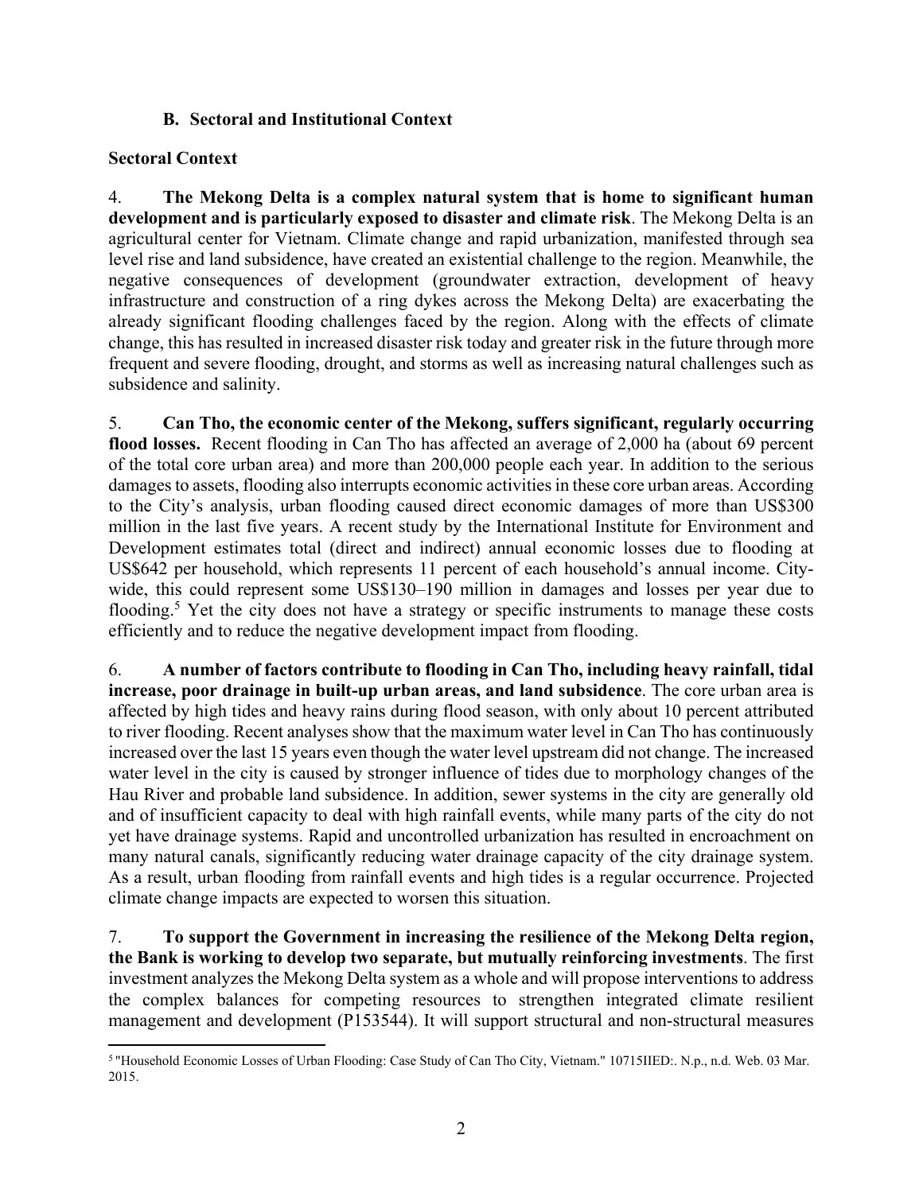### B. Sectoral and Institutional Context

**Sectoral Context**

4. **The Mekong Delta is a complex natural system that is home to significant human development and is particularly exposed to disaster and climate risk**. The Mekong Delta is an agricultural center for Vietnam. Climate change and rapid urbanization, manifested through sea level rise and land subsidence, have created an existential challenge to the region. Meanwhile, the negative consequences of development (groundwater extraction, development of heavy infrastructure and construction of a ring dykes across the Mekong Delta) are exacerbating the already significant flooding challenges faced by the region. Along with the effects of climate change, this has resulted in increased disaster risk today and greater risk in the future through more frequent and severe flooding, drought, and storms as well as increasing natural challenges such as subsidence and salinity.

5. **Can Tho, the economic center of the Mekong, suffers significant, regularly occurring flood losses.** Recent flooding in Can Tho has affected an average of 2,000 ha (about 69 percent of the total core urban area) and more than 200,000 people each year. In addition to the serious damages to assets, flooding also interrupts economic activities in these core urban areas. According to the City's analysis, urban flooding caused direct economic damages of more than US$300 million in the last five years. A recent study by the International Institute for Environment and Development estimates total (direct and indirect) annual economic losses due to flooding at US$642 per household, which represents 11 percent of each household's annual income. City-wide, this could represent some US$130–190 million in damages and losses per year due to flooding.[5] Yet the city does not have a strategy or specific instruments to manage these costs efficiently and to reduce the negative development impact from flooding.

6. **A number of factors contribute to flooding in Can Tho, including heavy rainfall, tidal increase, poor drainage in built-up urban areas, and land subsidence**. The core urban area is affected by high tides and heavy rains during flood season, with only about 10 percent attributed to river flooding. Recent analyses show that the maximum water level in Can Tho has continuously increased over the last 15 years even though the water level upstream did not change. The increased water level in the city is caused by stronger influence of tides due to morphology changes of the Hau River and probable land subsidence. In addition, sewer systems in the city are generally old and of insufficient capacity to deal with high rainfall events, while many parts of the city do not yet have drainage systems. Rapid and uncontrolled urbanization has resulted in encroachment on many natural canals, significantly reducing water drainage capacity of the city drainage system. As a result, urban flooding from rainfall events and high tides is a regular occurrence. Projected climate change impacts are expected to worsen this situation.

7. **To support the Government in increasing the resilience of the Mekong Delta region, the Bank is working to develop two separate, but mutually reinforcing investments**. The first investment analyzes the Mekong Delta system as a whole and will propose interventions to address the complex balances for competing resources to strengthen integrated climate resilient management and development (P153544). It will support structural and non-structural measures

---

[5] "Household Economic Losses of Urban Flooding: Case Study of Can Tho City, Vietnam." 10715IIED:. N.p., n.d. Web. 03 Mar. 2015.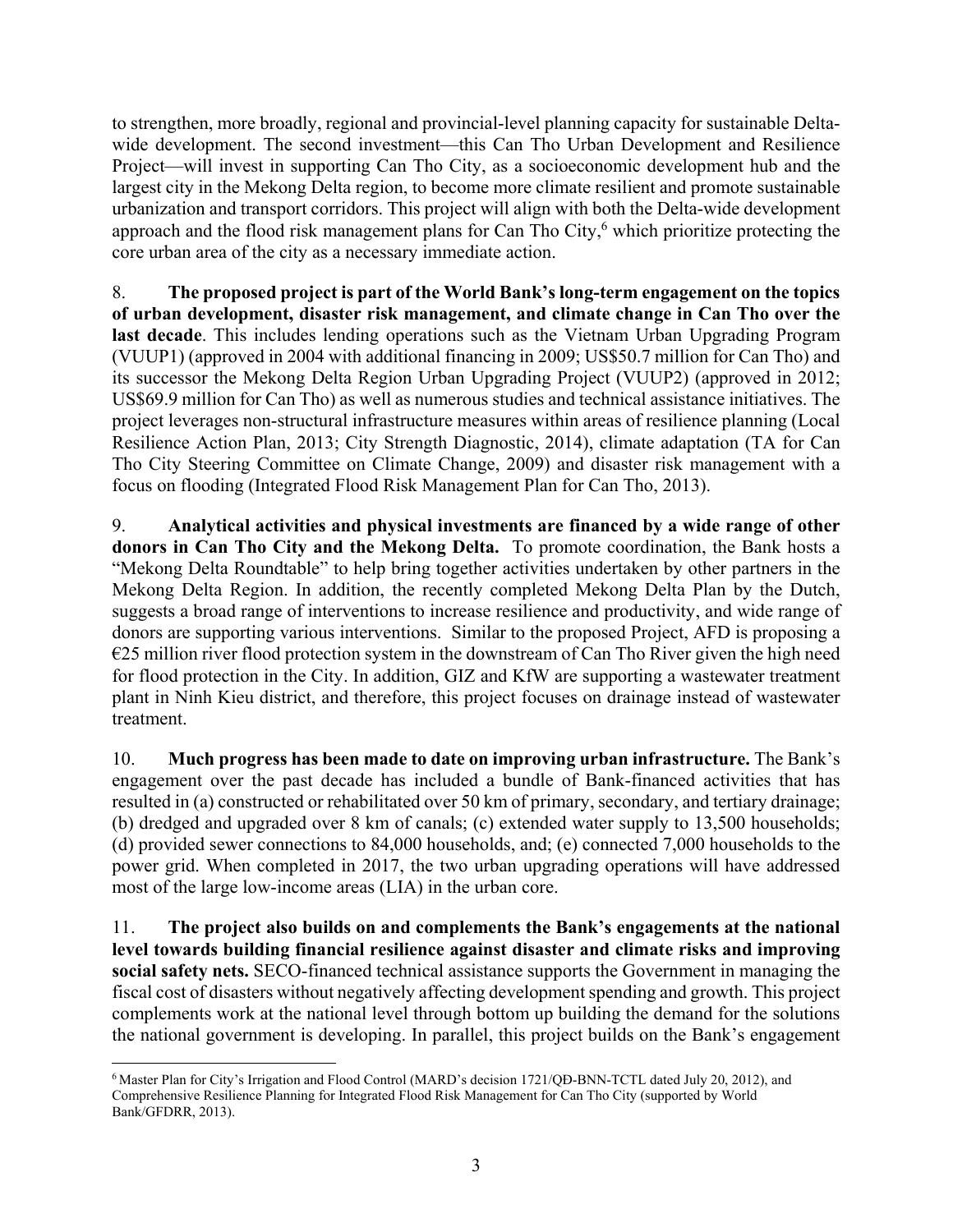to strengthen, more broadly, regional and provincial-level planning capacity for sustainable Delta-wide development. The second investment—this Can Tho Urban Development and Resilience Project—will invest in supporting Can Tho City, as a socioeconomic development hub and the largest city in the Mekong Delta region, to become more climate resilient and promote sustainable urbanization and transport corridors. This project will align with both the Delta-wide development approach and the flood risk management plans for Can Tho City,[6] which prioritize protecting the core urban area of the city as a necessary immediate action.

8. **The proposed project is part of the World Bank's long-term engagement on the topics of urban development, disaster risk management, and climate change in Can Tho over the last decade**. This includes lending operations such as the Vietnam Urban Upgrading Program (VUUP1) (approved in 2004 with additional financing in 2009; US$50.7 million for Can Tho) and its successor the Mekong Delta Region Urban Upgrading Project (VUUP2) (approved in 2012; US$69.9 million for Can Tho) as well as numerous studies and technical assistance initiatives. The project leverages non-structural infrastructure measures within areas of resilience planning (Local Resilience Action Plan, 2013; City Strength Diagnostic, 2014), climate adaptation (TA for Can Tho City Steering Committee on Climate Change, 2009) and disaster risk management with a focus on flooding (Integrated Flood Risk Management Plan for Can Tho, 2013).

9. **Analytical activities and physical investments are financed by a wide range of other donors in Can Tho City and the Mekong Delta.** To promote coordination, the Bank hosts a "Mekong Delta Roundtable" to help bring together activities undertaken by other partners in the Mekong Delta Region. In addition, the recently completed Mekong Delta Plan by the Dutch, suggests a broad range of interventions to increase resilience and productivity, and wide range of donors are supporting various interventions. Similar to the proposed Project, AFD is proposing a €25 million river flood protection system in the downstream of Can Tho River given the high need for flood protection in the City. In addition, GIZ and KfW are supporting a wastewater treatment plant in Ninh Kieu district, and therefore, this project focuses on drainage instead of wastewater treatment.

10. **Much progress has been made to date on improving urban infrastructure.** The Bank's engagement over the past decade has included a bundle of Bank-financed activities that has resulted in (a) constructed or rehabilitated over 50 km of primary, secondary, and tertiary drainage; (b) dredged and upgraded over 8 km of canals; (c) extended water supply to 13,500 households; (d) provided sewer connections to 84,000 households, and; (e) connected 7,000 households to the power grid. When completed in 2017, the two urban upgrading operations will have addressed most of the large low-income areas (LIA) in the urban core.

11. **The project also builds on and complements the Bank's engagements at the national level towards building financial resilience against disaster and climate risks and improving social safety nets.** SECO-financed technical assistance supports the Government in managing the fiscal cost of disasters without negatively affecting development spending and growth. This project complements work at the national level through bottom up building the demand for the solutions the national government is developing. In parallel, this project builds on the Bank's engagement

---

[6] Master Plan for City's Irrigation and Flood Control (MARD's decision 1721/QĐ-BNN-TCTL dated July 20, 2012), and Comprehensive Resilience Planning for Integrated Flood Risk Management for Can Tho City (supported by World Bank/GFDRR, 2013).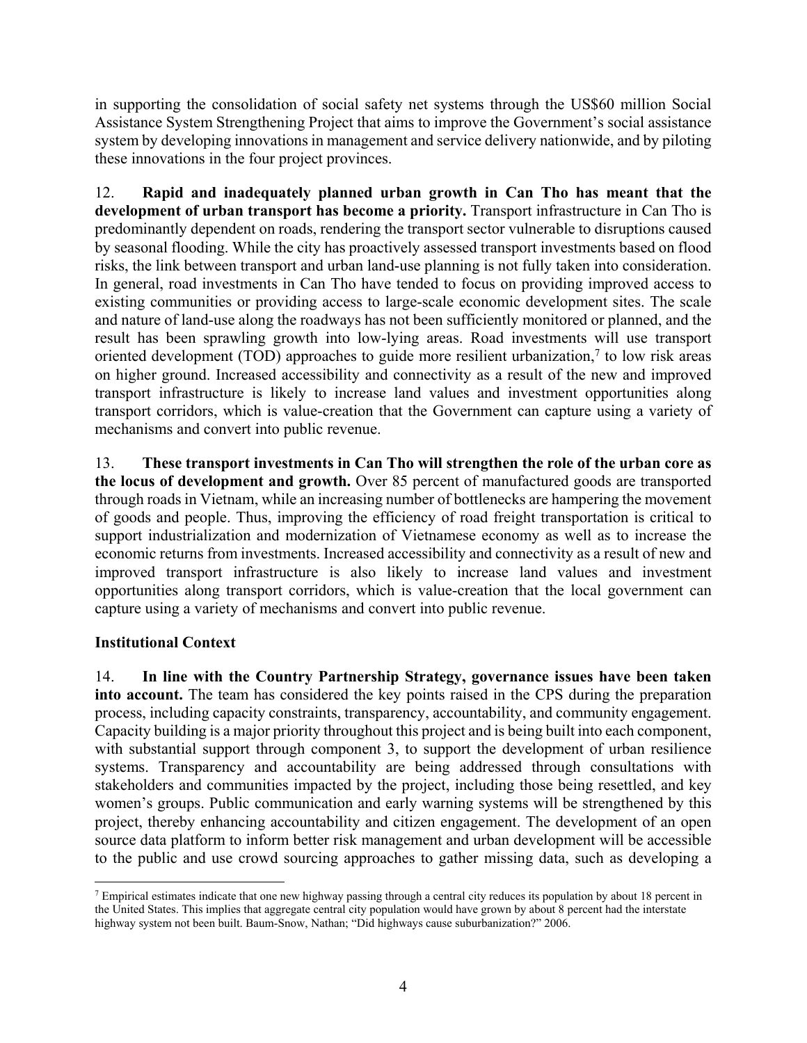in supporting the consolidation of social safety net systems through the US$60 million Social Assistance System Strengthening Project that aims to improve the Government's social assistance system by developing innovations in management and service delivery nationwide, and by piloting these innovations in the four project provinces.

12. **Rapid and inadequately planned urban growth in Can Tho has meant that the development of urban transport has become a priority.** Transport infrastructure in Can Tho is predominantly dependent on roads, rendering the transport sector vulnerable to disruptions caused by seasonal flooding. While the city has proactively assessed transport investments based on flood risks, the link between transport and urban land-use planning is not fully taken into consideration. In general, road investments in Can Tho have tended to focus on providing improved access to existing communities or providing access to large-scale economic development sites. The scale and nature of land-use along the roadways has not been sufficiently monitored or planned, and the result has been sprawling growth into low-lying areas. Road investments will use transport oriented development (TOD) approaches to guide more resilient urbanization,[7] to low risk areas on higher ground. Increased accessibility and connectivity as a result of the new and improved transport infrastructure is likely to increase land values and investment opportunities along transport corridors, which is value-creation that the Government can capture using a variety of mechanisms and convert into public revenue.

13. **These transport investments in Can Tho will strengthen the role of the urban core as the locus of development and growth.** Over 85 percent of manufactured goods are transported through roads in Vietnam, while an increasing number of bottlenecks are hampering the movement of goods and people. Thus, improving the efficiency of road freight transportation is critical to support industrialization and modernization of Vietnamese economy as well as to increase the economic returns from investments. Increased accessibility and connectivity as a result of new and improved transport infrastructure is also likely to increase land values and investment opportunities along transport corridors, which is value-creation that the local government can capture using a variety of mechanisms and convert into public revenue.

### Institutional Context

14. **In line with the Country Partnership Strategy, governance issues have been taken into account.** The team has considered the key points raised in the CPS during the preparation process, including capacity constraints, transparency, accountability, and community engagement. Capacity building is a major priority throughout this project and is being built into each component, with substantial support through component 3, to support the development of urban resilience systems. Transparency and accountability are being addressed through consultations with stakeholders and communities impacted by the project, including those being resettled, and key women's groups. Public communication and early warning systems will be strengthened by this project, thereby enhancing accountability and citizen engagement. The development of an open source data platform to inform better risk management and urban development will be accessible to the public and use crowd sourcing approaches to gather missing data, such as developing a

[7] Empirical estimates indicate that one new highway passing through a central city reduces its population by about 18 percent in the United States. This implies that aggregate central city population would have grown by about 8 percent had the interstate highway system not been built. Baum-Snow, Nathan; "Did highways cause suburbanization?" 2006.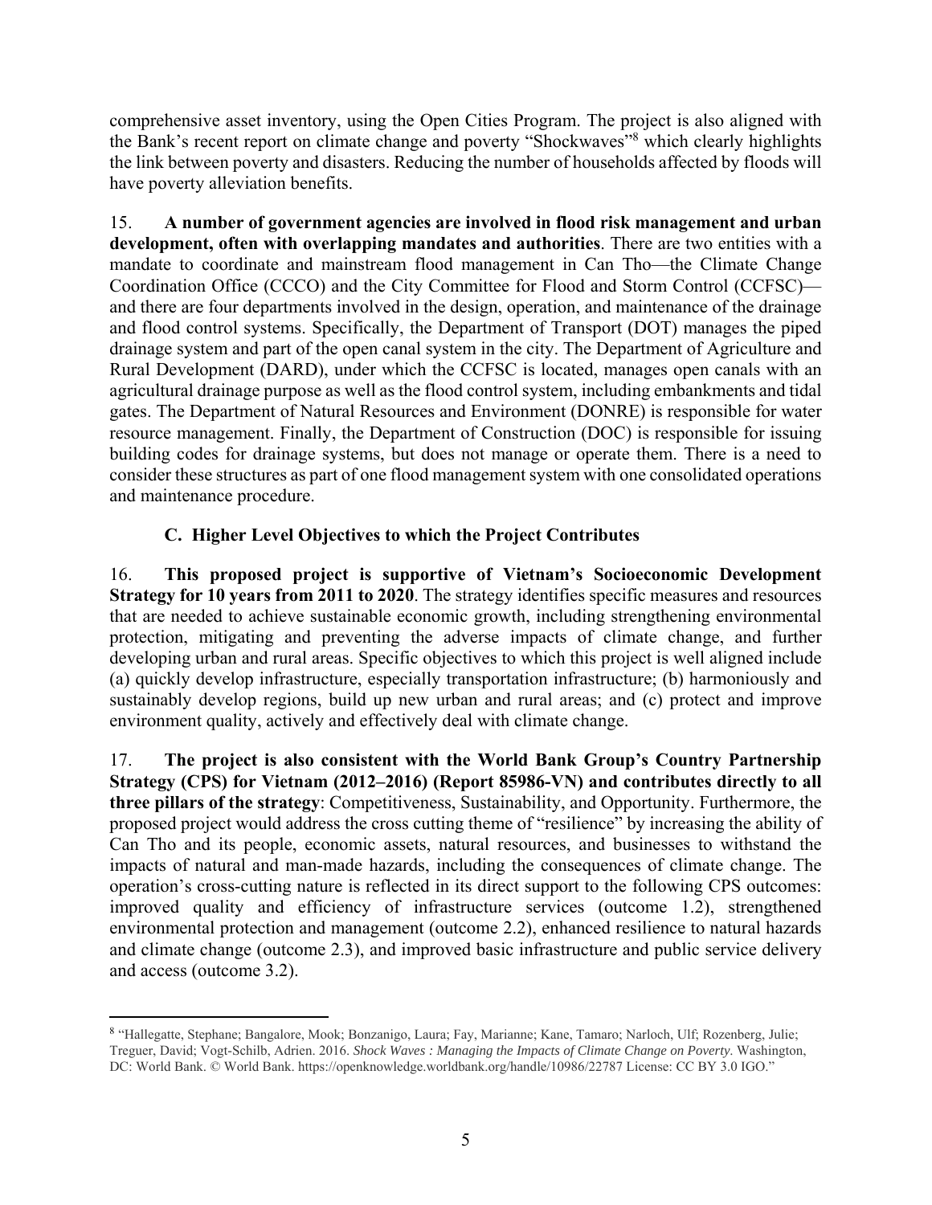comprehensive asset inventory, using the Open Cities Program. The project is also aligned with the Bank's recent report on climate change and poverty "Shockwaves"[8] which clearly highlights the link between poverty and disasters. Reducing the number of households affected by floods will have poverty alleviation benefits.

15. **A number of government agencies are involved in flood risk management and urban development, often with overlapping mandates and authorities**. There are two entities with a mandate to coordinate and mainstream flood management in Can Tho—the Climate Change Coordination Office (CCCO) and the City Committee for Flood and Storm Control (CCFSC)—and there are four departments involved in the design, operation, and maintenance of the drainage and flood control systems. Specifically, the Department of Transport (DOT) manages the piped drainage system and part of the open canal system in the city. The Department of Agriculture and Rural Development (DARD), under which the CCFSC is located, manages open canals with an agricultural drainage purpose as well as the flood control system, including embankments and tidal gates. The Department of Natural Resources and Environment (DONRE) is responsible for water resource management. Finally, the Department of Construction (DOC) is responsible for issuing building codes for drainage systems, but does not manage or operate them. There is a need to consider these structures as part of one flood management system with one consolidated operations and maintenance procedure.

### C. Higher Level Objectives to which the Project Contributes

16. **This proposed project is supportive of Vietnam's Socioeconomic Development Strategy for 10 years from 2011 to 2020**. The strategy identifies specific measures and resources that are needed to achieve sustainable economic growth, including strengthening environmental protection, mitigating and preventing the adverse impacts of climate change, and further developing urban and rural areas. Specific objectives to which this project is well aligned include (a) quickly develop infrastructure, especially transportation infrastructure; (b) harmoniously and sustainably develop regions, build up new urban and rural areas; and (c) protect and improve environment quality, actively and effectively deal with climate change.

17. **The project is also consistent with the World Bank Group's Country Partnership Strategy (CPS) for Vietnam (2012–2016) (Report 85986-VN) and contributes directly to all three pillars of the strategy**: Competitiveness, Sustainability, and Opportunity. Furthermore, the proposed project would address the cross cutting theme of "resilience" by increasing the ability of Can Tho and its people, economic assets, natural resources, and businesses to withstand the impacts of natural and man-made hazards, including the consequences of climate change. The operation's cross-cutting nature is reflected in its direct support to the following CPS outcomes: improved quality and efficiency of infrastructure services (outcome 1.2), strengthened environmental protection and management (outcome 2.2), enhanced resilience to natural hazards and climate change (outcome 2.3), and improved basic infrastructure and public service delivery and access (outcome 3.2).

---

[8] "Hallegatte, Stephane; Bangalore, Mook; Bonzanigo, Laura; Fay, Marianne; Kane, Tamaro; Narloch, Ulf; Rozenberg, Julie; Treguer, David; Vogt-Schilb, Adrien. 2016. *Shock Waves : Managing the Impacts of Climate Change on Poverty*. Washington, DC: World Bank. © World Bank. https://openknowledge.worldbank.org/handle/10986/22787 License: CC BY 3.0 IGO."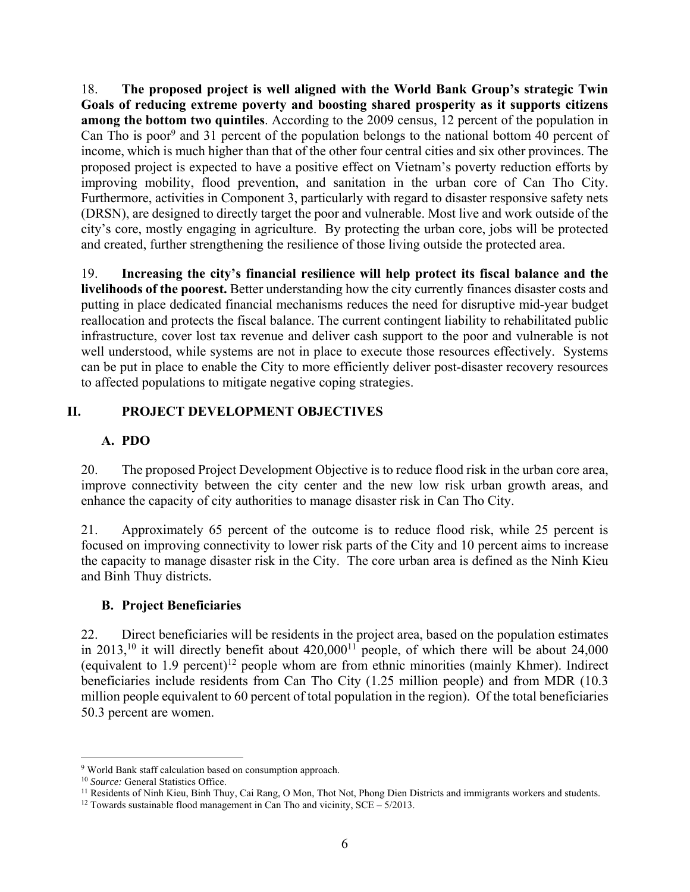18. **The proposed project is well aligned with the World Bank Group's strategic Twin Goals of reducing extreme poverty and boosting shared prosperity as it supports citizens among the bottom two quintiles**. According to the 2009 census, 12 percent of the population in Can Tho is poor[9] and 31 percent of the population belongs to the national bottom 40 percent of income, which is much higher than that of the other four central cities and six other provinces. The proposed project is expected to have a positive effect on Vietnam's poverty reduction efforts by improving mobility, flood prevention, and sanitation in the urban core of Can Tho City. Furthermore, activities in Component 3, particularly with regard to disaster responsive safety nets (DRSN), are designed to directly target the poor and vulnerable. Most live and work outside of the city's core, mostly engaging in agriculture. By protecting the urban core, jobs will be protected and created, further strengthening the resilience of those living outside the protected area.

19. **Increasing the city's financial resilience will help protect its fiscal balance and the livelihoods of the poorest.** Better understanding how the city currently finances disaster costs and putting in place dedicated financial mechanisms reduces the need for disruptive mid-year budget reallocation and protects the fiscal balance. The current contingent liability to rehabilitated public infrastructure, cover lost tax revenue and deliver cash support to the poor and vulnerable is not well understood, while systems are not in place to execute those resources effectively. Systems can be put in place to enable the City to more efficiently deliver post-disaster recovery resources to affected populations to mitigate negative coping strategies.

# II. PROJECT DEVELOPMENT OBJECTIVES

## A. PDO

20. The proposed Project Development Objective is to reduce flood risk in the urban core area, improve connectivity between the city center and the new low risk urban growth areas, and enhance the capacity of city authorities to manage disaster risk in Can Tho City.

21. Approximately 65 percent of the outcome is to reduce flood risk, while 25 percent is focused on improving connectivity to lower risk parts of the City and 10 percent aims to increase the capacity to manage disaster risk in the City. The core urban area is defined as the Ninh Kieu and Binh Thuy districts.

## B. Project Beneficiaries

22. Direct beneficiaries will be residents in the project area, based on the population estimates in 2013,[10] it will directly benefit about 420,000[11] people, of which there will be about 24,000 (equivalent to 1.9 percent)[12] people whom are from ethnic minorities (mainly Khmer). Indirect beneficiaries include residents from Can Tho City (1.25 million people) and from MDR (10.3 million people equivalent to 60 percent of total population in the region). Of the total beneficiaries 50.3 percent are women.

---

[9] World Bank staff calculation based on consumption approach.

[10] *Source:* General Statistics Office.

[11] Residents of Ninh Kieu, Binh Thuy, Cai Rang, O Mon, Thot Not, Phong Dien Districts and immigrants workers and students.

[12] Towards sustainable flood management in Can Tho and vicinity, SCE – 5/2013.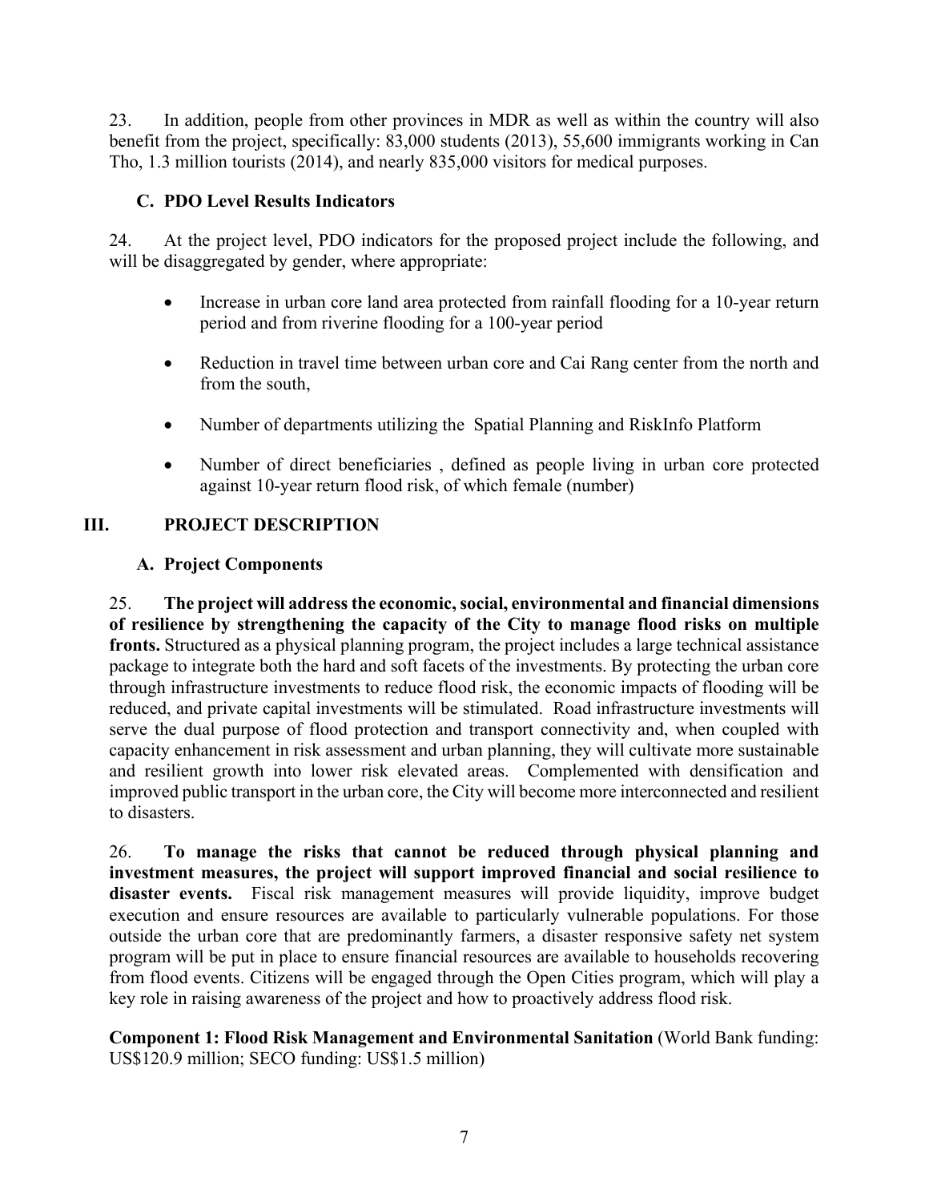23. In addition, people from other provinces in MDR as well as within the country will also benefit from the project, specifically: 83,000 students (2013), 55,600 immigrants working in Can Tho, 1.3 million tourists (2014), and nearly 835,000 visitors for medical purposes.

### C. PDO Level Results Indicators

24. At the project level, PDO indicators for the proposed project include the following, and will be disaggregated by gender, where appropriate:

- Increase in urban core land area protected from rainfall flooding for a 10-year return period and from riverine flooding for a 100-year period
- Reduction in travel time between urban core and Cai Rang center from the north and from the south,
- Number of departments utilizing the Spatial Planning and RiskInfo Platform
- Number of direct beneficiaries , defined as people living in urban core protected against 10-year return flood risk, of which female (number)

## III. PROJECT DESCRIPTION

### A. Project Components

25. **The project will address the economic, social, environmental and financial dimensions of resilience by strengthening the capacity of the City to manage flood risks on multiple fronts.** Structured as a physical planning program, the project includes a large technical assistance package to integrate both the hard and soft facets of the investments. By protecting the urban core through infrastructure investments to reduce flood risk, the economic impacts of flooding will be reduced, and private capital investments will be stimulated. Road infrastructure investments will serve the dual purpose of flood protection and transport connectivity and, when coupled with capacity enhancement in risk assessment and urban planning, they will cultivate more sustainable and resilient growth into lower risk elevated areas. Complemented with densification and improved public transport in the urban core, the City will become more interconnected and resilient to disasters.

26. **To manage the risks that cannot be reduced through physical planning and investment measures, the project will support improved financial and social resilience to disaster events.** Fiscal risk management measures will provide liquidity, improve budget execution and ensure resources are available to particularly vulnerable populations. For those outside the urban core that are predominantly farmers, a disaster responsive safety net system program will be put in place to ensure financial resources are available to households recovering from flood events. Citizens will be engaged through the Open Cities program, which will play a key role in raising awareness of the project and how to proactively address flood risk.

**Component 1: Flood Risk Management and Environmental Sanitation** (World Bank funding: US$120.9 million; SECO funding: US$1.5 million)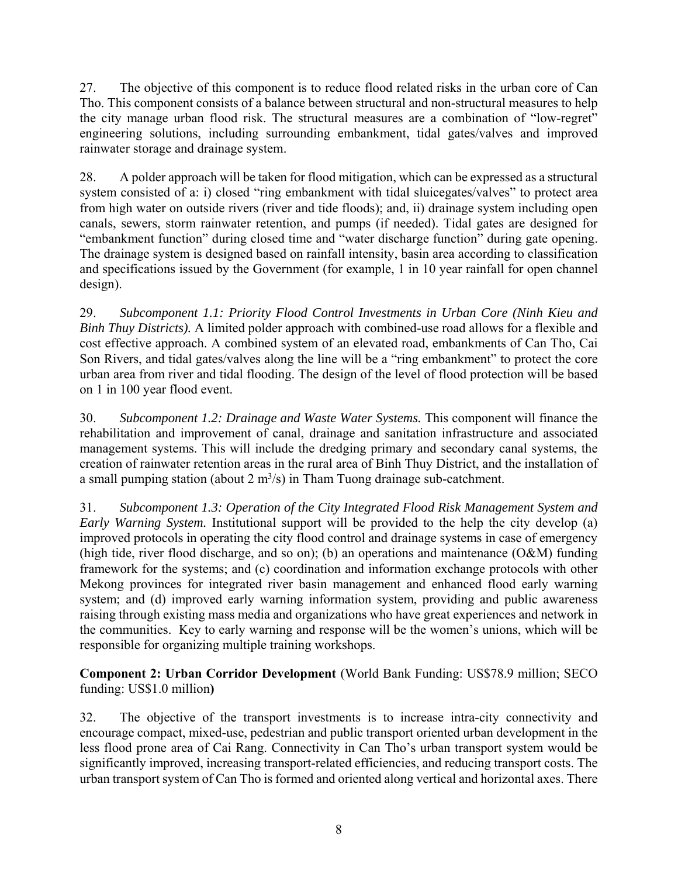27. The objective of this component is to reduce flood related risks in the urban core of Can Tho. This component consists of a balance between structural and non-structural measures to help the city manage urban flood risk. The structural measures are a combination of "low-regret" engineering solutions, including surrounding embankment, tidal gates/valves and improved rainwater storage and drainage system.

28. A polder approach will be taken for flood mitigation, which can be expressed as a structural system consisted of a: i) closed "ring embankment with tidal sluicegates/valves" to protect area from high water on outside rivers (river and tide floods); and, ii) drainage system including open canals, sewers, storm rainwater retention, and pumps (if needed). Tidal gates are designed for "embankment function" during closed time and "water discharge function" during gate opening. The drainage system is designed based on rainfall intensity, basin area according to classification and specifications issued by the Government (for example, 1 in 10 year rainfall for open channel design).

29. *Subcomponent 1.1: Priority Flood Control Investments in Urban Core (Ninh Kieu and Binh Thuy Districts).* A limited polder approach with combined-use road allows for a flexible and cost effective approach. A combined system of an elevated road, embankments of Can Tho, Cai Son Rivers, and tidal gates/valves along the line will be a "ring embankment" to protect the core urban area from river and tidal flooding. The design of the level of flood protection will be based on 1 in 100 year flood event.

30. *Subcomponent 1.2: Drainage and Waste Water Systems.* This component will finance the rehabilitation and improvement of canal, drainage and sanitation infrastructure and associated management systems. This will include the dredging primary and secondary canal systems, the creation of rainwater retention areas in the rural area of Binh Thuy District, and the installation of a small pumping station (about 2 $m^3/s$) in Tham Tuong drainage sub-catchment.

31. *Subcomponent 1.3: Operation of the City Integrated Flood Risk Management System and Early Warning System.* Institutional support will be provided to the help the city develop (a) improved protocols in operating the city flood control and drainage systems in case of emergency (high tide, river flood discharge, and so on); (b) an operations and maintenance (O&M) funding framework for the systems; and (c) coordination and information exchange protocols with other Mekong provinces for integrated river basin management and enhanced flood early warning system; and (d) improved early warning information system, providing and public awareness raising through existing mass media and organizations who have great experiences and network in the communities. Key to early warning and response will be the women's unions, which will be responsible for organizing multiple training workshops.

**Component 2: Urban Corridor Development** (World Bank Funding: US$78.9 million; SECO funding: US$1.0 million**)**

32. The objective of the transport investments is to increase intra-city connectivity and encourage compact, mixed-use, pedestrian and public transport oriented urban development in the less flood prone area of Cai Rang. Connectivity in Can Tho's urban transport system would be significantly improved, increasing transport-related efficiencies, and reducing transport costs. The urban transport system of Can Tho is formed and oriented along vertical and horizontal axes. There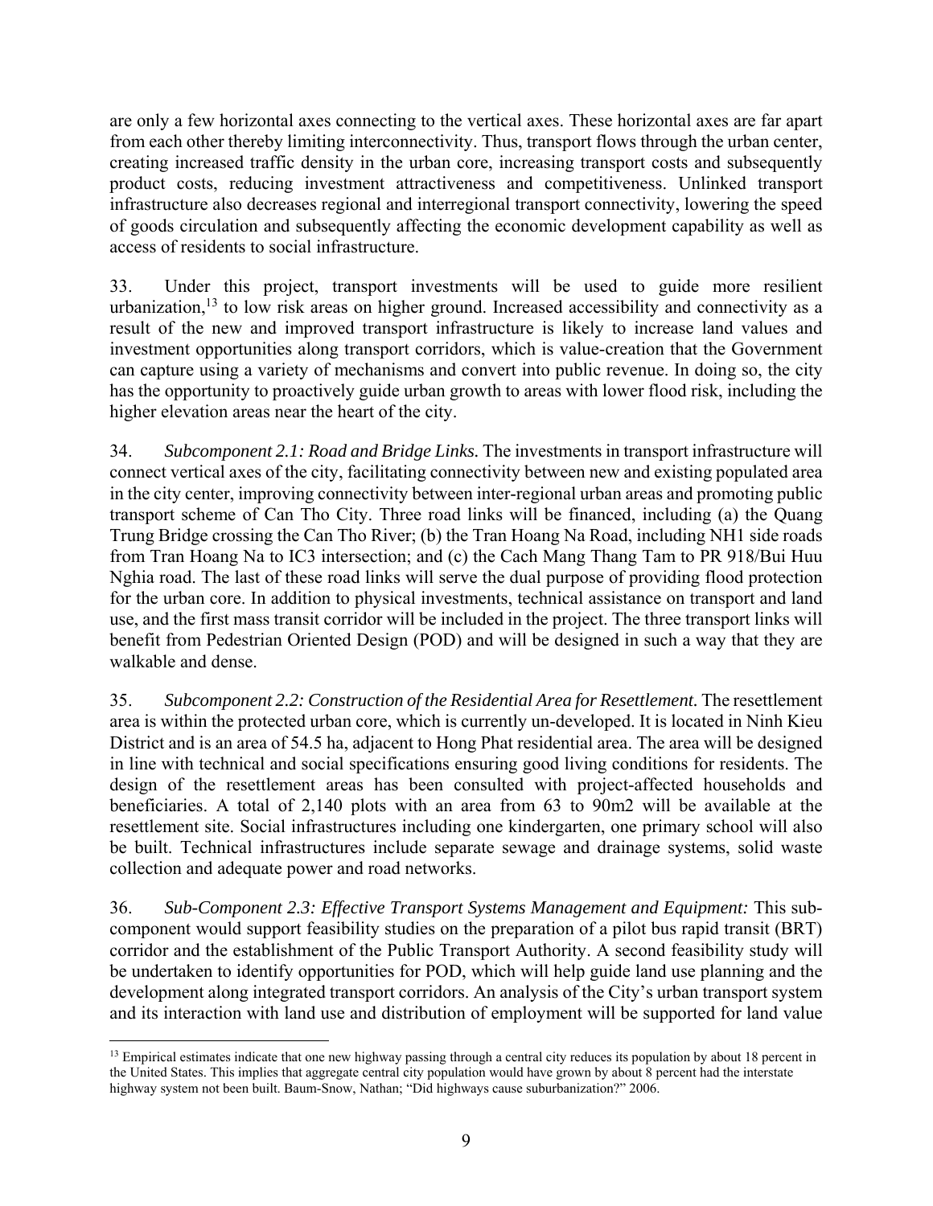are only a few horizontal axes connecting to the vertical axes. These horizontal axes are far apart from each other thereby limiting interconnectivity. Thus, transport flows through the urban center, creating increased traffic density in the urban core, increasing transport costs and subsequently product costs, reducing investment attractiveness and competitiveness. Unlinked transport infrastructure also decreases regional and interregional transport connectivity, lowering the speed of goods circulation and subsequently affecting the economic development capability as well as access of residents to social infrastructure.

33. Under this project, transport investments will be used to guide more resilient urbanization,[13] to low risk areas on higher ground. Increased accessibility and connectivity as a result of the new and improved transport infrastructure is likely to increase land values and investment opportunities along transport corridors, which is value-creation that the Government can capture using a variety of mechanisms and convert into public revenue. In doing so, the city has the opportunity to proactively guide urban growth to areas with lower flood risk, including the higher elevation areas near the heart of the city.

34. *Subcomponent 2.1: Road and Bridge Links.* The investments in transport infrastructure will connect vertical axes of the city, facilitating connectivity between new and existing populated area in the city center, improving connectivity between inter-regional urban areas and promoting public transport scheme of Can Tho City. Three road links will be financed, including (a) the Quang Trung Bridge crossing the Can Tho River; (b) the Tran Hoang Na Road, including NH1 side roads from Tran Hoang Na to IC3 intersection; and (c) the Cach Mang Thang Tam to PR 918/Bui Huu Nghia road. The last of these road links will serve the dual purpose of providing flood protection for the urban core. In addition to physical investments, technical assistance on transport and land use, and the first mass transit corridor will be included in the project. The three transport links will benefit from Pedestrian Oriented Design (POD) and will be designed in such a way that they are walkable and dense.

35. *Subcomponent 2.2: Construction of the Residential Area for Resettlement.* The resettlement area is within the protected urban core, which is currently un-developed. It is located in Ninh Kieu District and is an area of 54.5 ha, adjacent to Hong Phat residential area. The area will be designed in line with technical and social specifications ensuring good living conditions for residents. The design of the resettlement areas has been consulted with project-affected households and beneficiaries. A total of 2,140 plots with an area from 63 to 90m2 will be available at the resettlement site. Social infrastructures including one kindergarten, one primary school will also be built. Technical infrastructures include separate sewage and drainage systems, solid waste collection and adequate power and road networks.

36. *Sub-Component 2.3: Effective Transport Systems Management and Equipment:* This sub-component would support feasibility studies on the preparation of a pilot bus rapid transit (BRT) corridor and the establishment of the Public Transport Authority. A second feasibility study will be undertaken to identify opportunities for POD, which will help guide land use planning and the development along integrated transport corridors. An analysis of the City's urban transport system and its interaction with land use and distribution of employment will be supported for land value

---

[13] Empirical estimates indicate that one new highway passing through a central city reduces its population by about 18 percent in the United States. This implies that aggregate central city population would have grown by about 8 percent had the interstate highway system not been built. Baum-Snow, Nathan; "Did highways cause suburbanization?" 2006.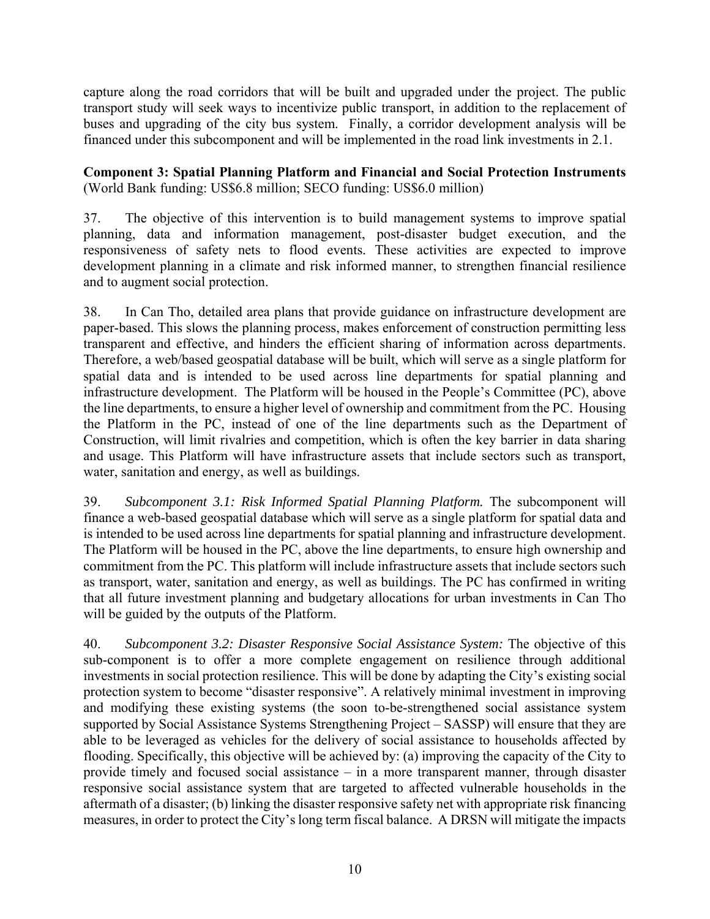capture along the road corridors that will be built and upgraded under the project. The public transport study will seek ways to incentivize public transport, in addition to the replacement of buses and upgrading of the city bus system. Finally, a corridor development analysis will be financed under this subcomponent and will be implemented in the road link investments in 2.1.

**Component 3: Spatial Planning Platform and Financial and Social Protection Instruments** (World Bank funding: US$6.8 million; SECO funding: US$6.0 million)

37. The objective of this intervention is to build management systems to improve spatial planning, data and information management, post-disaster budget execution, and the responsiveness of safety nets to flood events. These activities are expected to improve development planning in a climate and risk informed manner, to strengthen financial resilience and to augment social protection.

38. In Can Tho, detailed area plans that provide guidance on infrastructure development are paper-based. This slows the planning process, makes enforcement of construction permitting less transparent and effective, and hinders the efficient sharing of information across departments. Therefore, a web/based geospatial database will be built, which will serve as a single platform for spatial data and is intended to be used across line departments for spatial planning and infrastructure development. The Platform will be housed in the People's Committee (PC), above the line departments, to ensure a higher level of ownership and commitment from the PC. Housing the Platform in the PC, instead of one of the line departments such as the Department of Construction, will limit rivalries and competition, which is often the key barrier in data sharing and usage. This Platform will have infrastructure assets that include sectors such as transport, water, sanitation and energy, as well as buildings.

39. *Subcomponent 3.1: Risk Informed Spatial Planning Platform.* The subcomponent will finance a web-based geospatial database which will serve as a single platform for spatial data and is intended to be used across line departments for spatial planning and infrastructure development. The Platform will be housed in the PC, above the line departments, to ensure high ownership and commitment from the PC. This platform will include infrastructure assets that include sectors such as transport, water, sanitation and energy, as well as buildings. The PC has confirmed in writing that all future investment planning and budgetary allocations for urban investments in Can Tho will be guided by the outputs of the Platform.

40. *Subcomponent 3.2: Disaster Responsive Social Assistance System:* The objective of this sub-component is to offer a more complete engagement on resilience through additional investments in social protection resilience. This will be done by adapting the City's existing social protection system to become "disaster responsive". A relatively minimal investment in improving and modifying these existing systems (the soon to-be-strengthened social assistance system supported by Social Assistance Systems Strengthening Project – SASSP) will ensure that they are able to be leveraged as vehicles for the delivery of social assistance to households affected by flooding. Specifically, this objective will be achieved by: (a) improving the capacity of the City to provide timely and focused social assistance – in a more transparent manner, through disaster responsive social assistance system that are targeted to affected vulnerable households in the aftermath of a disaster; (b) linking the disaster responsive safety net with appropriate risk financing measures, in order to protect the City's long term fiscal balance. A DRSN will mitigate the impacts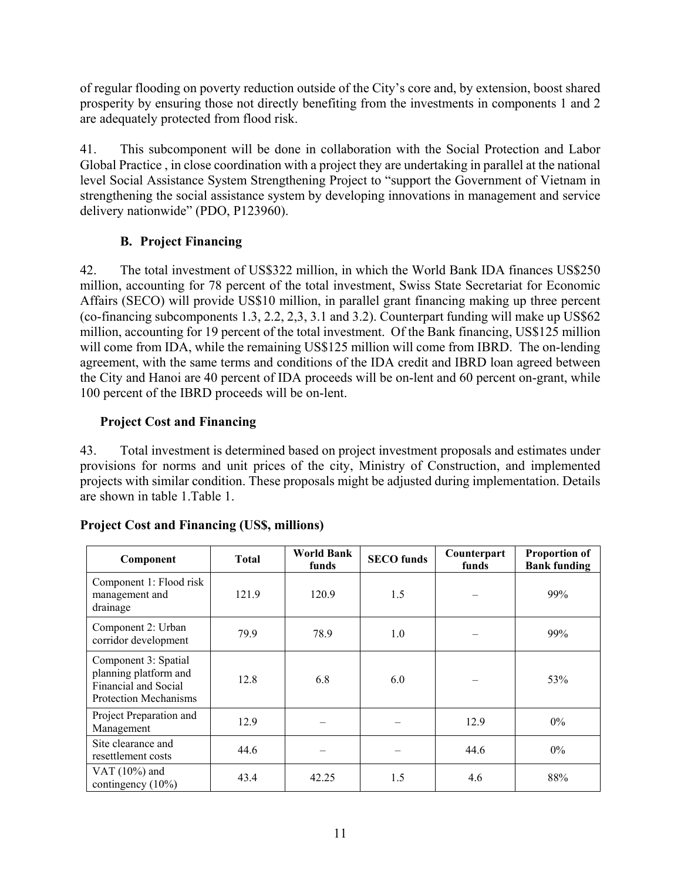of regular flooding on poverty reduction outside of the City's core and, by extension, boost shared prosperity by ensuring those not directly benefiting from the investments in components 1 and 2 are adequately protected from flood risk.

41. This subcomponent will be done in collaboration with the Social Protection and Labor Global Practice , in close coordination with a project they are undertaking in parallel at the national level Social Assistance System Strengthening Project to "support the Government of Vietnam in strengthening the social assistance system by developing innovations in management and service delivery nationwide" (PDO, P123960).

### B. Project Financing

42. The total investment of US$322 million, in which the World Bank IDA finances US$250 million, accounting for 78 percent of the total investment, Swiss State Secretariat for Economic Affairs (SECO) will provide US$10 million, in parallel grant financing making up three percent (co-financing subcomponents 1.3, 2.2, 2,3, 3.1 and 3.2). Counterpart funding will make up US$62 million, accounting for 19 percent of the total investment. Of the Bank financing, US$125 million will come from IDA, while the remaining US$125 million will come from IBRD. The on-lending agreement, with the same terms and conditions of the IDA credit and IBRD loan agreed between the City and Hanoi are 40 percent of IDA proceeds will be on-lent and 60 percent on-grant, while 100 percent of the IBRD proceeds will be on-lent.

### Project Cost and Financing

43. Total investment is determined based on project investment proposals and estimates under provisions for norms and unit prices of the city, Ministry of Construction, and implemented projects with similar condition. These proposals might be adjusted during implementation. Details are shown in table 1.Table 1.

**Project Cost and Financing (US$, millions)**

| Component | Total | World Bank funds | SECO funds | Counterpart funds | Proportion of Bank funding |
|---|---|---|---|---|---|
| Component 1: Flood risk management and drainage | 121.9 | 120.9 | 1.5 | – | 99% |
| Component 2: Urban corridor development | 79.9 | 78.9 | 1.0 | – | 99% |
| Component 3: Spatial planning platform and Financial and Social Protection Mechanisms | 12.8 | 6.8 | 6.0 | – | 53% |
| Project Preparation and Management | 12.9 | – | – | 12.9 | 0% |
| Site clearance and resettlement costs | 44.6 | – | – | 44.6 | 0% |
| VAT (10%) and contingency (10%) | 43.4 | 42.25 | 1.5 | 4.6 | 88% |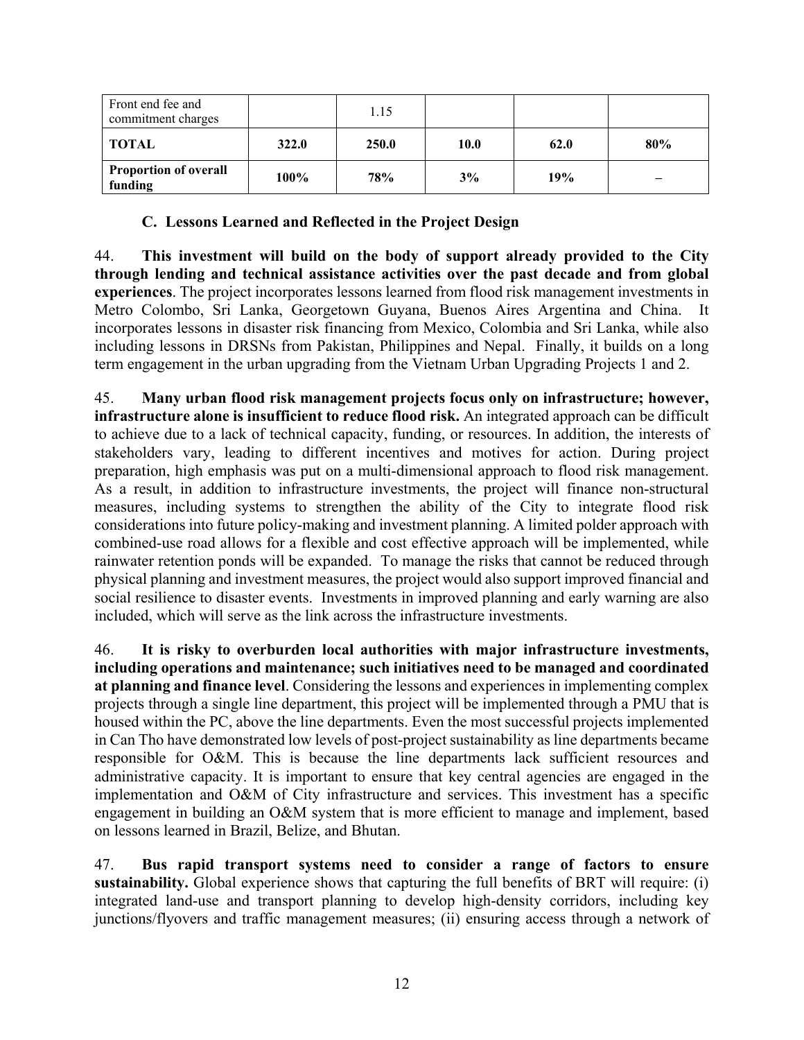| Front end fee and commitment charges | | 1.15 | | | |
|---|---|---|---|---|---|
| **TOTAL** | **322.0** | **250.0** | **10.0** | **62.0** | **80%** |
| **Proportion of overall funding** | **100%** | **78%** | **3%** | **19%** | **–** |

### C. Lessons Learned and Reflected in the Project Design

44. **This investment will build on the body of support already provided to the City through lending and technical assistance activities over the past decade and from global experiences**. The project incorporates lessons learned from flood risk management investments in Metro Colombo, Sri Lanka, Georgetown Guyana, Buenos Aires Argentina and China. It incorporates lessons in disaster risk financing from Mexico, Colombia and Sri Lanka, while also including lessons in DRSNs from Pakistan, Philippines and Nepal. Finally, it builds on a long term engagement in the urban upgrading from the Vietnam Urban Upgrading Projects 1 and 2.

45. **Many urban flood risk management projects focus only on infrastructure; however, infrastructure alone is insufficient to reduce flood risk.** An integrated approach can be difficult to achieve due to a lack of technical capacity, funding, or resources. In addition, the interests of stakeholders vary, leading to different incentives and motives for action. During project preparation, high emphasis was put on a multi-dimensional approach to flood risk management. As a result, in addition to infrastructure investments, the project will finance non-structural measures, including systems to strengthen the ability of the City to integrate flood risk considerations into future policy-making and investment planning. A limited polder approach with combined-use road allows for a flexible and cost effective approach will be implemented, while rainwater retention ponds will be expanded. To manage the risks that cannot be reduced through physical planning and investment measures, the project would also support improved financial and social resilience to disaster events. Investments in improved planning and early warning are also included, which will serve as the link across the infrastructure investments.

46. **It is risky to overburden local authorities with major infrastructure investments, including operations and maintenance; such initiatives need to be managed and coordinated at planning and finance level**. Considering the lessons and experiences in implementing complex projects through a single line department, this project will be implemented through a PMU that is housed within the PC, above the line departments. Even the most successful projects implemented in Can Tho have demonstrated low levels of post-project sustainability as line departments became responsible for O&M. This is because the line departments lack sufficient resources and administrative capacity. It is important to ensure that key central agencies are engaged in the implementation and O&M of City infrastructure and services. This investment has a specific engagement in building an O&M system that is more efficient to manage and implement, based on lessons learned in Brazil, Belize, and Bhutan.

47. **Bus rapid transport systems need to consider a range of factors to ensure sustainability.** Global experience shows that capturing the full benefits of BRT will require: (i) integrated land-use and transport planning to develop high-density corridors, including key junctions/flyovers and traffic management measures; (ii) ensuring access through a network of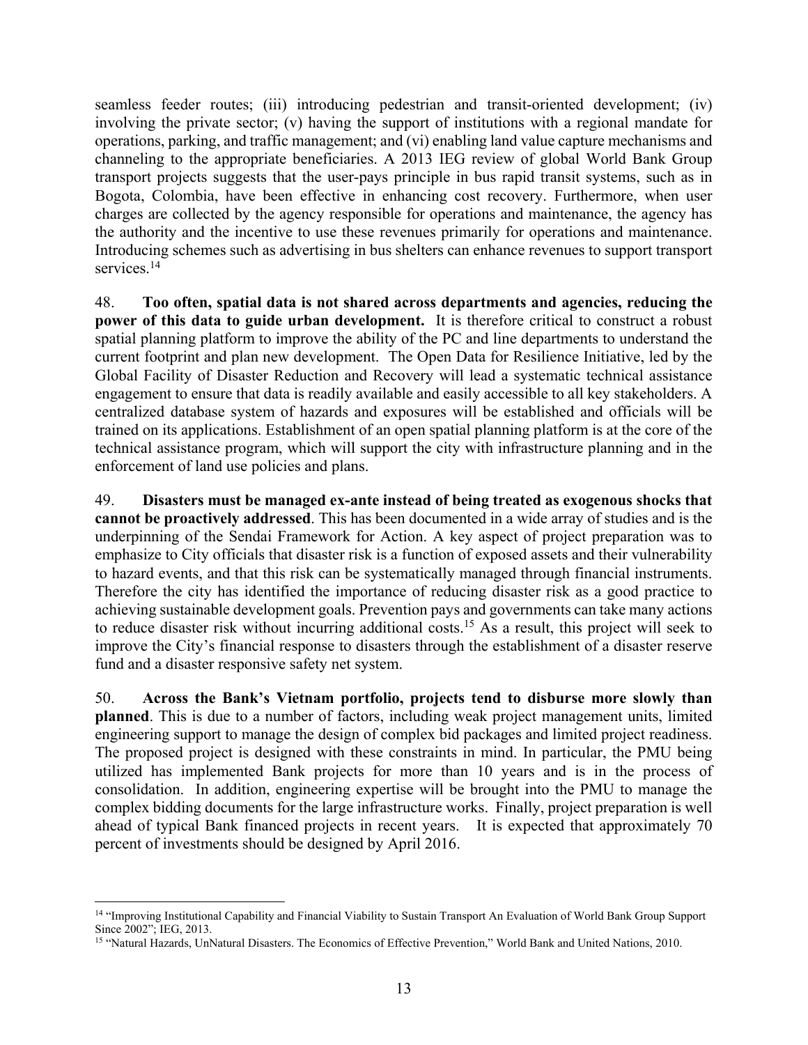seamless feeder routes; (iii) introducing pedestrian and transit-oriented development; (iv) involving the private sector; (v) having the support of institutions with a regional mandate for operations, parking, and traffic management; and (vi) enabling land value capture mechanisms and channeling to the appropriate beneficiaries. A 2013 IEG review of global World Bank Group transport projects suggests that the user-pays principle in bus rapid transit systems, such as in Bogota, Colombia, have been effective in enhancing cost recovery. Furthermore, when user charges are collected by the agency responsible for operations and maintenance, the agency has the authority and the incentive to use these revenues primarily for operations and maintenance. Introducing schemes such as advertising in bus shelters can enhance revenues to support transport services.[14]

48. **Too often, spatial data is not shared across departments and agencies, reducing the power of this data to guide urban development.** It is therefore critical to construct a robust spatial planning platform to improve the ability of the PC and line departments to understand the current footprint and plan new development. The Open Data for Resilience Initiative, led by the Global Facility of Disaster Reduction and Recovery will lead a systematic technical assistance engagement to ensure that data is readily available and easily accessible to all key stakeholders. A centralized database system of hazards and exposures will be established and officials will be trained on its applications. Establishment of an open spatial planning platform is at the core of the technical assistance program, which will support the city with infrastructure planning and in the enforcement of land use policies and plans.

49. **Disasters must be managed ex-ante instead of being treated as exogenous shocks that cannot be proactively addressed**. This has been documented in a wide array of studies and is the underpinning of the Sendai Framework for Action. A key aspect of project preparation was to emphasize to City officials that disaster risk is a function of exposed assets and their vulnerability to hazard events, and that this risk can be systematically managed through financial instruments. Therefore the city has identified the importance of reducing disaster risk as a good practice to achieving sustainable development goals. Prevention pays and governments can take many actions to reduce disaster risk without incurring additional costs.[15] As a result, this project will seek to improve the City's financial response to disasters through the establishment of a disaster reserve fund and a disaster responsive safety net system.

50. **Across the Bank's Vietnam portfolio, projects tend to disburse more slowly than planned**. This is due to a number of factors, including weak project management units, limited engineering support to manage the design of complex bid packages and limited project readiness. The proposed project is designed with these constraints in mind. In particular, the PMU being utilized has implemented Bank projects for more than 10 years and is in the process of consolidation. In addition, engineering expertise will be brought into the PMU to manage the complex bidding documents for the large infrastructure works. Finally, project preparation is well ahead of typical Bank financed projects in recent years. It is expected that approximately 70 percent of investments should be designed by April 2016.

---

[14] "Improving Institutional Capability and Financial Viability to Sustain Transport An Evaluation of World Bank Group Support Since 2002"; IEG, 2013.

[15] "Natural Hazards, UnNatural Disasters. The Economics of Effective Prevention," World Bank and United Nations, 2010.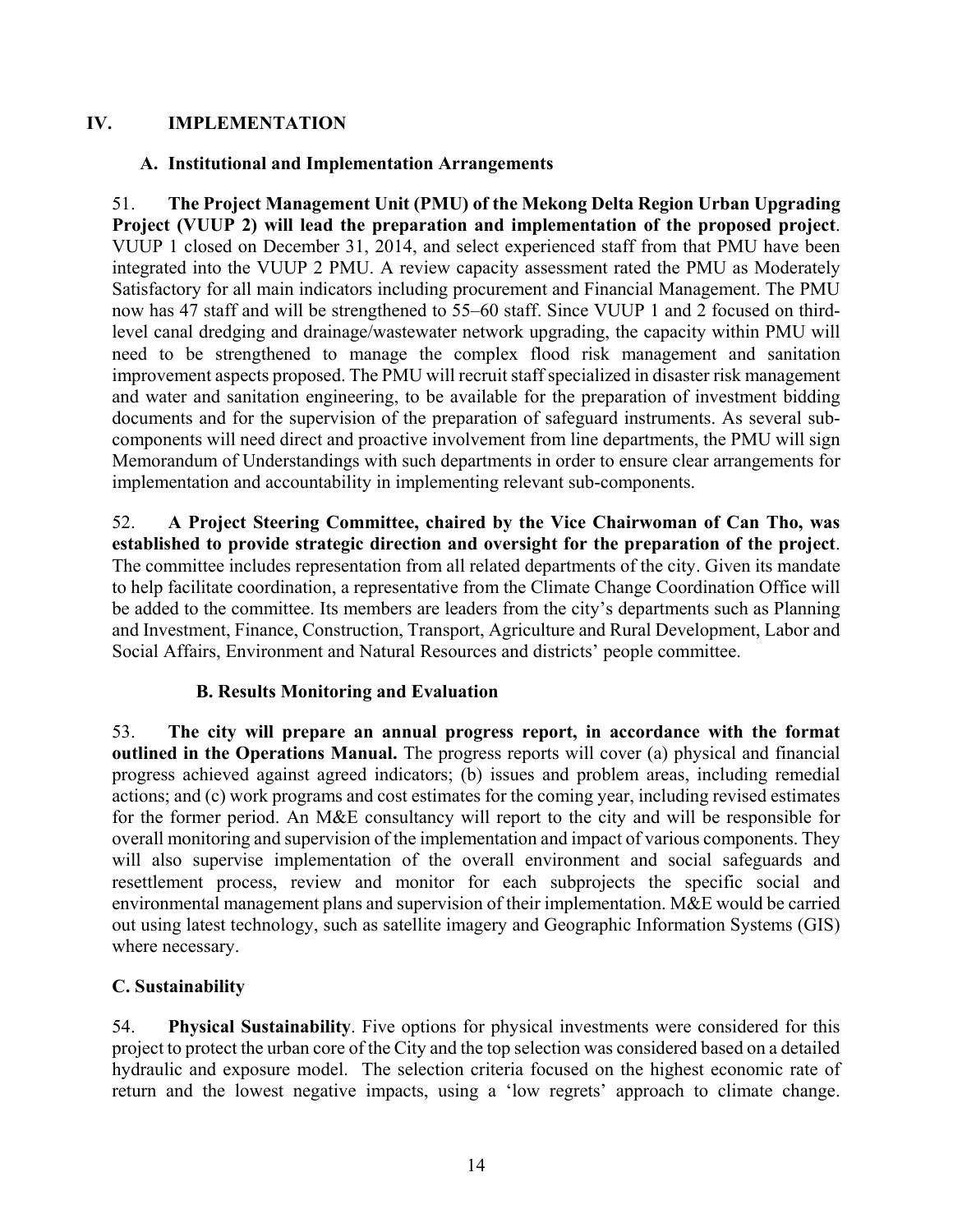# IV. IMPLEMENTATION

## A. Institutional and Implementation Arrangements

51. **The Project Management Unit (PMU) of the Mekong Delta Region Urban Upgrading Project (VUUP 2) will lead the preparation and implementation of the proposed project**. VUUP 1 closed on December 31, 2014, and select experienced staff from that PMU have been integrated into the VUUP 2 PMU. A review capacity assessment rated the PMU as Moderately Satisfactory for all main indicators including procurement and Financial Management. The PMU now has 47 staff and will be strengthened to 55–60 staff. Since VUUP 1 and 2 focused on third-level canal dredging and drainage/wastewater network upgrading, the capacity within PMU will need to be strengthened to manage the complex flood risk management and sanitation improvement aspects proposed. The PMU will recruit staff specialized in disaster risk management and water and sanitation engineering, to be available for the preparation of investment bidding documents and for the supervision of the preparation of safeguard instruments. As several sub-components will need direct and proactive involvement from line departments, the PMU will sign Memorandum of Understandings with such departments in order to ensure clear arrangements for implementation and accountability in implementing relevant sub-components.

52. **A Project Steering Committee, chaired by the Vice Chairwoman of Can Tho, was established to provide strategic direction and oversight for the preparation of the project**. The committee includes representation from all related departments of the city. Given its mandate to help facilitate coordination, a representative from the Climate Change Coordination Office will be added to the committee. Its members are leaders from the city's departments such as Planning and Investment, Finance, Construction, Transport, Agriculture and Rural Development, Labor and Social Affairs, Environment and Natural Resources and districts' people committee.

## B. Results Monitoring and Evaluation

53. **The city will prepare an annual progress report, in accordance with the format outlined in the Operations Manual.** The progress reports will cover (a) physical and financial progress achieved against agreed indicators; (b) issues and problem areas, including remedial actions; and (c) work programs and cost estimates for the coming year, including revised estimates for the former period. An M&E consultancy will report to the city and will be responsible for overall monitoring and supervision of the implementation and impact of various components. They will also supervise implementation of the overall environment and social safeguards and resettlement process, review and monitor for each subprojects the specific social and environmental management plans and supervision of their implementation. M&E would be carried out using latest technology, such as satellite imagery and Geographic Information Systems (GIS) where necessary.

## C. Sustainability

54. **Physical Sustainability**. Five options for physical investments were considered for this project to protect the urban core of the City and the top selection was considered based on a detailed hydraulic and exposure model. The selection criteria focused on the highest economic rate of return and the lowest negative impacts, using a 'low regrets' approach to climate change.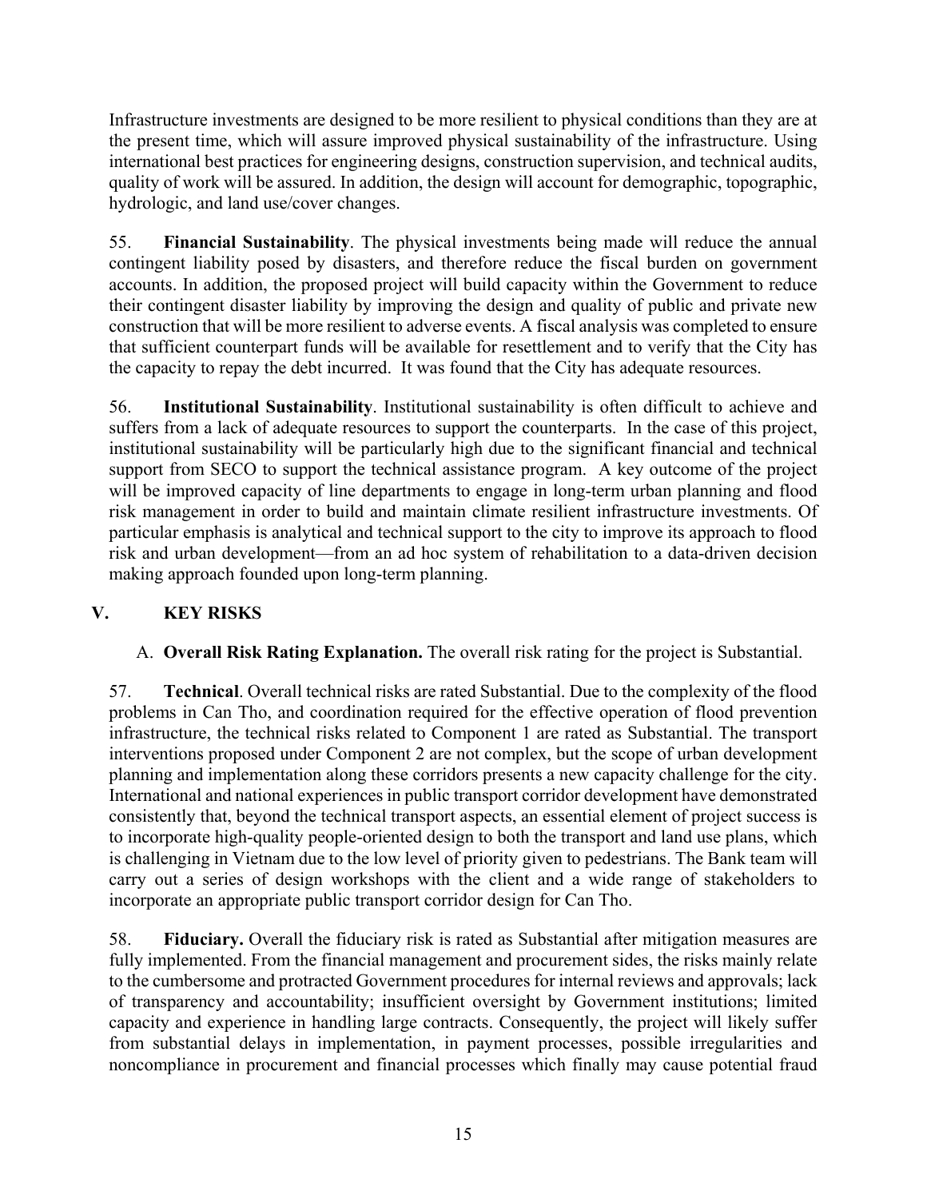Infrastructure investments are designed to be more resilient to physical conditions than they are at the present time, which will assure improved physical sustainability of the infrastructure. Using international best practices for engineering designs, construction supervision, and technical audits, quality of work will be assured. In addition, the design will account for demographic, topographic, hydrologic, and land use/cover changes.

55. **Financial Sustainability**. The physical investments being made will reduce the annual contingent liability posed by disasters, and therefore reduce the fiscal burden on government accounts. In addition, the proposed project will build capacity within the Government to reduce their contingent disaster liability by improving the design and quality of public and private new construction that will be more resilient to adverse events. A fiscal analysis was completed to ensure that sufficient counterpart funds will be available for resettlement and to verify that the City has the capacity to repay the debt incurred. It was found that the City has adequate resources.

56. **Institutional Sustainability**. Institutional sustainability is often difficult to achieve and suffers from a lack of adequate resources to support the counterparts. In the case of this project, institutional sustainability will be particularly high due to the significant financial and technical support from SECO to support the technical assistance program. A key outcome of the project will be improved capacity of line departments to engage in long-term urban planning and flood risk management in order to build and maintain climate resilient infrastructure investments. Of particular emphasis is analytical and technical support to the city to improve its approach to flood risk and urban development—from an ad hoc system of rehabilitation to a data-driven decision making approach founded upon long-term planning.

## V. KEY RISKS

A. **Overall Risk Rating Explanation.** The overall risk rating for the project is Substantial.

57. **Technical**. Overall technical risks are rated Substantial. Due to the complexity of the flood problems in Can Tho, and coordination required for the effective operation of flood prevention infrastructure, the technical risks related to Component 1 are rated as Substantial. The transport interventions proposed under Component 2 are not complex, but the scope of urban development planning and implementation along these corridors presents a new capacity challenge for the city. International and national experiences in public transport corridor development have demonstrated consistently that, beyond the technical transport aspects, an essential element of project success is to incorporate high-quality people-oriented design to both the transport and land use plans, which is challenging in Vietnam due to the low level of priority given to pedestrians. The Bank team will carry out a series of design workshops with the client and a wide range of stakeholders to incorporate an appropriate public transport corridor design for Can Tho.

58. **Fiduciary.** Overall the fiduciary risk is rated as Substantial after mitigation measures are fully implemented. From the financial management and procurement sides, the risks mainly relate to the cumbersome and protracted Government procedures for internal reviews and approvals; lack of transparency and accountability; insufficient oversight by Government institutions; limited capacity and experience in handling large contracts. Consequently, the project will likely suffer from substantial delays in implementation, in payment processes, possible irregularities and noncompliance in procurement and financial processes which finally may cause potential fraud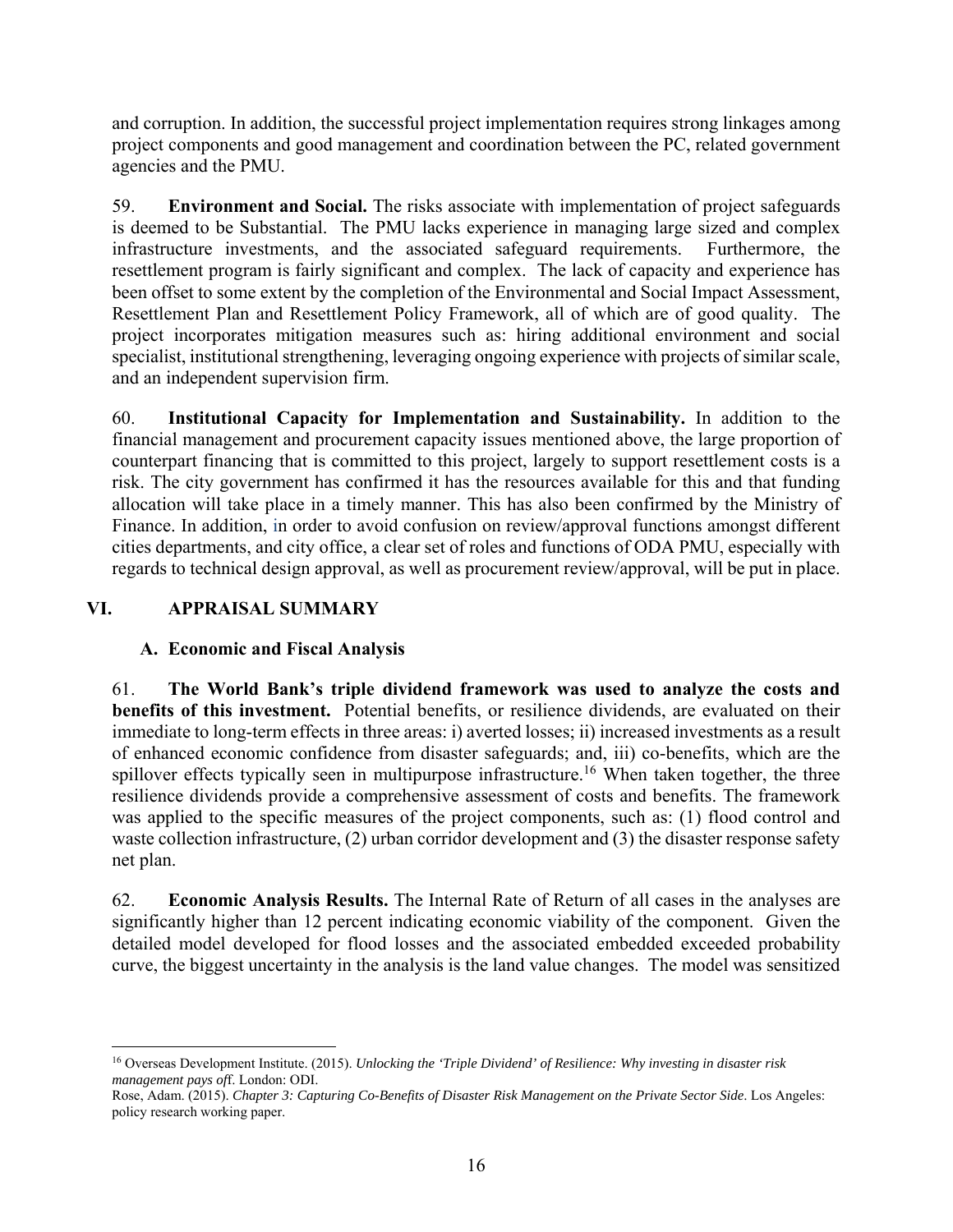and corruption. In addition, the successful project implementation requires strong linkages among project components and good management and coordination between the PC, related government agencies and the PMU.

59. **Environment and Social.** The risks associate with implementation of project safeguards is deemed to be Substantial. The PMU lacks experience in managing large sized and complex infrastructure investments, and the associated safeguard requirements. Furthermore, the resettlement program is fairly significant and complex. The lack of capacity and experience has been offset to some extent by the completion of the Environmental and Social Impact Assessment, Resettlement Plan and Resettlement Policy Framework, all of which are of good quality. The project incorporates mitigation measures such as: hiring additional environment and social specialist, institutional strengthening, leveraging ongoing experience with projects of similar scale, and an independent supervision firm.

60. **Institutional Capacity for Implementation and Sustainability.** In addition to the financial management and procurement capacity issues mentioned above, the large proportion of counterpart financing that is committed to this project, largely to support resettlement costs is a risk. The city government has confirmed it has the resources available for this and that funding allocation will take place in a timely manner. This has also been confirmed by the Ministry of Finance. In addition, in order to avoid confusion on review/approval functions amongst different cities departments, and city office, a clear set of roles and functions of ODA PMU, especially with regards to technical design approval, as well as procurement review/approval, will be put in place.

## VI. APPRAISAL SUMMARY

### A. Economic and Fiscal Analysis

61. **The World Bank's triple dividend framework was used to analyze the costs and benefits of this investment.** Potential benefits, or resilience dividends, are evaluated on their immediate to long-term effects in three areas: i) averted losses; ii) increased investments as a result of enhanced economic confidence from disaster safeguards; and, iii) co-benefits, which are the spillover effects typically seen in multipurpose infrastructure.[16] When taken together, the three resilience dividends provide a comprehensive assessment of costs and benefits. The framework was applied to the specific measures of the project components, such as: (1) flood control and waste collection infrastructure, (2) urban corridor development and (3) the disaster response safety net plan.

62. **Economic Analysis Results.** The Internal Rate of Return of all cases in the analyses are significantly higher than 12 percent indicating economic viability of the component. Given the detailed model developed for flood losses and the associated embedded exceeded probability curve, the biggest uncertainty in the analysis is the land value changes. The model was sensitized

---

[16] Overseas Development Institute. (2015). *Unlocking the 'Triple Dividend' of Resilience: Why investing in disaster risk management pays off*. London: ODI.
Rose, Adam. (2015). *Chapter 3: Capturing Co-Benefits of Disaster Risk Management on the Private Sector Side*. Los Angeles: policy research working paper.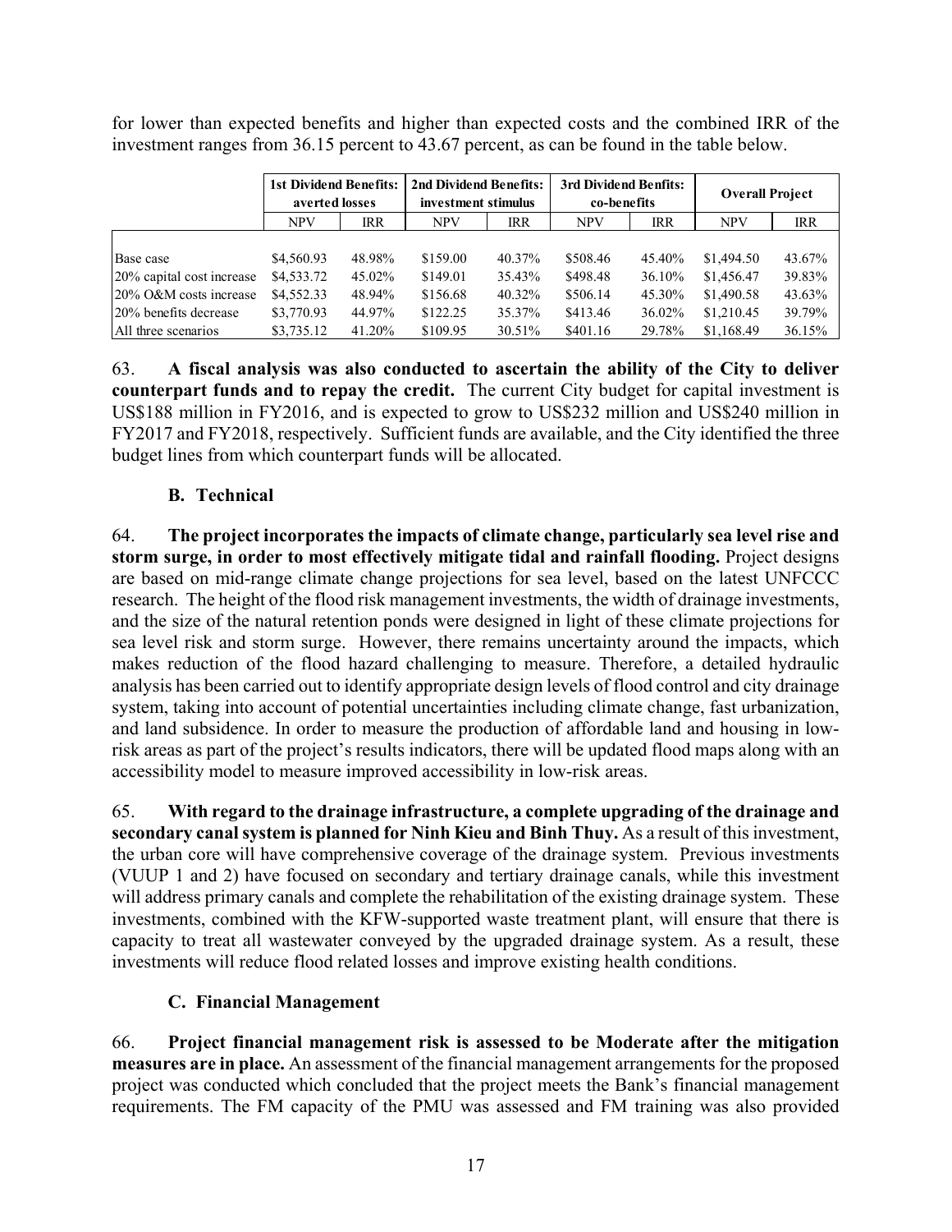for lower than expected benefits and higher than expected costs and the combined IRR of the investment ranges from 36.15 percent to 43.67 percent, as can be found in the table below.

| | 1st Dividend Benefits: averted losses | | 2nd Dividend Benefits: investment stimulus | | 3rd Dividend Benfits: co-benefits | | Overall Project | |
|---|---|---|---|---|---|---|---|---|
| | NPV | IRR | NPV | IRR | NPV | IRR | NPV | IRR |
| Base case | $4,560.93 | 48.98% | $159.00 | 40.37% | $508.46 | 45.40% | $1,494.50 | 43.67% |
| 20% capital cost increase | $4,533.72 | 45.02% | $149.01 | 35.43% | $498.48 | 36.10% | $1,456.47 | 39.83% |
| 20% O&M costs increase | $4,552.33 | 48.94% | $156.68 | 40.32% | $506.14 | 45.30% | $1,490.58 | 43.63% |
| 20% benefits decrease | $3,770.93 | 44.97% | $122.25 | 35.37% | $413.46 | 36.02% | $1,210.45 | 39.79% |
| All three scenarios | $3,735.12 | 41.20% | $109.95 | 30.51% | $401.16 | 29.78% | $1,168.49 | 36.15% |

63. **A fiscal analysis was also conducted to ascertain the ability of the City to deliver counterpart funds and to repay the credit.** The current City budget for capital investment is US$188 million in FY2016, and is expected to grow to US$232 million and US$240 million in FY2017 and FY2018, respectively. Sufficient funds are available, and the City identified the three budget lines from which counterpart funds will be allocated.

### B. Technical

64. **The project incorporates the impacts of climate change, particularly sea level rise and storm surge, in order to most effectively mitigate tidal and rainfall flooding.** Project designs are based on mid-range climate change projections for sea level, based on the latest UNFCCC research. The height of the flood risk management investments, the width of drainage investments, and the size of the natural retention ponds were designed in light of these climate projections for sea level risk and storm surge. However, there remains uncertainty around the impacts, which makes reduction of the flood hazard challenging to measure. Therefore, a detailed hydraulic analysis has been carried out to identify appropriate design levels of flood control and city drainage system, taking into account of potential uncertainties including climate change, fast urbanization, and land subsidence. In order to measure the production of affordable land and housing in low-risk areas as part of the project's results indicators, there will be updated flood maps along with an accessibility model to measure improved accessibility in low-risk areas.

65. **With regard to the drainage infrastructure, a complete upgrading of the drainage and secondary canal system is planned for Ninh Kieu and Binh Thuy.** As a result of this investment, the urban core will have comprehensive coverage of the drainage system. Previous investments (VUUP 1 and 2) have focused on secondary and tertiary drainage canals, while this investment will address primary canals and complete the rehabilitation of the existing drainage system. These investments, combined with the KFW-supported waste treatment plant, will ensure that there is capacity to treat all wastewater conveyed by the upgraded drainage system. As a result, these investments will reduce flood related losses and improve existing health conditions.

### C. Financial Management

66. **Project financial management risk is assessed to be Moderate after the mitigation measures are in place.** An assessment of the financial management arrangements for the proposed project was conducted which concluded that the project meets the Bank's financial management requirements. The FM capacity of the PMU was assessed and FM training was also provided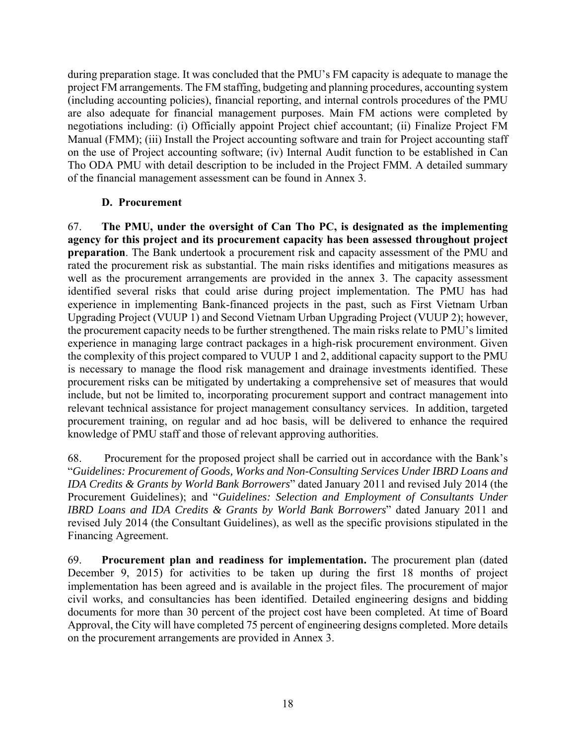during preparation stage. It was concluded that the PMU's FM capacity is adequate to manage the project FM arrangements. The FM staffing, budgeting and planning procedures, accounting system (including accounting policies), financial reporting, and internal controls procedures of the PMU are also adequate for financial management purposes. Main FM actions were completed by negotiations including: (i) Officially appoint Project chief accountant; (ii) Finalize Project FM Manual (FMM); (iii) Install the Project accounting software and train for Project accounting staff on the use of Project accounting software; (iv) Internal Audit function to be established in Can Tho ODA PMU with detail description to be included in the Project FMM. A detailed summary of the financial management assessment can be found in Annex 3.

### D. Procurement

67. **The PMU, under the oversight of Can Tho PC, is designated as the implementing agency for this project and its procurement capacity has been assessed throughout project preparation**. The Bank undertook a procurement risk and capacity assessment of the PMU and rated the procurement risk as substantial. The main risks identifies and mitigations measures as well as the procurement arrangements are provided in the annex 3. The capacity assessment identified several risks that could arise during project implementation. The PMU has had experience in implementing Bank-financed projects in the past, such as First Vietnam Urban Upgrading Project (VUUP 1) and Second Vietnam Urban Upgrading Project (VUUP 2); however, the procurement capacity needs to be further strengthened. The main risks relate to PMU's limited experience in managing large contract packages in a high-risk procurement environment. Given the complexity of this project compared to VUUP 1 and 2, additional capacity support to the PMU is necessary to manage the flood risk management and drainage investments identified. These procurement risks can be mitigated by undertaking a comprehensive set of measures that would include, but not be limited to, incorporating procurement support and contract management into relevant technical assistance for project management consultancy services. In addition, targeted procurement training, on regular and ad hoc basis, will be delivered to enhance the required knowledge of PMU staff and those of relevant approving authorities.

68. Procurement for the proposed project shall be carried out in accordance with the Bank's "*Guidelines: Procurement of Goods, Works and Non-Consulting Services Under IBRD Loans and IDA Credits & Grants by World Bank Borrowers*" dated January 2011 and revised July 2014 (the Procurement Guidelines); and "*Guidelines: Selection and Employment of Consultants Under IBRD Loans and IDA Credits & Grants by World Bank Borrowers*" dated January 2011 and revised July 2014 (the Consultant Guidelines), as well as the specific provisions stipulated in the Financing Agreement.

69. **Procurement plan and readiness for implementation.** The procurement plan (dated December 9, 2015) for activities to be taken up during the first 18 months of project implementation has been agreed and is available in the project files. The procurement of major civil works, and consultancies has been identified. Detailed engineering designs and bidding documents for more than 30 percent of the project cost have been completed. At time of Board Approval, the City will have completed 75 percent of engineering designs completed. More details on the procurement arrangements are provided in Annex 3.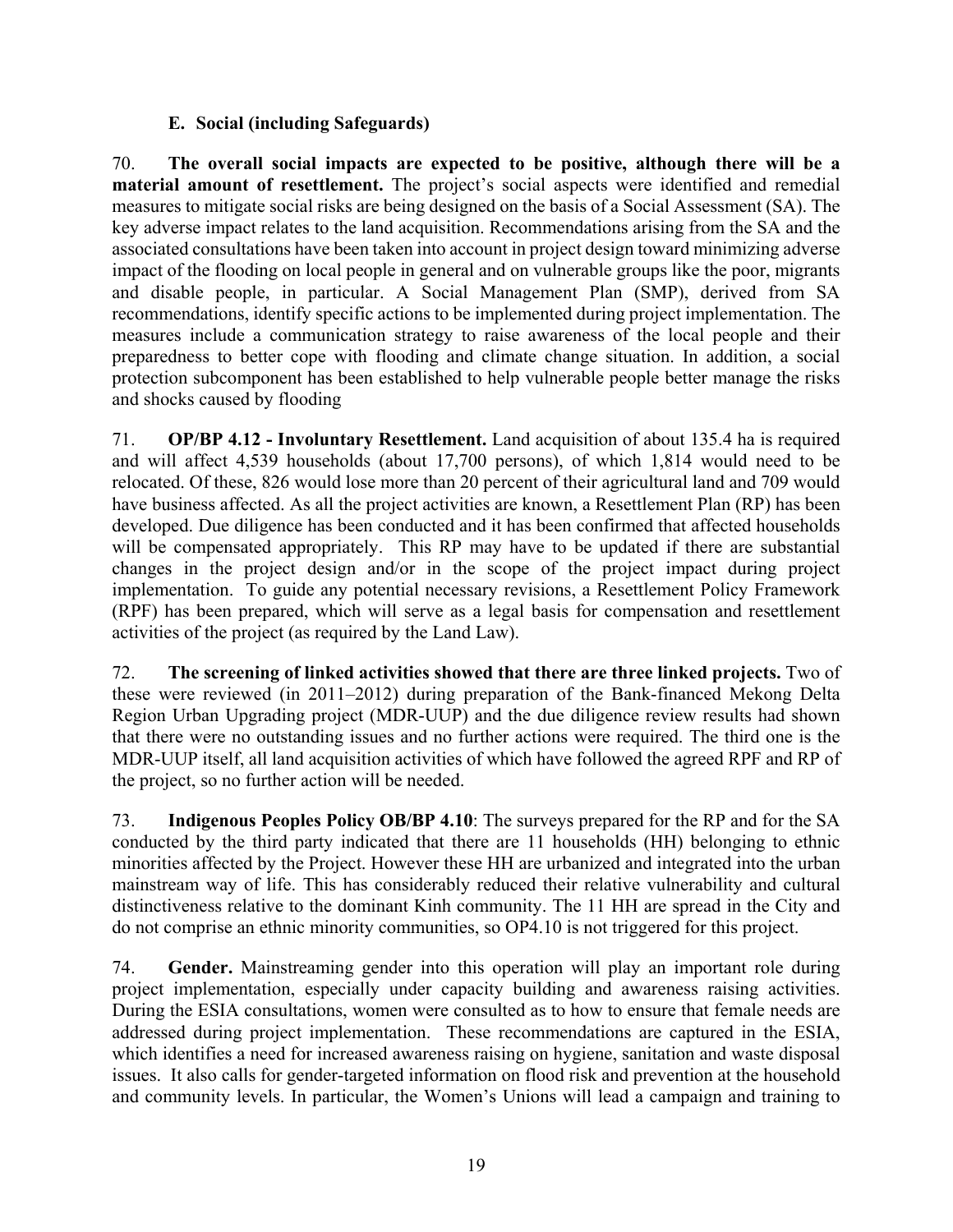### E. Social (including Safeguards)

70. **The overall social impacts are expected to be positive, although there will be a material amount of resettlement.** The project's social aspects were identified and remedial measures to mitigate social risks are being designed on the basis of a Social Assessment (SA). The key adverse impact relates to the land acquisition. Recommendations arising from the SA and the associated consultations have been taken into account in project design toward minimizing adverse impact of the flooding on local people in general and on vulnerable groups like the poor, migrants and disable people, in particular. A Social Management Plan (SMP), derived from SA recommendations, identify specific actions to be implemented during project implementation. The measures include a communication strategy to raise awareness of the local people and their preparedness to better cope with flooding and climate change situation. In addition, a social protection subcomponent has been established to help vulnerable people better manage the risks and shocks caused by flooding

71. **OP/BP 4.12 - Involuntary Resettlement.** Land acquisition of about 135.4 ha is required and will affect 4,539 households (about 17,700 persons), of which 1,814 would need to be relocated. Of these, 826 would lose more than 20 percent of their agricultural land and 709 would have business affected. As all the project activities are known, a Resettlement Plan (RP) has been developed. Due diligence has been conducted and it has been confirmed that affected households will be compensated appropriately. This RP may have to be updated if there are substantial changes in the project design and/or in the scope of the project impact during project implementation. To guide any potential necessary revisions, a Resettlement Policy Framework (RPF) has been prepared, which will serve as a legal basis for compensation and resettlement activities of the project (as required by the Land Law).

72. **The screening of linked activities showed that there are three linked projects.** Two of these were reviewed (in 2011–2012) during preparation of the Bank-financed Mekong Delta Region Urban Upgrading project (MDR-UUP) and the due diligence review results had shown that there were no outstanding issues and no further actions were required. The third one is the MDR-UUP itself, all land acquisition activities of which have followed the agreed RPF and RP of the project, so no further action will be needed.

73. **Indigenous Peoples Policy OB/BP 4.10**: The surveys prepared for the RP and for the SA conducted by the third party indicated that there are 11 households (HH) belonging to ethnic minorities affected by the Project. However these HH are urbanized and integrated into the urban mainstream way of life. This has considerably reduced their relative vulnerability and cultural distinctiveness relative to the dominant Kinh community. The 11 HH are spread in the City and do not comprise an ethnic minority communities, so OP4.10 is not triggered for this project.

74. **Gender.** Mainstreaming gender into this operation will play an important role during project implementation, especially under capacity building and awareness raising activities. During the ESIA consultations, women were consulted as to how to ensure that female needs are addressed during project implementation. These recommendations are captured in the ESIA, which identifies a need for increased awareness raising on hygiene, sanitation and waste disposal issues. It also calls for gender-targeted information on flood risk and prevention at the household and community levels. In particular, the Women's Unions will lead a campaign and training to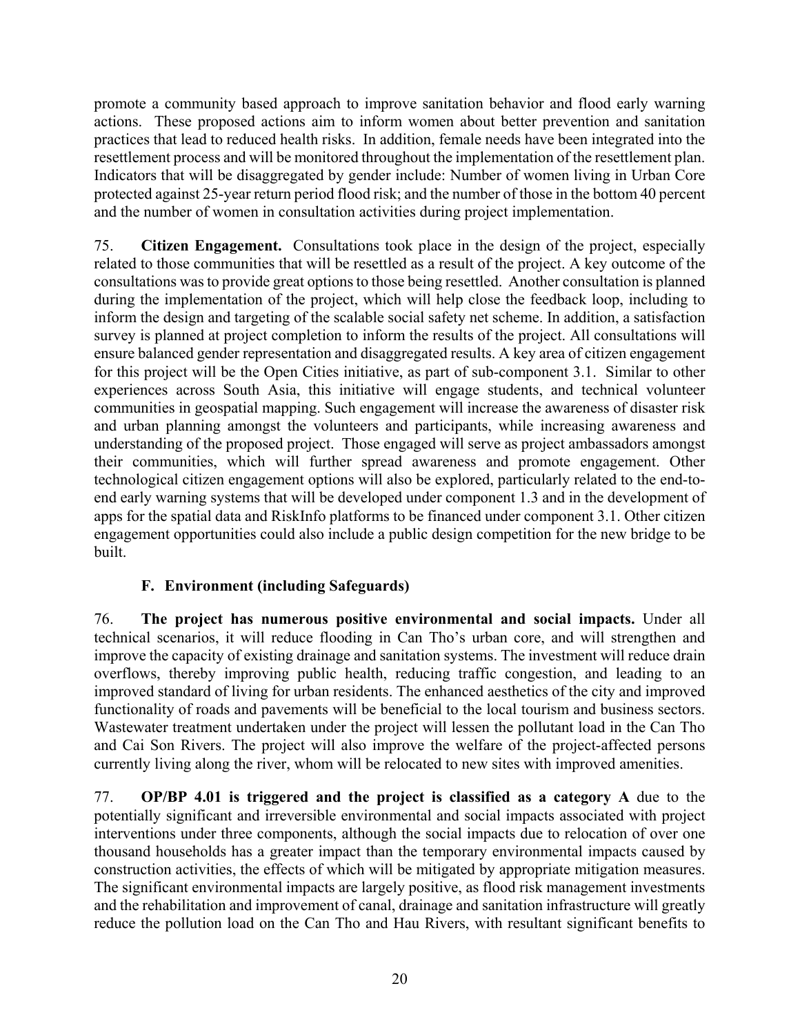promote a community based approach to improve sanitation behavior and flood early warning actions. These proposed actions aim to inform women about better prevention and sanitation practices that lead to reduced health risks. In addition, female needs have been integrated into the resettlement process and will be monitored throughout the implementation of the resettlement plan. Indicators that will be disaggregated by gender include: Number of women living in Urban Core protected against 25-year return period flood risk; and the number of those in the bottom 40 percent and the number of women in consultation activities during project implementation.

75. **Citizen Engagement.** Consultations took place in the design of the project, especially related to those communities that will be resettled as a result of the project. A key outcome of the consultations was to provide great options to those being resettled. Another consultation is planned during the implementation of the project, which will help close the feedback loop, including to inform the design and targeting of the scalable social safety net scheme. In addition, a satisfaction survey is planned at project completion to inform the results of the project. All consultations will ensure balanced gender representation and disaggregated results. A key area of citizen engagement for this project will be the Open Cities initiative, as part of sub-component 3.1. Similar to other experiences across South Asia, this initiative will engage students, and technical volunteer communities in geospatial mapping. Such engagement will increase the awareness of disaster risk and urban planning amongst the volunteers and participants, while increasing awareness and understanding of the proposed project. Those engaged will serve as project ambassadors amongst their communities, which will further spread awareness and promote engagement. Other technological citizen engagement options will also be explored, particularly related to the end-to-end early warning systems that will be developed under component 1.3 and in the development of apps for the spatial data and RiskInfo platforms to be financed under component 3.1. Other citizen engagement opportunities could also include a public design competition for the new bridge to be built.

### F. Environment (including Safeguards)

76. **The project has numerous positive environmental and social impacts.** Under all technical scenarios, it will reduce flooding in Can Tho's urban core, and will strengthen and improve the capacity of existing drainage and sanitation systems. The investment will reduce drain overflows, thereby improving public health, reducing traffic congestion, and leading to an improved standard of living for urban residents. The enhanced aesthetics of the city and improved functionality of roads and pavements will be beneficial to the local tourism and business sectors. Wastewater treatment undertaken under the project will lessen the pollutant load in the Can Tho and Cai Son Rivers. The project will also improve the welfare of the project-affected persons currently living along the river, whom will be relocated to new sites with improved amenities.

77. **OP/BP 4.01 is triggered and the project is classified as a category A** due to the potentially significant and irreversible environmental and social impacts associated with project interventions under three components, although the social impacts due to relocation of over one thousand households has a greater impact than the temporary environmental impacts caused by construction activities, the effects of which will be mitigated by appropriate mitigation measures. The significant environmental impacts are largely positive, as flood risk management investments and the rehabilitation and improvement of canal, drainage and sanitation infrastructure will greatly reduce the pollution load on the Can Tho and Hau Rivers, with resultant significant benefits to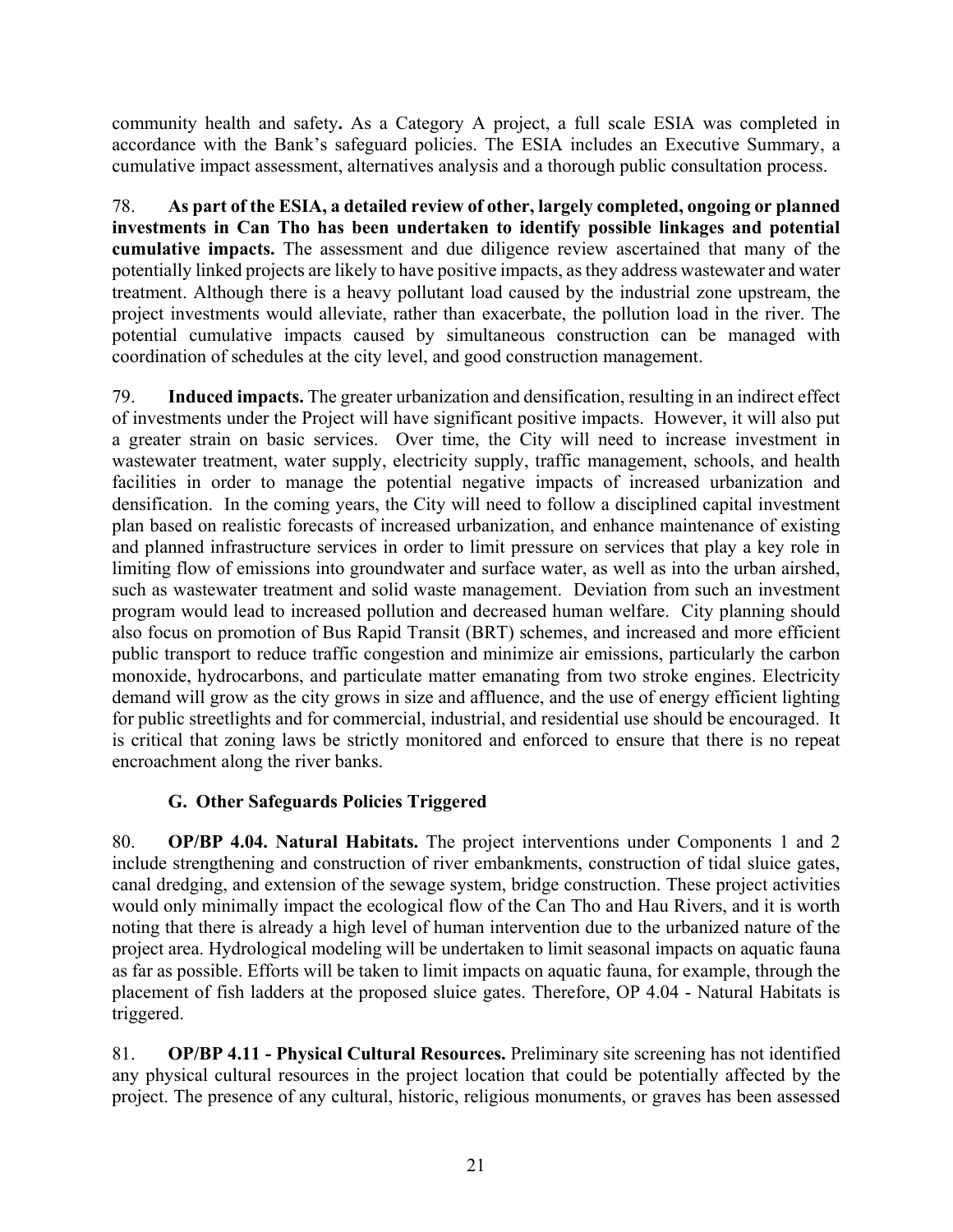community health and safety**.** As a Category A project, a full scale ESIA was completed in accordance with the Bank's safeguard policies. The ESIA includes an Executive Summary, a cumulative impact assessment, alternatives analysis and a thorough public consultation process.

78. **As part of the ESIA, a detailed review of other, largely completed, ongoing or planned investments in Can Tho has been undertaken to identify possible linkages and potential cumulative impacts.** The assessment and due diligence review ascertained that many of the potentially linked projects are likely to have positive impacts, as they address wastewater and water treatment. Although there is a heavy pollutant load caused by the industrial zone upstream, the project investments would alleviate, rather than exacerbate, the pollution load in the river. The potential cumulative impacts caused by simultaneous construction can be managed with coordination of schedules at the city level, and good construction management.

79. **Induced impacts.** The greater urbanization and densification, resulting in an indirect effect of investments under the Project will have significant positive impacts. However, it will also put a greater strain on basic services. Over time, the City will need to increase investment in wastewater treatment, water supply, electricity supply, traffic management, schools, and health facilities in order to manage the potential negative impacts of increased urbanization and densification. In the coming years, the City will need to follow a disciplined capital investment plan based on realistic forecasts of increased urbanization, and enhance maintenance of existing and planned infrastructure services in order to limit pressure on services that play a key role in limiting flow of emissions into groundwater and surface water, as well as into the urban airshed, such as wastewater treatment and solid waste management. Deviation from such an investment program would lead to increased pollution and decreased human welfare. City planning should also focus on promotion of Bus Rapid Transit (BRT) schemes, and increased and more efficient public transport to reduce traffic congestion and minimize air emissions, particularly the carbon monoxide, hydrocarbons, and particulate matter emanating from two stroke engines. Electricity demand will grow as the city grows in size and affluence, and the use of energy efficient lighting for public streetlights and for commercial, industrial, and residential use should be encouraged. It is critical that zoning laws be strictly monitored and enforced to ensure that there is no repeat encroachment along the river banks.

### G. Other Safeguards Policies Triggered

80. **OP/BP 4.04. Natural Habitats.** The project interventions under Components 1 and 2 include strengthening and construction of river embankments, construction of tidal sluice gates, canal dredging, and extension of the sewage system, bridge construction. These project activities would only minimally impact the ecological flow of the Can Tho and Hau Rivers, and it is worth noting that there is already a high level of human intervention due to the urbanized nature of the project area. Hydrological modeling will be undertaken to limit seasonal impacts on aquatic fauna as far as possible. Efforts will be taken to limit impacts on aquatic fauna, for example, through the placement of fish ladders at the proposed sluice gates. Therefore, OP 4.04 - Natural Habitats is triggered.

81. **OP/BP 4.11 - Physical Cultural Resources.** Preliminary site screening has not identified any physical cultural resources in the project location that could be potentially affected by the project. The presence of any cultural, historic, religious monuments, or graves has been assessed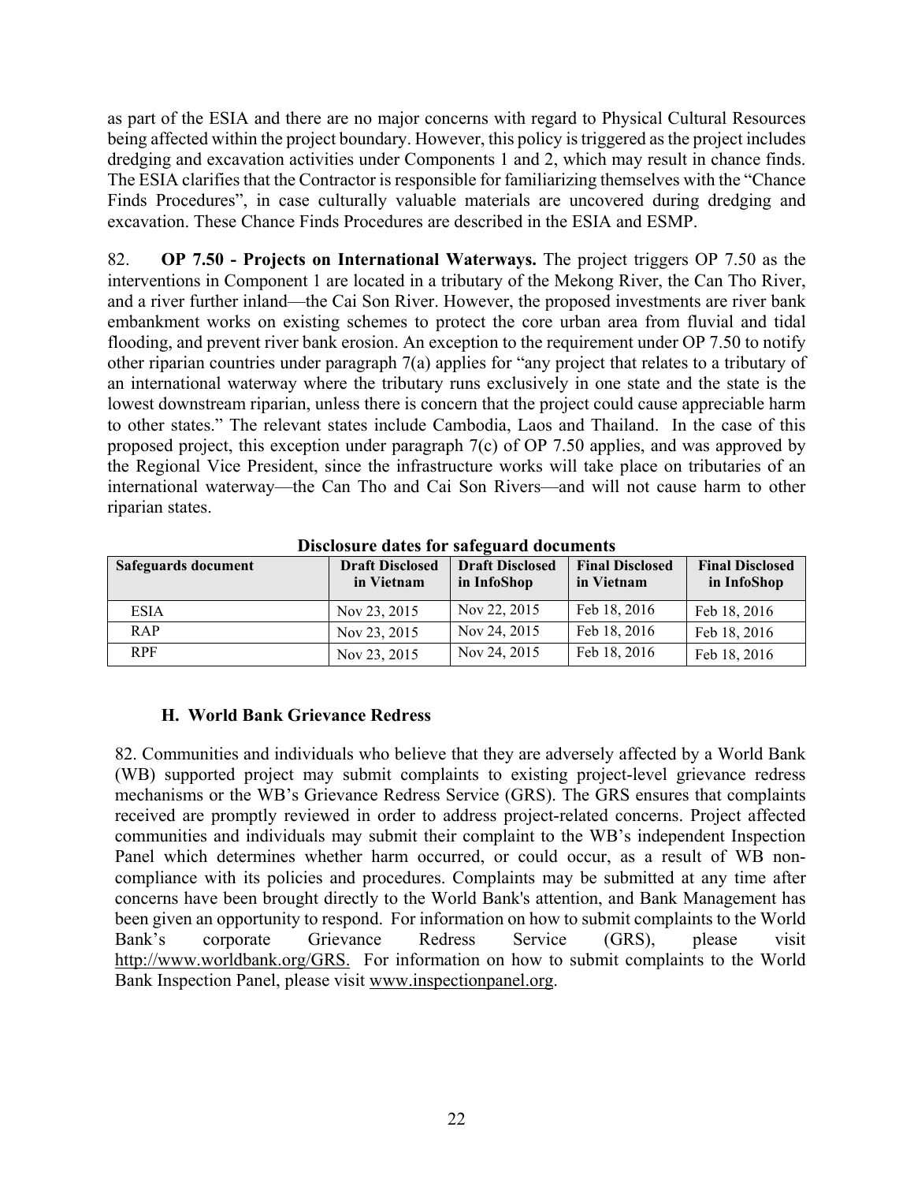as part of the ESIA and there are no major concerns with regard to Physical Cultural Resources being affected within the project boundary. However, this policy is triggered as the project includes dredging and excavation activities under Components 1 and 2, which may result in chance finds. The ESIA clarifies that the Contractor is responsible for familiarizing themselves with the "Chance Finds Procedures", in case culturally valuable materials are uncovered during dredging and excavation. These Chance Finds Procedures are described in the ESIA and ESMP.

82. **OP 7.50 - Projects on International Waterways.** The project triggers OP 7.50 as the interventions in Component 1 are located in a tributary of the Mekong River, the Can Tho River, and a river further inland—the Cai Son River. However, the proposed investments are river bank embankment works on existing schemes to protect the core urban area from fluvial and tidal flooding, and prevent river bank erosion. An exception to the requirement under OP 7.50 to notify other riparian countries under paragraph 7(a) applies for "any project that relates to a tributary of an international waterway where the tributary runs exclusively in one state and the state is the lowest downstream riparian, unless there is concern that the project could cause appreciable harm to other states." The relevant states include Cambodia, Laos and Thailand. In the case of this proposed project, this exception under paragraph 7(c) of OP 7.50 applies, and was approved by the Regional Vice President, since the infrastructure works will take place on tributaries of an international waterway—the Can Tho and Cai Son Rivers—and will not cause harm to other riparian states.

**Disclosure dates for safeguard documents**

| Safeguards document | Draft Disclosed in Vietnam | Draft Disclosed in InfoShop | Final Disclosed in Vietnam | Final Disclosed in InfoShop |
|---|---|---|---|---|
| ESIA | Nov 23, 2015 | Nov 22, 2015 | Feb 18, 2016 | Feb 18, 2016 |
| RAP | Nov 23, 2015 | Nov 24, 2015 | Feb 18, 2016 | Feb 18, 2016 |
| RPF | Nov 23, 2015 | Nov 24, 2015 | Feb 18, 2016 | Feb 18, 2016 |

### H. World Bank Grievance Redress

82. Communities and individuals who believe that they are adversely affected by a World Bank (WB) supported project may submit complaints to existing project-level grievance redress mechanisms or the WB's Grievance Redress Service (GRS). The GRS ensures that complaints received are promptly reviewed in order to address project-related concerns. Project affected communities and individuals may submit their complaint to the WB's independent Inspection Panel which determines whether harm occurred, or could occur, as a result of WB non-compliance with its policies and procedures. Complaints may be submitted at any time after concerns have been brought directly to the World Bank's attention, and Bank Management has been given an opportunity to respond. For information on how to submit complaints to the World Bank's corporate Grievance Redress Service (GRS), please visit http://www.worldbank.org/GRS. For information on how to submit complaints to the World Bank Inspection Panel, please visit www.inspectionpanel.org.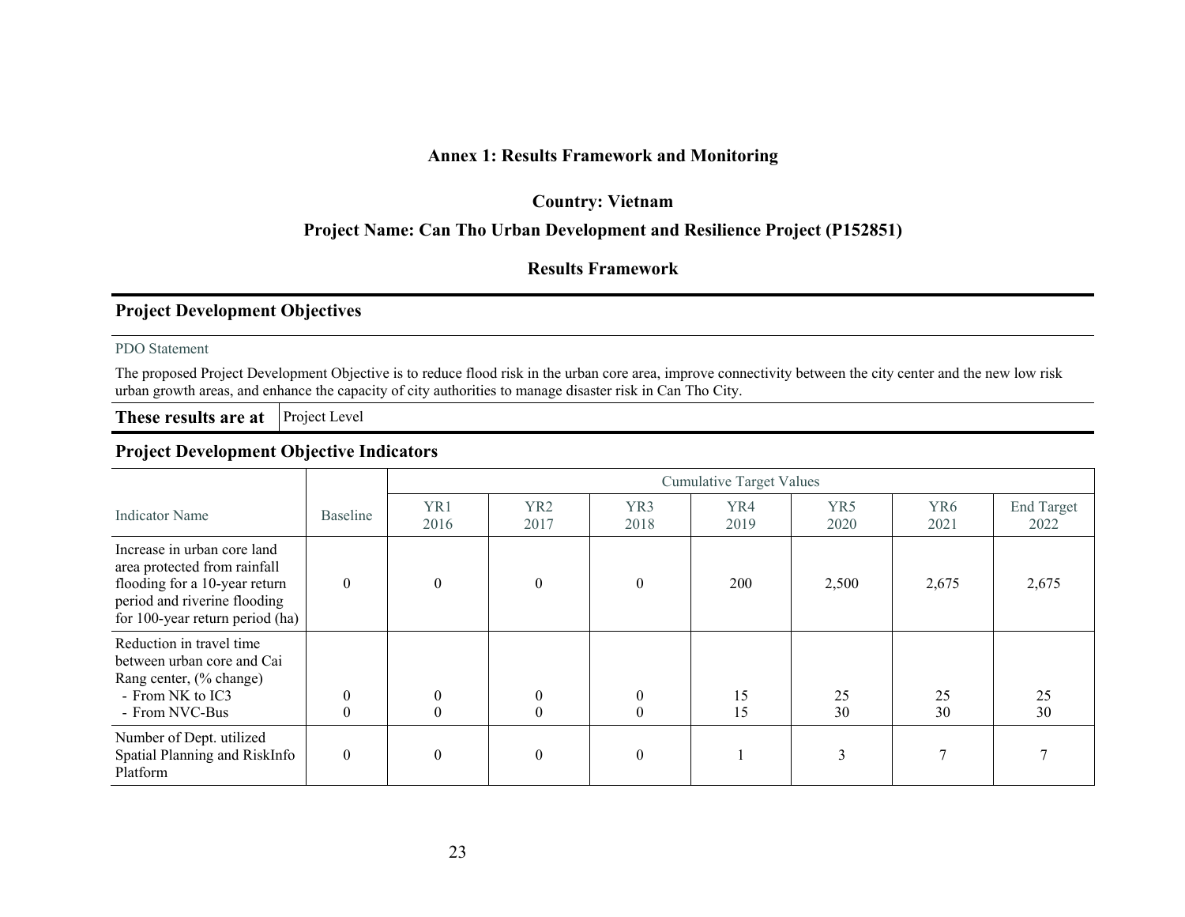## Annex 1: Results Framework and Monitoring

**Country: Vietnam**

**Project Name: Can Tho Urban Development and Resilience Project (P152851)**

**Results Framework**

### Project Development Objectives

PDO Statement

The proposed Project Development Objective is to reduce flood risk in the urban core area, improve connectivity between the city center and the new low risk urban growth areas, and enhance the capacity of city authorities to manage disaster risk in Can Tho City.

| These results are at | Project Level |
|---|---|

### Project Development Objective Indicators

| | | Cumulative Target Values | | | | | | |
|---|---|---|---|---|---|---|---|---|
| Indicator Name | Baseline | YR1 2016 | YR2 2017 | YR3 2018 | YR4 2019 | YR5 2020 | YR6 2021 | End Target 2022 |
| Increase in urban core land area protected from rainfall flooding for a 10-year return period and riverine flooding for 100-year return period (ha) | 0 | 0 | 0 | 0 | 200 | 2,500 | 2,675 | 2,675 |
| Reduction in travel time between urban core and Cai Rang center, (% change)<br>- From NK to IC3<br>- From NVC-Bus | 0<br>0 | 0<br>0 | 0<br>0 | 0<br>0 | 15<br>15 | 25<br>30 | 25<br>30 | 25<br>30 |
| Number of Dept. utilized Spatial Planning and RiskInfo Platform | 0 | 0 | 0 | 0 | 1 | 3 | 7 | 7 |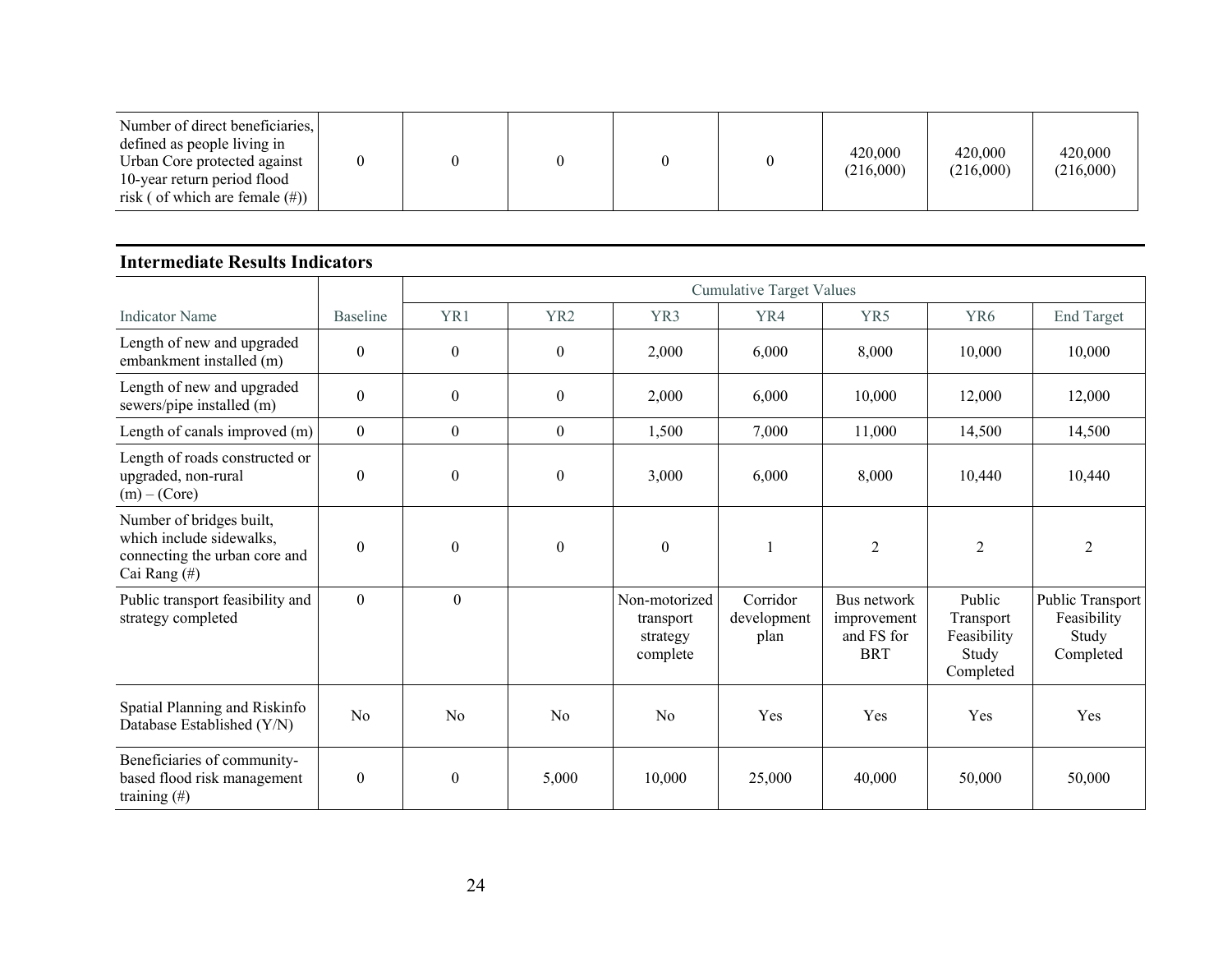| Number of direct beneficiaries, defined as people living in Urban Core protected against 10-year return period flood risk ( of which are female (#)) | 0 | 0 | 0 | 0 | 0 | 420,000 (216,000) | 420,000 (216,000) | 420,000 (216,000) |
|---|---|---|---|---|---|---|---|---|

## Intermediate Results Indicators

| | | Cumulative Target Values | | | | | | |
|---|---|---|---|---|---|---|---|---|
| Indicator Name | Baseline | YR1 | YR2 | YR3 | YR4 | YR5 | YR6 | End Target |
| Length of new and upgraded embankment installed (m) | 0 | 0 | 0 | 2,000 | 6,000 | 8,000 | 10,000 | 10,000 |
| Length of new and upgraded sewers/pipe installed (m) | 0 | 0 | 0 | 2,000 | 6,000 | 10,000 | 12,000 | 12,000 |
| Length of canals improved (m) | 0 | 0 | 0 | 1,500 | 7,000 | 11,000 | 14,500 | 14,500 |
| Length of roads constructed or upgraded, non-rural (m) – (Core) | 0 | 0 | 0 | 3,000 | 6,000 | 8,000 | 10,440 | 10,440 |
| Number of bridges built, which include sidewalks, connecting the urban core and Cai Rang (#) | 0 | 0 | 0 | 0 | 1 | 2 | 2 | 2 |
| Public transport feasibility and strategy completed | 0 | 0 | | Non-motorized transport strategy complete | Corridor development plan | Bus network improvement and FS for BRT | Public Transport Feasibility Study Completed | Public Transport Feasibility Study Completed |
| Spatial Planning and Riskinfo Database Established (Y/N) | No | No | No | No | Yes | Yes | Yes | Yes |
| Beneficiaries of community-based flood risk management training (#) | 0 | 0 | 5,000 | 10,000 | 25,000 | 40,000 | 50,000 | 50,000 |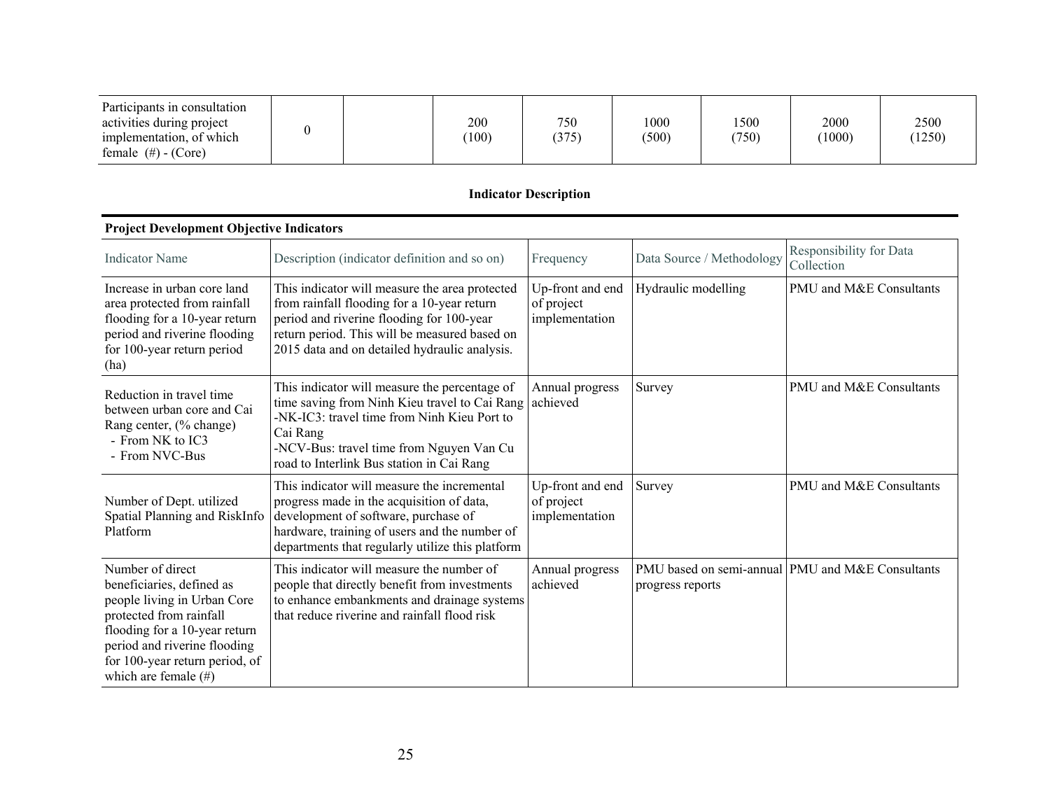| | | | | | | | | |
|---|---|---|---|---|---|---|---|---|
| Participants in consultation activities during project implementation, of which female (#) - (Core) | 0 | | 200 (100) | 750 (375) | 1000 (500) | 1500 (750) | 2000 (1000) | 2500 (1250) |

**Indicator Description**

**Project Development Objective Indicators**

| Indicator Name | Description (indicator definition and so on) | Frequency | Data Source / Methodology | Responsibility for Data Collection |
|---|---|---|---|---|
| Increase in urban core land area protected from rainfall flooding for a 10-year return period and riverine flooding for 100-year return period (ha) | This indicator will measure the area protected from rainfall flooding for a 10-year return period and riverine flooding for 100-year return period. This will be measured based on 2015 data and on detailed hydraulic analysis. | Up-front and end of project implementation | Hydraulic modelling | PMU and M&E Consultants |
| Reduction in travel time between urban core and Cai Rang center, (% change)<br>- From NK to IC3<br>- From NVC-Bus | This indicator will measure the percentage of time saving from Ninh Kieu travel to Cai Rang<br>-NK-IC3: travel time from Ninh Kieu Port to Cai Rang<br>-NCV-Bus: travel time from Nguyen Van Cu road to Interlink Bus station in Cai Rang | Annual progress achieved | Survey | PMU and M&E Consultants |
| Number of Dept. utilized Spatial Planning and RiskInfo Platform | This indicator will measure the incremental progress made in the acquisition of data, development of software, purchase of hardware, training of users and the number of departments that regularly utilize this platform | Up-front and end of project implementation | Survey | PMU and M&E Consultants |
| Number of direct beneficiaries, defined as people living in Urban Core protected from rainfall flooding for a 10-year return period and riverine flooding for 100-year return period, of which are female (#) | This indicator will measure the number of people that directly benefit from investments to enhance embankments and drainage systems that reduce riverine and rainfall flood risk | Annual progress achieved | PMU based on semi-annual progress reports | PMU and M&E Consultants |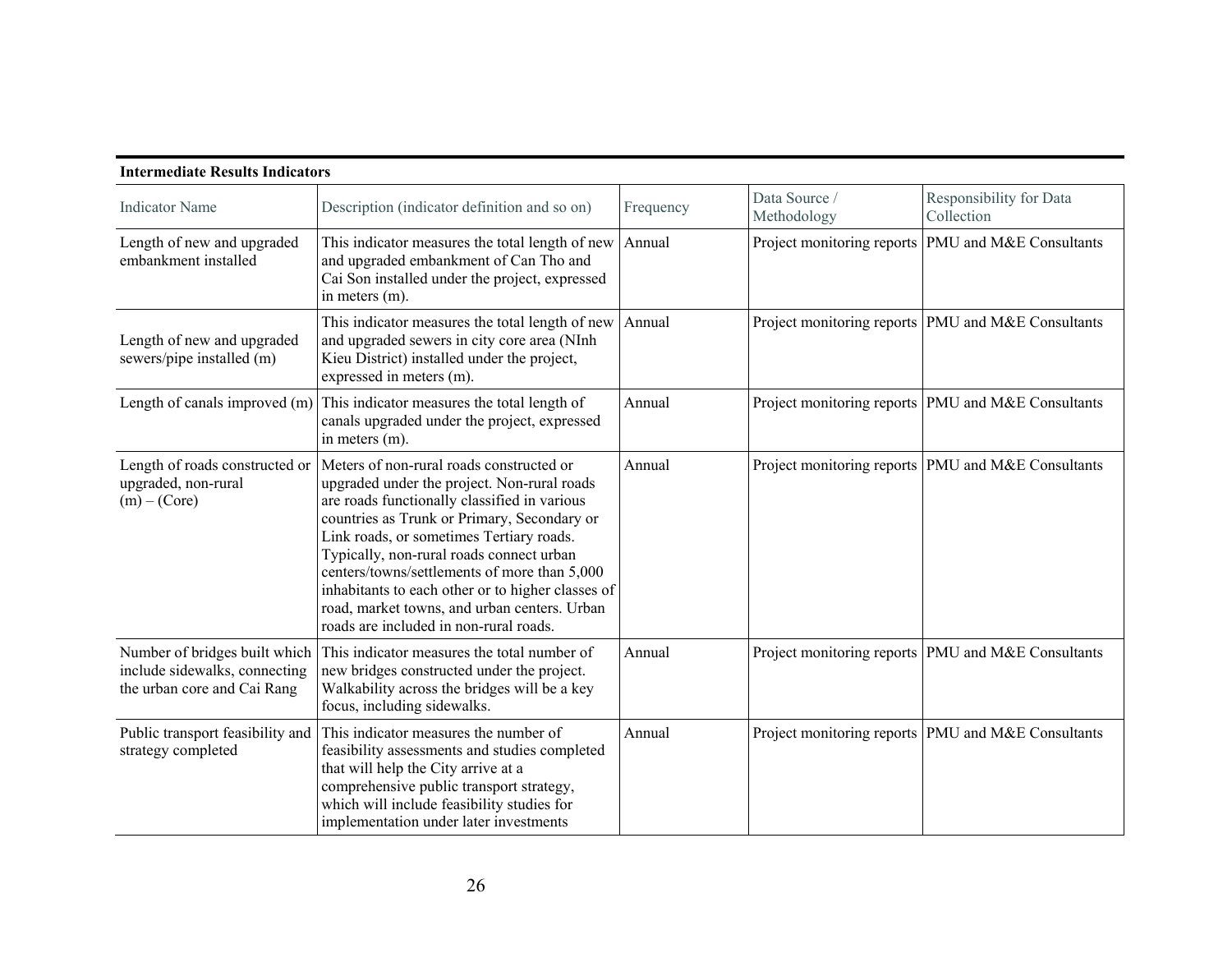**Intermediate Results Indicators**

| Indicator Name | Description (indicator definition and so on) | Frequency | Data Source / Methodology | Responsibility for Data Collection |
|---|---|---|---|---|
| Length of new and upgraded embankment installed | This indicator measures the total length of new and upgraded embankment of Can Tho and Cai Son installed under the project, expressed in meters (m). | Annual | Project monitoring reports | PMU and M&E Consultants |
| Length of new and upgraded sewers/pipe installed (m) | This indicator measures the total length of new and upgraded sewers in city core area (NInh Kieu District) installed under the project, expressed in meters (m). | Annual | Project monitoring reports | PMU and M&E Consultants |
| Length of canals improved (m) | This indicator measures the total length of canals upgraded under the project, expressed in meters (m). | Annual | Project monitoring reports | PMU and M&E Consultants |
| Length of roads constructed or upgraded, non-rural (m) – (Core) | Meters of non-rural roads constructed or upgraded under the project. Non-rural roads are roads functionally classified in various countries as Trunk or Primary, Secondary or Link roads, or sometimes Tertiary roads. Typically, non-rural roads connect urban centers/towns/settlements of more than 5,000 inhabitants to each other or to higher classes of road, market towns, and urban centers. Urban roads are included in non-rural roads. | Annual | Project monitoring reports | PMU and M&E Consultants |
| Number of bridges built which include sidewalks, connecting the urban core and Cai Rang | This indicator measures the total number of new bridges constructed under the project. Walkability across the bridges will be a key focus, including sidewalks. | Annual | Project monitoring reports | PMU and M&E Consultants |
| Public transport feasibility and strategy completed | This indicator measures the number of feasibility assessments and studies completed that will help the City arrive at a comprehensive public transport strategy, which will include feasibility studies for implementation under later investments | Annual | Project monitoring reports | PMU and M&E Consultants |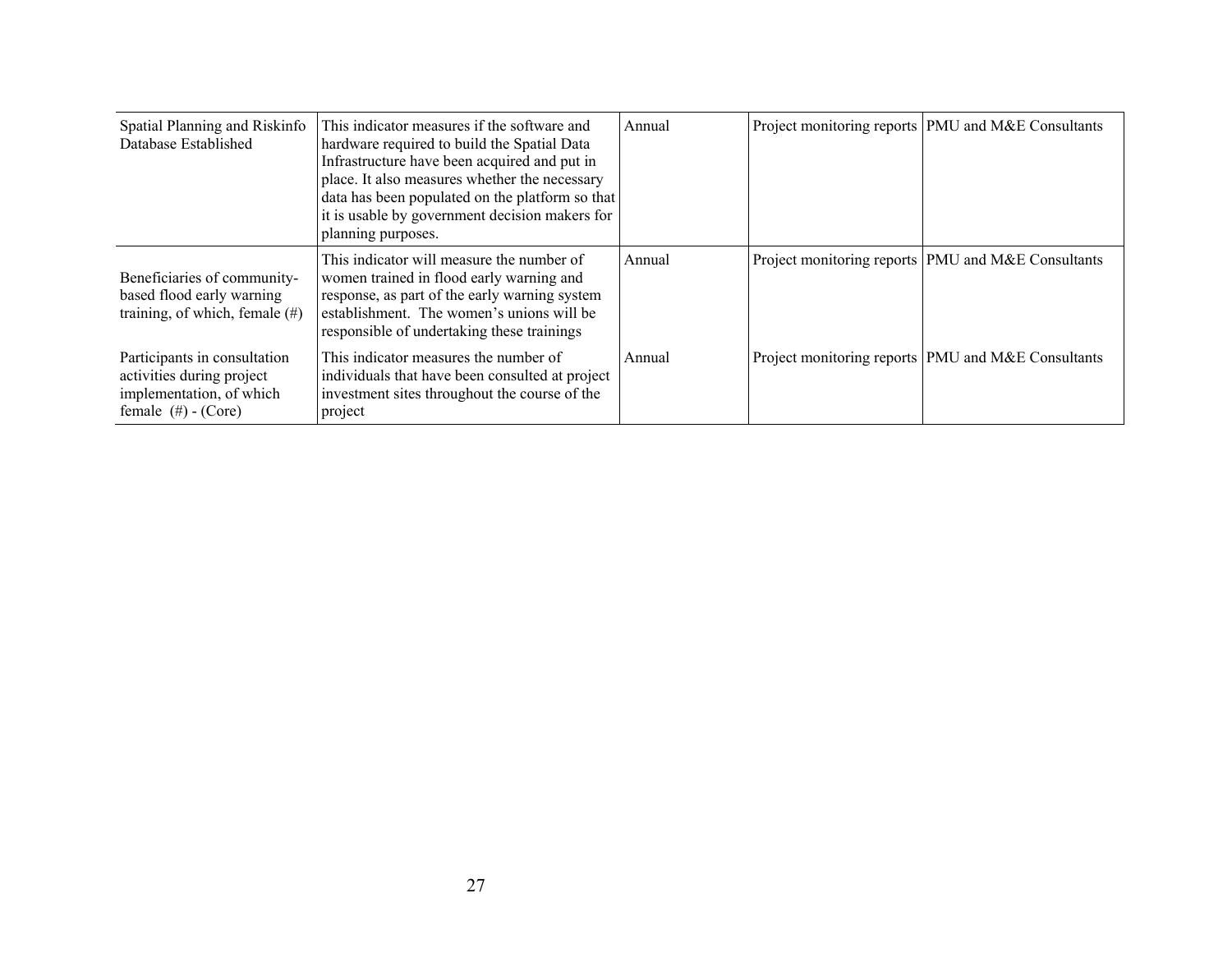| | | | | |
|---|---|---|---|---|
| Spatial Planning and Riskinfo Database Established | This indicator measures if the software and hardware required to build the Spatial Data Infrastructure have been acquired and put in place. It also measures whether the necessary data has been populated on the platform so that it is usable by government decision makers for planning purposes. | Annual | Project monitoring reports | PMU and M&E Consultants |
| Beneficiaries of community-based flood early warning training, of which, female (#) | This indicator will measure the number of women trained in flood early warning and response, as part of the early warning system establishment. The women's unions will be responsible of undertaking these trainings | Annual | Project monitoring reports | PMU and M&E Consultants |
| Participants in consultation activities during project implementation, of which female (#) - (Core) | This indicator measures the number of individuals that have been consulted at project investment sites throughout the course of the project | Annual | Project monitoring reports | PMU and M&E Consultants |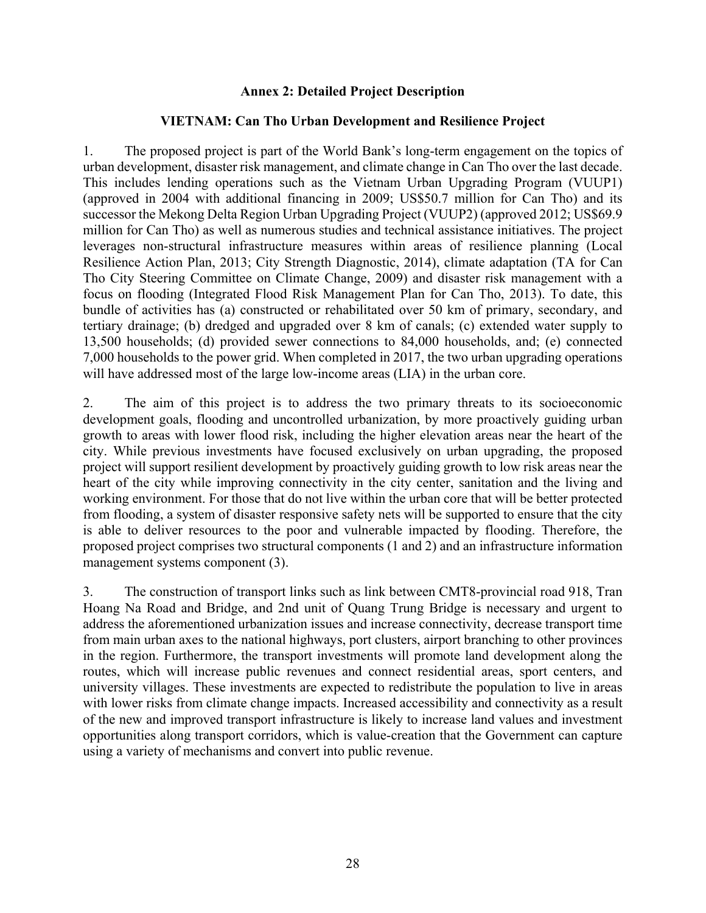## Annex 2: Detailed Project Description

### VIETNAM: Can Tho Urban Development and Resilience Project

1. The proposed project is part of the World Bank's long-term engagement on the topics of urban development, disaster risk management, and climate change in Can Tho over the last decade. This includes lending operations such as the Vietnam Urban Upgrading Program (VUUP1) (approved in 2004 with additional financing in 2009; US$50.7 million for Can Tho) and its successor the Mekong Delta Region Urban Upgrading Project (VUUP2) (approved 2012; US$69.9 million for Can Tho) as well as numerous studies and technical assistance initiatives. The project leverages non-structural infrastructure measures within areas of resilience planning (Local Resilience Action Plan, 2013; City Strength Diagnostic, 2014), climate adaptation (TA for Can Tho City Steering Committee on Climate Change, 2009) and disaster risk management with a focus on flooding (Integrated Flood Risk Management Plan for Can Tho, 2013). To date, this bundle of activities has (a) constructed or rehabilitated over 50 km of primary, secondary, and tertiary drainage; (b) dredged and upgraded over 8 km of canals; (c) extended water supply to 13,500 households; (d) provided sewer connections to 84,000 households, and; (e) connected 7,000 households to the power grid. When completed in 2017, the two urban upgrading operations will have addressed most of the large low-income areas (LIA) in the urban core.

2. The aim of this project is to address the two primary threats to its socioeconomic development goals, flooding and uncontrolled urbanization, by more proactively guiding urban growth to areas with lower flood risk, including the higher elevation areas near the heart of the city. While previous investments have focused exclusively on urban upgrading, the proposed project will support resilient development by proactively guiding growth to low risk areas near the heart of the city while improving connectivity in the city center, sanitation and the living and working environment. For those that do not live within the urban core that will be better protected from flooding, a system of disaster responsive safety nets will be supported to ensure that the city is able to deliver resources to the poor and vulnerable impacted by flooding. Therefore, the proposed project comprises two structural components (1 and 2) and an infrastructure information management systems component (3).

3. The construction of transport links such as link between CMT8-provincial road 918, Tran Hoang Na Road and Bridge, and 2nd unit of Quang Trung Bridge is necessary and urgent to address the aforementioned urbanization issues and increase connectivity, decrease transport time from main urban axes to the national highways, port clusters, airport branching to other provinces in the region. Furthermore, the transport investments will promote land development along the routes, which will increase public revenues and connect residential areas, sport centers, and university villages. These investments are expected to redistribute the population to live in areas with lower risks from climate change impacts. Increased accessibility and connectivity as a result of the new and improved transport infrastructure is likely to increase land values and investment opportunities along transport corridors, which is value-creation that the Government can capture using a variety of mechanisms and convert into public revenue.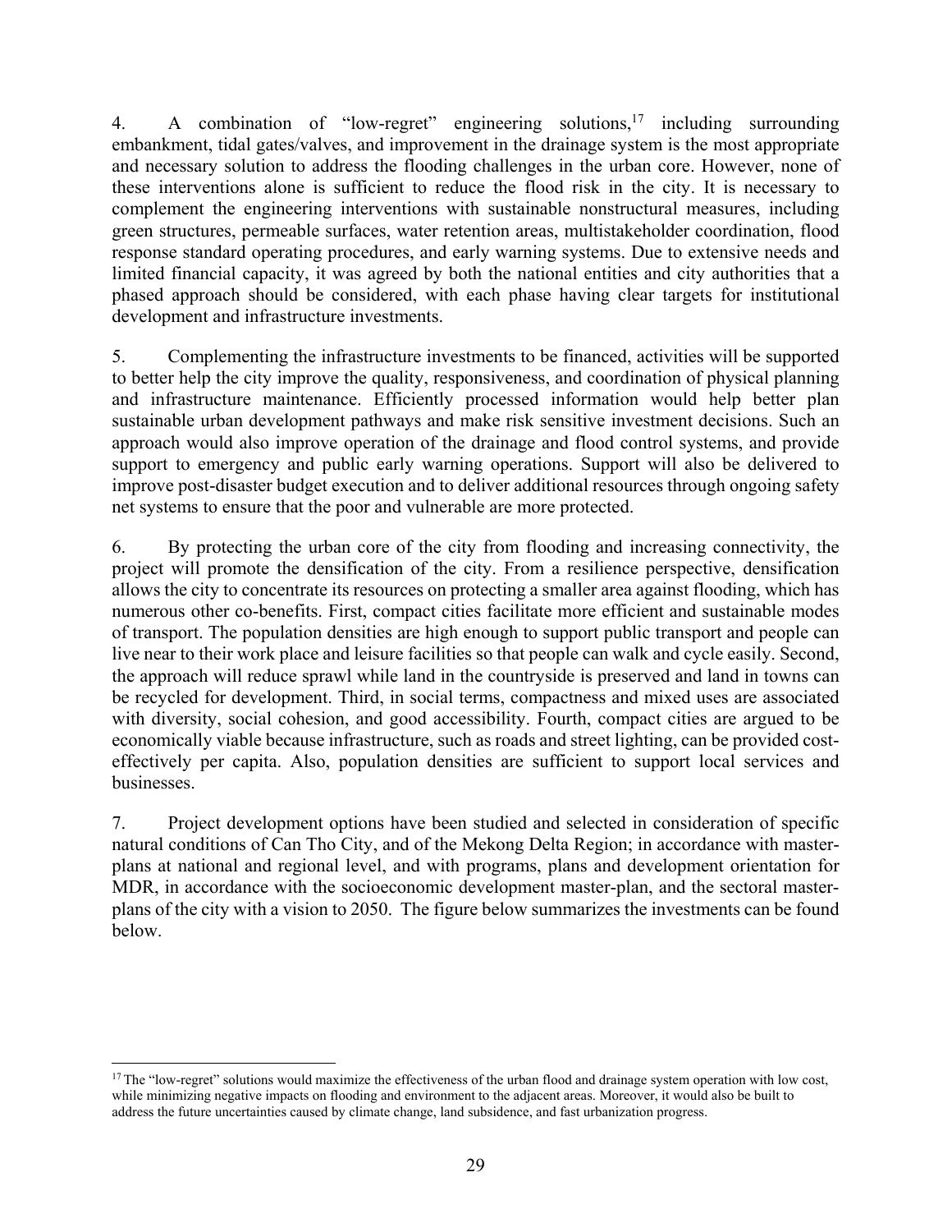4. A combination of "low-regret" engineering solutions,[17] including surrounding embankment, tidal gates/valves, and improvement in the drainage system is the most appropriate and necessary solution to address the flooding challenges in the urban core. However, none of these interventions alone is sufficient to reduce the flood risk in the city. It is necessary to complement the engineering interventions with sustainable nonstructural measures, including green structures, permeable surfaces, water retention areas, multistakeholder coordination, flood response standard operating procedures, and early warning systems. Due to extensive needs and limited financial capacity, it was agreed by both the national entities and city authorities that a phased approach should be considered, with each phase having clear targets for institutional development and infrastructure investments.

5. Complementing the infrastructure investments to be financed, activities will be supported to better help the city improve the quality, responsiveness, and coordination of physical planning and infrastructure maintenance. Efficiently processed information would help better plan sustainable urban development pathways and make risk sensitive investment decisions. Such an approach would also improve operation of the drainage and flood control systems, and provide support to emergency and public early warning operations. Support will also be delivered to improve post-disaster budget execution and to deliver additional resources through ongoing safety net systems to ensure that the poor and vulnerable are more protected.

6. By protecting the urban core of the city from flooding and increasing connectivity, the project will promote the densification of the city. From a resilience perspective, densification allows the city to concentrate its resources on protecting a smaller area against flooding, which has numerous other co-benefits. First, compact cities facilitate more efficient and sustainable modes of transport. The population densities are high enough to support public transport and people can live near to their work place and leisure facilities so that people can walk and cycle easily. Second, the approach will reduce sprawl while land in the countryside is preserved and land in towns can be recycled for development. Third, in social terms, compactness and mixed uses are associated with diversity, social cohesion, and good accessibility. Fourth, compact cities are argued to be economically viable because infrastructure, such as roads and street lighting, can be provided cost-effectively per capita. Also, population densities are sufficient to support local services and businesses.

7. Project development options have been studied and selected in consideration of specific natural conditions of Can Tho City, and of the Mekong Delta Region; in accordance with master-plans at national and regional level, and with programs, plans and development orientation for MDR, in accordance with the socioeconomic development master-plan, and the sectoral master-plans of the city with a vision to 2050. The figure below summarizes the investments can be found below.

[17] The "low-regret" solutions would maximize the effectiveness of the urban flood and drainage system operation with low cost, while minimizing negative impacts on flooding and environment to the adjacent areas. Moreover, it would also be built to address the future uncertainties caused by climate change, land subsidence, and fast urbanization progress.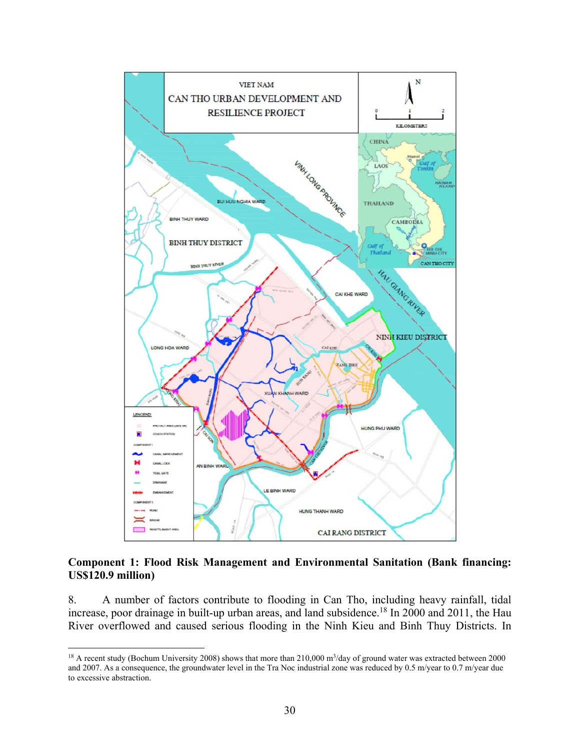**Component 1: Flood Risk Management and Environmental Sanitation (Bank financing: US$120.9 million)**

8. A number of factors contribute to flooding in Can Tho, including heavy rainfall, tidal increase, poor drainage in built-up urban areas, and land subsidence.[18] In 2000 and 2011, the Hau River overflowed and caused serious flooding in the Ninh Kieu and Binh Thuy Districts. In

[18] A recent study (Bochum University 2008) shows that more than 210,000 $m^3$/day of ground water was extracted between 2000 and 2007. As a consequence, the groundwater level in the Tra Noc industrial zone was reduced by 0.5 m/year to 0.7 m/year due to excessive abstraction.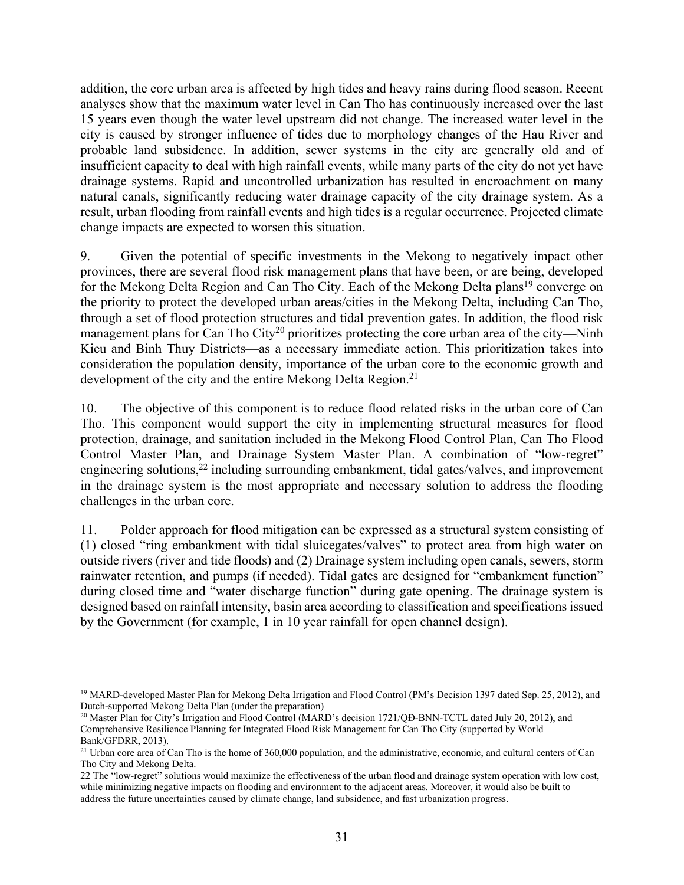addition, the core urban area is affected by high tides and heavy rains during flood season. Recent analyses show that the maximum water level in Can Tho has continuously increased over the last 15 years even though the water level upstream did not change. The increased water level in the city is caused by stronger influence of tides due to morphology changes of the Hau River and probable land subsidence. In addition, sewer systems in the city are generally old and of insufficient capacity to deal with high rainfall events, while many parts of the city do not yet have drainage systems. Rapid and uncontrolled urbanization has resulted in encroachment on many natural canals, significantly reducing water drainage capacity of the city drainage system. As a result, urban flooding from rainfall events and high tides is a regular occurrence. Projected climate change impacts are expected to worsen this situation.

9. Given the potential of specific investments in the Mekong to negatively impact other provinces, there are several flood risk management plans that have been, or are being, developed for the Mekong Delta Region and Can Tho City. Each of the Mekong Delta plans[19] converge on the priority to protect the developed urban areas/cities in the Mekong Delta, including Can Tho, through a set of flood protection structures and tidal prevention gates. In addition, the flood risk management plans for Can Tho City[20] prioritizes protecting the core urban area of the city—Ninh Kieu and Binh Thuy Districts—as a necessary immediate action. This prioritization takes into consideration the population density, importance of the urban core to the economic growth and development of the city and the entire Mekong Delta Region.[21]

10. The objective of this component is to reduce flood related risks in the urban core of Can Tho. This component would support the city in implementing structural measures for flood protection, drainage, and sanitation included in the Mekong Flood Control Plan, Can Tho Flood Control Master Plan, and Drainage System Master Plan. A combination of "low-regret" engineering solutions,[22] including surrounding embankment, tidal gates/valves, and improvement in the drainage system is the most appropriate and necessary solution to address the flooding challenges in the urban core.

11. Polder approach for flood mitigation can be expressed as a structural system consisting of (1) closed "ring embankment with tidal sluicegates/valves" to protect area from high water on outside rivers (river and tide floods) and (2) Drainage system including open canals, sewers, storm rainwater retention, and pumps (if needed). Tidal gates are designed for "embankment function" during closed time and "water discharge function" during gate opening. The drainage system is designed based on rainfall intensity, basin area according to classification and specifications issued by the Government (for example, 1 in 10 year rainfall for open channel design).

---

[19] MARD-developed Master Plan for Mekong Delta Irrigation and Flood Control (PM's Decision 1397 dated Sep. 25, 2012), and Dutch-supported Mekong Delta Plan (under the preparation)

[20] Master Plan for City's Irrigation and Flood Control (MARD's decision 1721/QĐ-BNN-TCTL dated July 20, 2012), and Comprehensive Resilience Planning for Integrated Flood Risk Management for Can Tho City (supported by World Bank/GFDRR, 2013).

[21] Urban core area of Can Tho is the home of 360,000 population, and the administrative, economic, and cultural centers of Can Tho City and Mekong Delta.

22 The "low-regret" solutions would maximize the effectiveness of the urban flood and drainage system operation with low cost, while minimizing negative impacts on flooding and environment to the adjacent areas. Moreover, it would also be built to address the future uncertainties caused by climate change, land subsidence, and fast urbanization progress.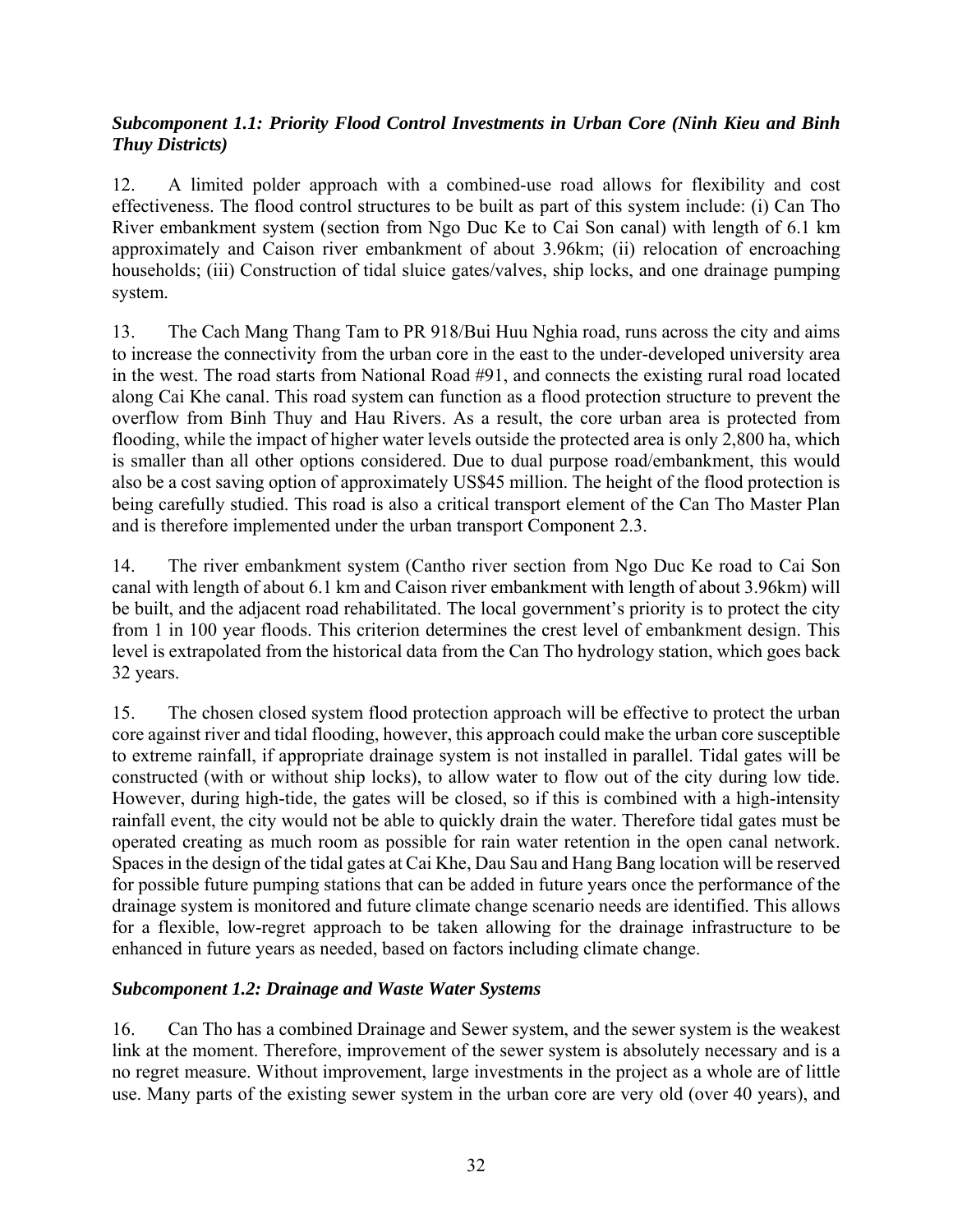### *Subcomponent 1.1: Priority Flood Control Investments in Urban Core (Ninh Kieu and Binh Thuy Districts)*

12. A limited polder approach with a combined-use road allows for flexibility and cost effectiveness. The flood control structures to be built as part of this system include: (i) Can Tho River embankment system (section from Ngo Duc Ke to Cai Son canal) with length of 6.1 km approximately and Caison river embankment of about 3.96km; (ii) relocation of encroaching households; (iii) Construction of tidal sluice gates/valves, ship locks, and one drainage pumping system.

13. The Cach Mang Thang Tam to PR 918/Bui Huu Nghia road, runs across the city and aims to increase the connectivity from the urban core in the east to the under-developed university area in the west. The road starts from National Road #91, and connects the existing rural road located along Cai Khe canal. This road system can function as a flood protection structure to prevent the overflow from Binh Thuy and Hau Rivers. As a result, the core urban area is protected from flooding, while the impact of higher water levels outside the protected area is only 2,800 ha, which is smaller than all other options considered. Due to dual purpose road/embankment, this would also be a cost saving option of approximately US$45 million. The height of the flood protection is being carefully studied. This road is also a critical transport element of the Can Tho Master Plan and is therefore implemented under the urban transport Component 2.3.

14. The river embankment system (Cantho river section from Ngo Duc Ke road to Cai Son canal with length of about 6.1 km and Caison river embankment with length of about 3.96km) will be built, and the adjacent road rehabilitated. The local government's priority is to protect the city from 1 in 100 year floods. This criterion determines the crest level of embankment design. This level is extrapolated from the historical data from the Can Tho hydrology station, which goes back 32 years.

15. The chosen closed system flood protection approach will be effective to protect the urban core against river and tidal flooding, however, this approach could make the urban core susceptible to extreme rainfall, if appropriate drainage system is not installed in parallel. Tidal gates will be constructed (with or without ship locks), to allow water to flow out of the city during low tide. However, during high-tide, the gates will be closed, so if this is combined with a high-intensity rainfall event, the city would not be able to quickly drain the water. Therefore tidal gates must be operated creating as much room as possible for rain water retention in the open canal network. Spaces in the design of the tidal gates at Cai Khe, Dau Sau and Hang Bang location will be reserved for possible future pumping stations that can be added in future years once the performance of the drainage system is monitored and future climate change scenario needs are identified. This allows for a flexible, low-regret approach to be taken allowing for the drainage infrastructure to be enhanced in future years as needed, based on factors including climate change.

### *Subcomponent 1.2: Drainage and Waste Water Systems*

16. Can Tho has a combined Drainage and Sewer system, and the sewer system is the weakest link at the moment. Therefore, improvement of the sewer system is absolutely necessary and is a no regret measure. Without improvement, large investments in the project as a whole are of little use. Many parts of the existing sewer system in the urban core are very old (over 40 years), and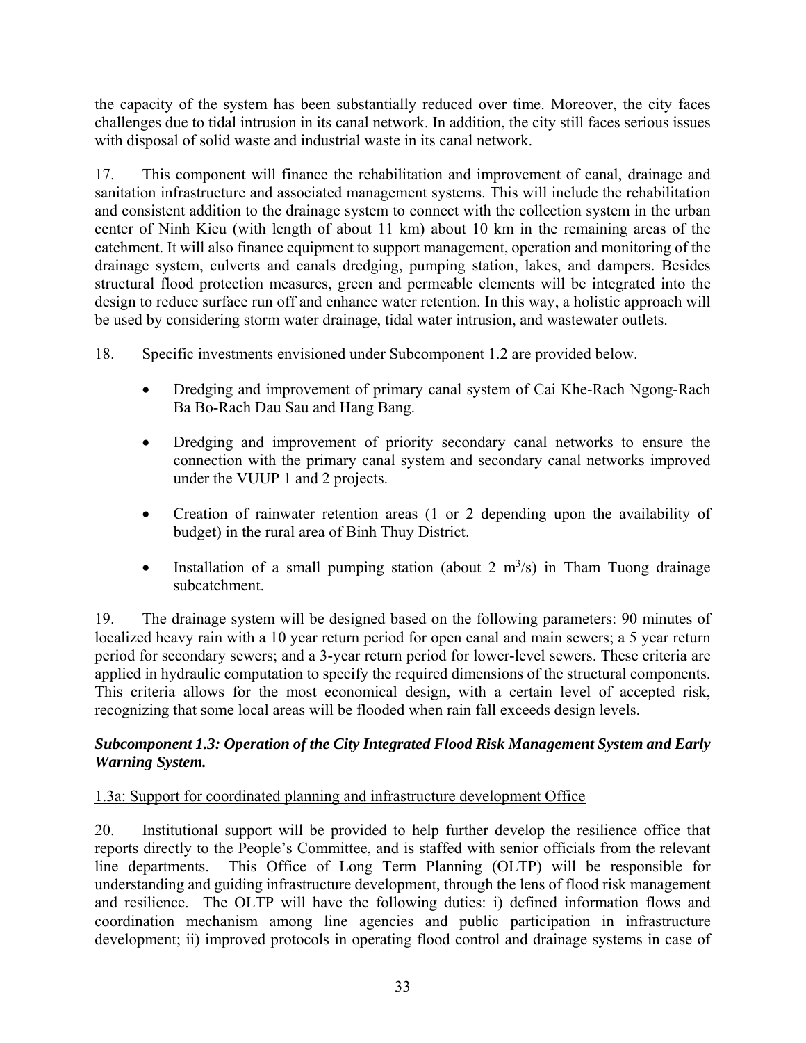the capacity of the system has been substantially reduced over time. Moreover, the city faces challenges due to tidal intrusion in its canal network. In addition, the city still faces serious issues with disposal of solid waste and industrial waste in its canal network.

17. This component will finance the rehabilitation and improvement of canal, drainage and sanitation infrastructure and associated management systems. This will include the rehabilitation and consistent addition to the drainage system to connect with the collection system in the urban center of Ninh Kieu (with length of about 11 km) about 10 km in the remaining areas of the catchment. It will also finance equipment to support management, operation and monitoring of the drainage system, culverts and canals dredging, pumping station, lakes, and dampers. Besides structural flood protection measures, green and permeable elements will be integrated into the design to reduce surface run off and enhance water retention. In this way, a holistic approach will be used by considering storm water drainage, tidal water intrusion, and wastewater outlets.

18. Specific investments envisioned under Subcomponent 1.2 are provided below.

- Dredging and improvement of primary canal system of Cai Khe-Rach Ngong-Rach Ba Bo-Rach Dau Sau and Hang Bang.
- Dredging and improvement of priority secondary canal networks to ensure the connection with the primary canal system and secondary canal networks improved under the VUUP 1 and 2 projects.
- Creation of rainwater retention areas (1 or 2 depending upon the availability of budget) in the rural area of Binh Thuy District.
- Installation of a small pumping station (about 2 $m^3$/s) in Tham Tuong drainage subcatchment.

19. The drainage system will be designed based on the following parameters: 90 minutes of localized heavy rain with a 10 year return period for open canal and main sewers; a 5 year return period for secondary sewers; and a 3-year return period for lower-level sewers. These criteria are applied in hydraulic computation to specify the required dimensions of the structural components. This criteria allows for the most economical design, with a certain level of accepted risk, recognizing that some local areas will be flooded when rain fall exceeds design levels.

***Subcomponent 1.3: Operation of the City Integrated Flood Risk Management System and Early Warning System.***

1.3a: Support for coordinated planning and infrastructure development Office

20. Institutional support will be provided to help further develop the resilience office that reports directly to the People's Committee, and is staffed with senior officials from the relevant line departments. This Office of Long Term Planning (OLTP) will be responsible for understanding and guiding infrastructure development, through the lens of flood risk management and resilience. The OLTP will have the following duties: i) defined information flows and coordination mechanism among line agencies and public participation in infrastructure development; ii) improved protocols in operating flood control and drainage systems in case of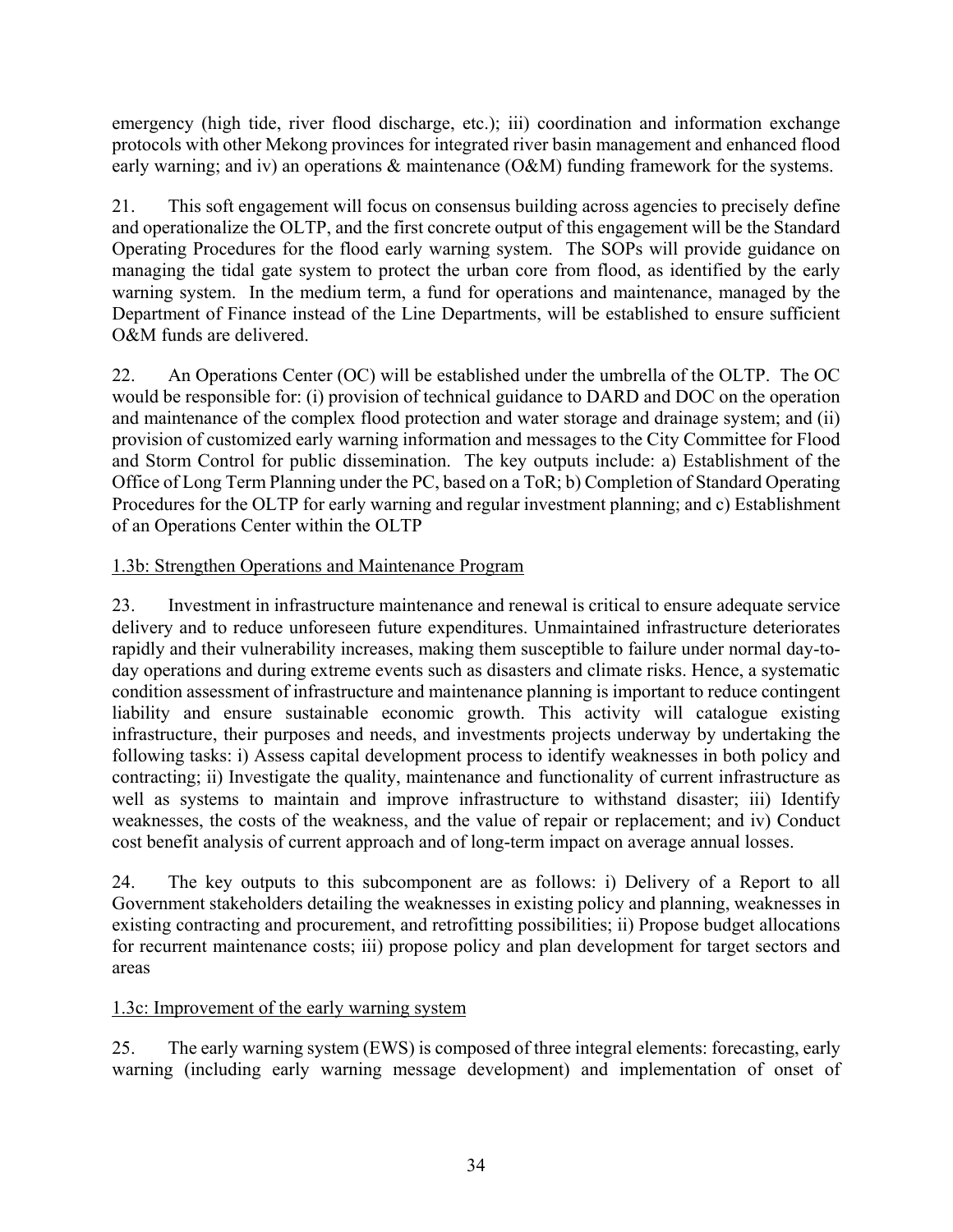emergency (high tide, river flood discharge, etc.); iii) coordination and information exchange protocols with other Mekong provinces for integrated river basin management and enhanced flood early warning; and iv) an operations & maintenance (O&M) funding framework for the systems.

21. This soft engagement will focus on consensus building across agencies to precisely define and operationalize the OLTP, and the first concrete output of this engagement will be the Standard Operating Procedures for the flood early warning system. The SOPs will provide guidance on managing the tidal gate system to protect the urban core from flood, as identified by the early warning system. In the medium term, a fund for operations and maintenance, managed by the Department of Finance instead of the Line Departments, will be established to ensure sufficient O&M funds are delivered.

22. An Operations Center (OC) will be established under the umbrella of the OLTP. The OC would be responsible for: (i) provision of technical guidance to DARD and DOC on the operation and maintenance of the complex flood protection and water storage and drainage system; and (ii) provision of customized early warning information and messages to the City Committee for Flood and Storm Control for public dissemination. The key outputs include: a) Establishment of the Office of Long Term Planning under the PC, based on a ToR; b) Completion of Standard Operating Procedures for the OLTP for early warning and regular investment planning; and c) Establishment of an Operations Center within the OLTP

<u>1.3b: Strengthen Operations and Maintenance Program</u>

23. Investment in infrastructure maintenance and renewal is critical to ensure adequate service delivery and to reduce unforeseen future expenditures. Unmaintained infrastructure deteriorates rapidly and their vulnerability increases, making them susceptible to failure under normal day-to-day operations and during extreme events such as disasters and climate risks. Hence, a systematic condition assessment of infrastructure and maintenance planning is important to reduce contingent liability and ensure sustainable economic growth. This activity will catalogue existing infrastructure, their purposes and needs, and investments projects underway by undertaking the following tasks: i) Assess capital development process to identify weaknesses in both policy and contracting; ii) Investigate the quality, maintenance and functionality of current infrastructure as well as systems to maintain and improve infrastructure to withstand disaster; iii) Identify weaknesses, the costs of the weakness, and the value of repair or replacement; and iv) Conduct cost benefit analysis of current approach and of long-term impact on average annual losses.

24. The key outputs to this subcomponent are as follows: i) Delivery of a Report to all Government stakeholders detailing the weaknesses in existing policy and planning, weaknesses in existing contracting and procurement, and retrofitting possibilities; ii) Propose budget allocations for recurrent maintenance costs; iii) propose policy and plan development for target sectors and areas

<u>1.3c: Improvement of the early warning system</u>

25. The early warning system (EWS) is composed of three integral elements: forecasting, early warning (including early warning message development) and implementation of onset of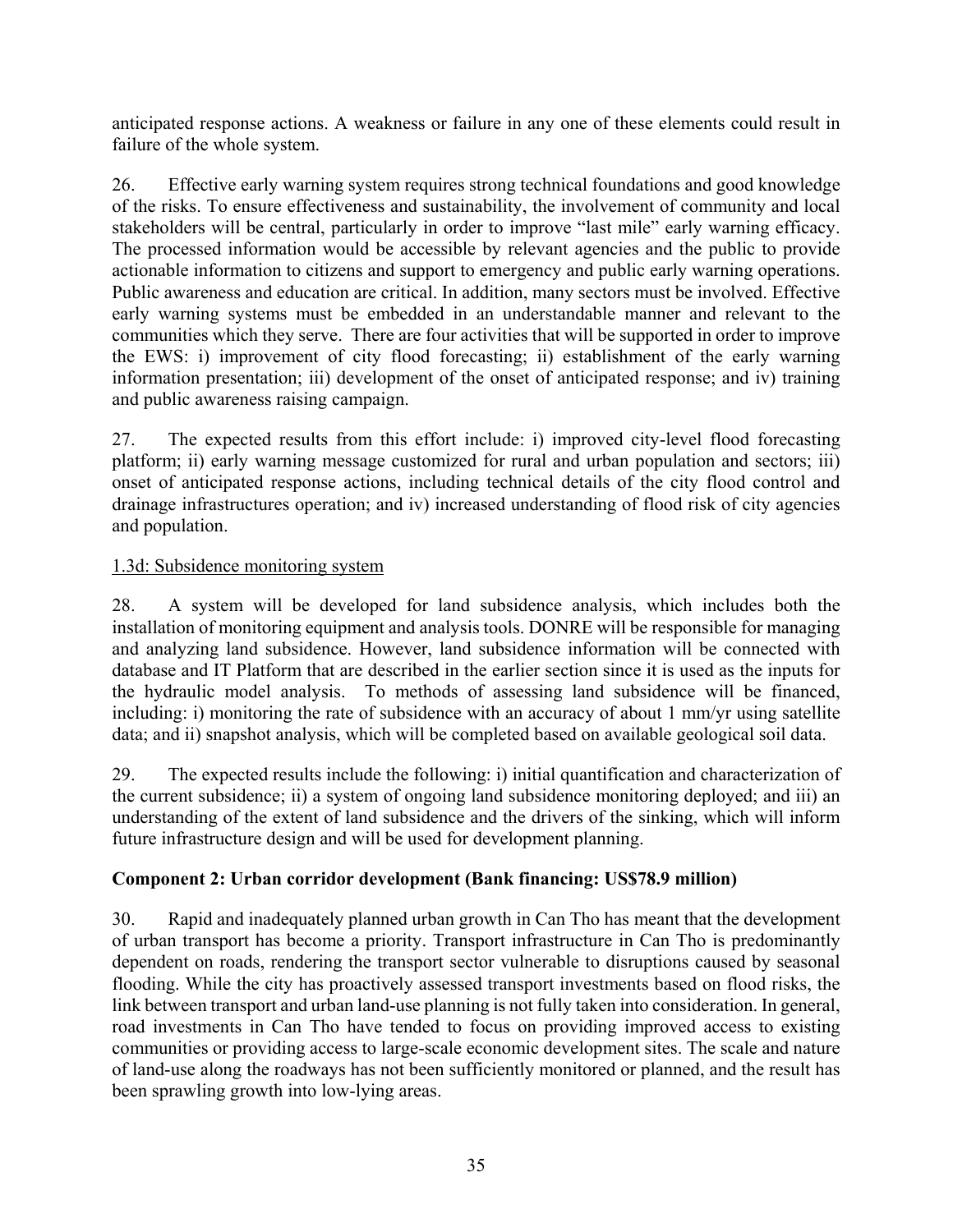anticipated response actions. A weakness or failure in any one of these elements could result in failure of the whole system.

26. Effective early warning system requires strong technical foundations and good knowledge of the risks. To ensure effectiveness and sustainability, the involvement of community and local stakeholders will be central, particularly in order to improve "last mile" early warning efficacy. The processed information would be accessible by relevant agencies and the public to provide actionable information to citizens and support to emergency and public early warning operations. Public awareness and education are critical. In addition, many sectors must be involved. Effective early warning systems must be embedded in an understandable manner and relevant to the communities which they serve. There are four activities that will be supported in order to improve the EWS: i) improvement of city flood forecasting; ii) establishment of the early warning information presentation; iii) development of the onset of anticipated response; and iv) training and public awareness raising campaign.

27. The expected results from this effort include: i) improved city-level flood forecasting platform; ii) early warning message customized for rural and urban population and sectors; iii) onset of anticipated response actions, including technical details of the city flood control and drainage infrastructures operation; and iv) increased understanding of flood risk of city agencies and population.

1.3d: Subsidence monitoring system

28. A system will be developed for land subsidence analysis, which includes both the installation of monitoring equipment and analysis tools. DONRE will be responsible for managing and analyzing land subsidence. However, land subsidence information will be connected with database and IT Platform that are described in the earlier section since it is used as the inputs for the hydraulic model analysis. To methods of assessing land subsidence will be financed, including: i) monitoring the rate of subsidence with an accuracy of about 1 mm/yr using satellite data; and ii) snapshot analysis, which will be completed based on available geological soil data.

29. The expected results include the following: i) initial quantification and characterization of the current subsidence; ii) a system of ongoing land subsidence monitoring deployed; and iii) an understanding of the extent of land subsidence and the drivers of the sinking, which will inform future infrastructure design and will be used for development planning.

**Component 2: Urban corridor development (Bank financing: US$78.9 million)**

30. Rapid and inadequately planned urban growth in Can Tho has meant that the development of urban transport has become a priority. Transport infrastructure in Can Tho is predominantly dependent on roads, rendering the transport sector vulnerable to disruptions caused by seasonal flooding. While the city has proactively assessed transport investments based on flood risks, the link between transport and urban land-use planning is not fully taken into consideration. In general, road investments in Can Tho have tended to focus on providing improved access to existing communities or providing access to large-scale economic development sites. The scale and nature of land-use along the roadways has not been sufficiently monitored or planned, and the result has been sprawling growth into low-lying areas.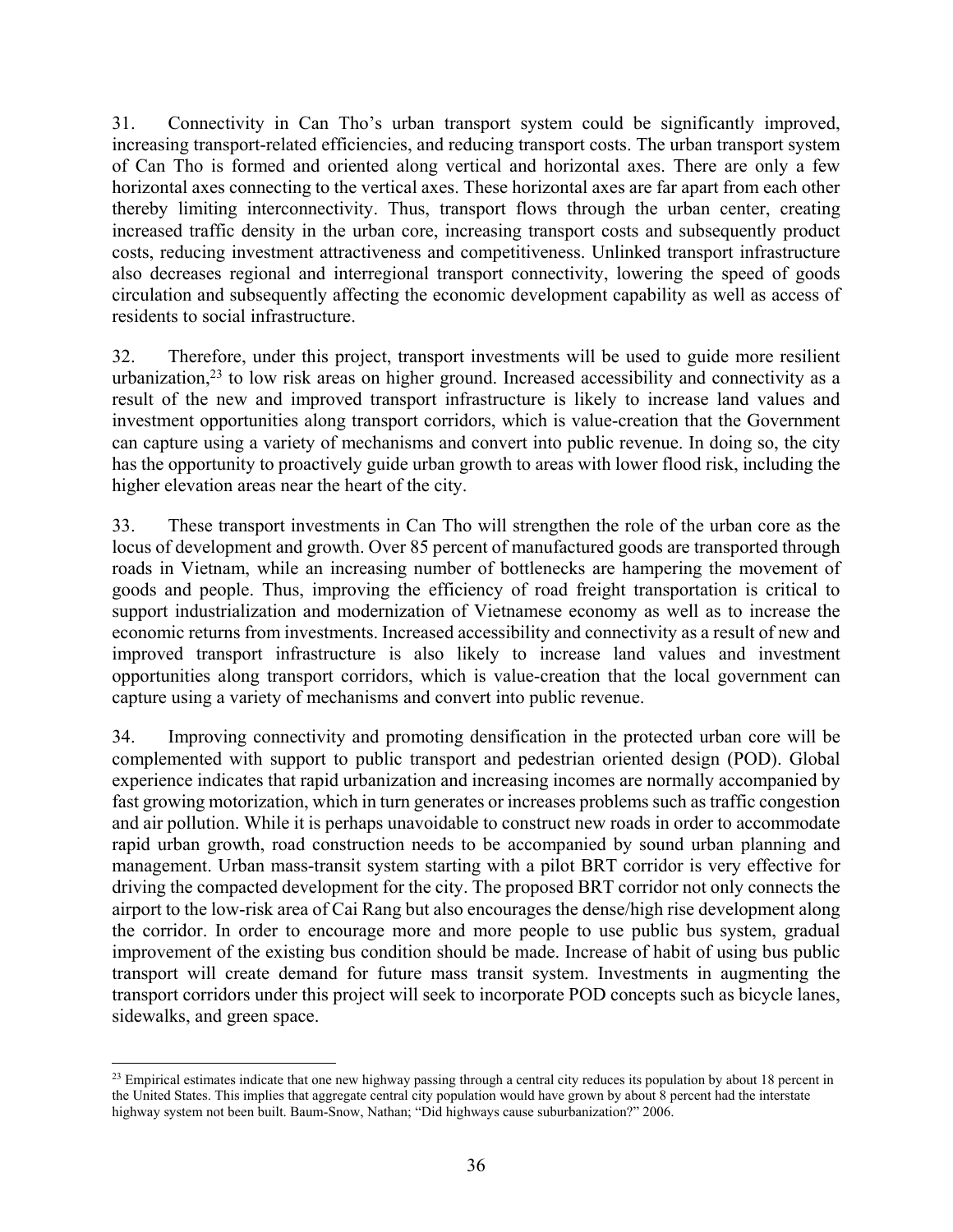31. Connectivity in Can Tho's urban transport system could be significantly improved, increasing transport-related efficiencies, and reducing transport costs. The urban transport system of Can Tho is formed and oriented along vertical and horizontal axes. There are only a few horizontal axes connecting to the vertical axes. These horizontal axes are far apart from each other thereby limiting interconnectivity. Thus, transport flows through the urban center, creating increased traffic density in the urban core, increasing transport costs and subsequently product costs, reducing investment attractiveness and competitiveness. Unlinked transport infrastructure also decreases regional and interregional transport connectivity, lowering the speed of goods circulation and subsequently affecting the economic development capability as well as access of residents to social infrastructure.

32. Therefore, under this project, transport investments will be used to guide more resilient urbanization,[23] to low risk areas on higher ground. Increased accessibility and connectivity as a result of the new and improved transport infrastructure is likely to increase land values and investment opportunities along transport corridors, which is value-creation that the Government can capture using a variety of mechanisms and convert into public revenue. In doing so, the city has the opportunity to proactively guide urban growth to areas with lower flood risk, including the higher elevation areas near the heart of the city.

33. These transport investments in Can Tho will strengthen the role of the urban core as the locus of development and growth. Over 85 percent of manufactured goods are transported through roads in Vietnam, while an increasing number of bottlenecks are hampering the movement of goods and people. Thus, improving the efficiency of road freight transportation is critical to support industrialization and modernization of Vietnamese economy as well as to increase the economic returns from investments. Increased accessibility and connectivity as a result of new and improved transport infrastructure is also likely to increase land values and investment opportunities along transport corridors, which is value-creation that the local government can capture using a variety of mechanisms and convert into public revenue.

34. Improving connectivity and promoting densification in the protected urban core will be complemented with support to public transport and pedestrian oriented design (POD). Global experience indicates that rapid urbanization and increasing incomes are normally accompanied by fast growing motorization, which in turn generates or increases problems such as traffic congestion and air pollution. While it is perhaps unavoidable to construct new roads in order to accommodate rapid urban growth, road construction needs to be accompanied by sound urban planning and management. Urban mass-transit system starting with a pilot BRT corridor is very effective for driving the compacted development for the city. The proposed BRT corridor not only connects the airport to the low-risk area of Cai Rang but also encourages the dense/high rise development along the corridor. In order to encourage more and more people to use public bus system, gradual improvement of the existing bus condition should be made. Increase of habit of using bus public transport will create demand for future mass transit system. Investments in augmenting the transport corridors under this project will seek to incorporate POD concepts such as bicycle lanes, sidewalks, and green space.

---

[23] Empirical estimates indicate that one new highway passing through a central city reduces its population by about 18 percent in the United States. This implies that aggregate central city population would have grown by about 8 percent had the interstate highway system not been built. Baum-Snow, Nathan; "Did highways cause suburbanization?" 2006.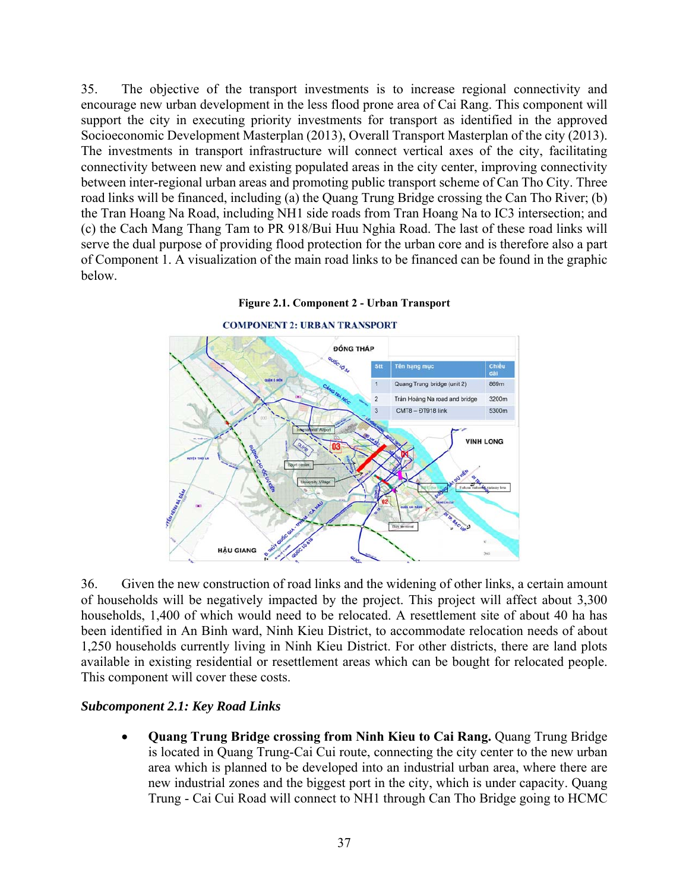35. The objective of the transport investments is to increase regional connectivity and encourage new urban development in the less flood prone area of Cai Rang. This component will support the city in executing priority investments for transport as identified in the approved Socioeconomic Development Masterplan (2013), Overall Transport Masterplan of the city (2013). The investments in transport infrastructure will connect vertical axes of the city, facilitating connectivity between new and existing populated areas in the city center, improving connectivity between inter-regional urban areas and promoting public transport scheme of Can Tho City. Three road links will be financed, including (a) the Quang Trung Bridge crossing the Can Tho River; (b) the Tran Hoang Na Road, including NH1 side roads from Tran Hoang Na to IC3 intersection; and (c) the Cach Mang Thang Tam to PR 918/Bui Huu Nghia Road. The last of these road links will serve the dual purpose of providing flood protection for the urban core and is therefore also a part of Component 1. A visualization of the main road links to be financed can be found in the graphic below.

**Figure 2.1. Component 2 - Urban Transport**

36. Given the new construction of road links and the widening of other links, a certain amount of households will be negatively impacted by the project. This project will affect about 3,300 households, 1,400 of which would need to be relocated. A resettlement site of about 40 ha has been identified in An Binh ward, Ninh Kieu District, to accommodate relocation needs of about 1,250 households currently living in Ninh Kieu District. For other districts, there are land plots available in existing residential or resettlement areas which can be bought for relocated people. This component will cover these costs.

***Subcomponent 2.1: Key Road Links***

- **Quang Trung Bridge crossing from Ninh Kieu to Cai Rang.** Quang Trung Bridge is located in Quang Trung-Cai Cui route, connecting the city center to the new urban area which is planned to be developed into an industrial urban area, where there are new industrial zones and the biggest port in the city, which is under capacity. Quang Trung - Cai Cui Road will connect to NH1 through Can Tho Bridge going to HCMC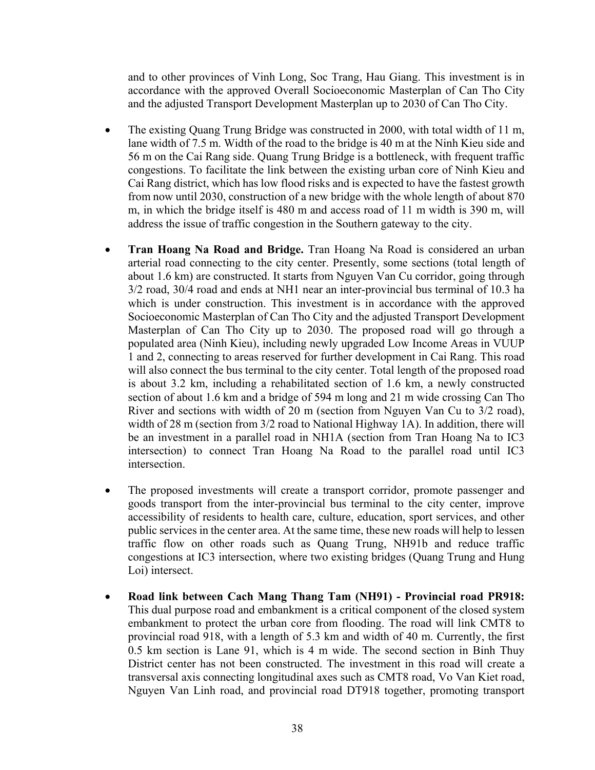and to other provinces of Vinh Long, Soc Trang, Hau Giang. This investment is in accordance with the approved Overall Socioeconomic Masterplan of Can Tho City and the adjusted Transport Development Masterplan up to 2030 of Can Tho City.

- The existing Quang Trung Bridge was constructed in 2000, with total width of 11 m, lane width of 7.5 m. Width of the road to the bridge is 40 m at the Ninh Kieu side and 56 m on the Cai Rang side. Quang Trung Bridge is a bottleneck, with frequent traffic congestions. To facilitate the link between the existing urban core of Ninh Kieu and Cai Rang district, which has low flood risks and is expected to have the fastest growth from now until 2030, construction of a new bridge with the whole length of about 870 m, in which the bridge itself is 480 m and access road of 11 m width is 390 m, will address the issue of traffic congestion in the Southern gateway to the city.

- **Tran Hoang Na Road and Bridge.** Tran Hoang Na Road is considered an urban arterial road connecting to the city center. Presently, some sections (total length of about 1.6 km) are constructed. It starts from Nguyen Van Cu corridor, going through 3/2 road, 30/4 road and ends at NH1 near an inter-provincial bus terminal of 10.3 ha which is under construction. This investment is in accordance with the approved Socioeconomic Masterplan of Can Tho City and the adjusted Transport Development Masterplan of Can Tho City up to 2030. The proposed road will go through a populated area (Ninh Kieu), including newly upgraded Low Income Areas in VUUP 1 and 2, connecting to areas reserved for further development in Cai Rang. This road will also connect the bus terminal to the city center. Total length of the proposed road is about 3.2 km, including a rehabilitated section of 1.6 km, a newly constructed section of about 1.6 km and a bridge of 594 m long and 21 m wide crossing Can Tho River and sections with width of 20 m (section from Nguyen Van Cu to 3/2 road), width of 28 m (section from 3/2 road to National Highway 1A). In addition, there will be an investment in a parallel road in NH1A (section from Tran Hoang Na to IC3 intersection) to connect Tran Hoang Na Road to the parallel road until IC3 intersection.

- The proposed investments will create a transport corridor, promote passenger and goods transport from the inter-provincial bus terminal to the city center, improve accessibility of residents to health care, culture, education, sport services, and other public services in the center area. At the same time, these new roads will help to lessen traffic flow on other roads such as Quang Trung, NH91b and reduce traffic congestions at IC3 intersection, where two existing bridges (Quang Trung and Hung Loi) intersect.

- **Road link between Cach Mang Thang Tam (NH91) - Provincial road PR918:** This dual purpose road and embankment is a critical component of the closed system embankment to protect the urban core from flooding. The road will link CMT8 to provincial road 918, with a length of 5.3 km and width of 40 m. Currently, the first 0.5 km section is Lane 91, which is 4 m wide. The second section in Binh Thuy District center has not been constructed. The investment in this road will create a transversal axis connecting longitudinal axes such as CMT8 road, Vo Van Kiet road, Nguyen Van Linh road, and provincial road DT918 together, promoting transport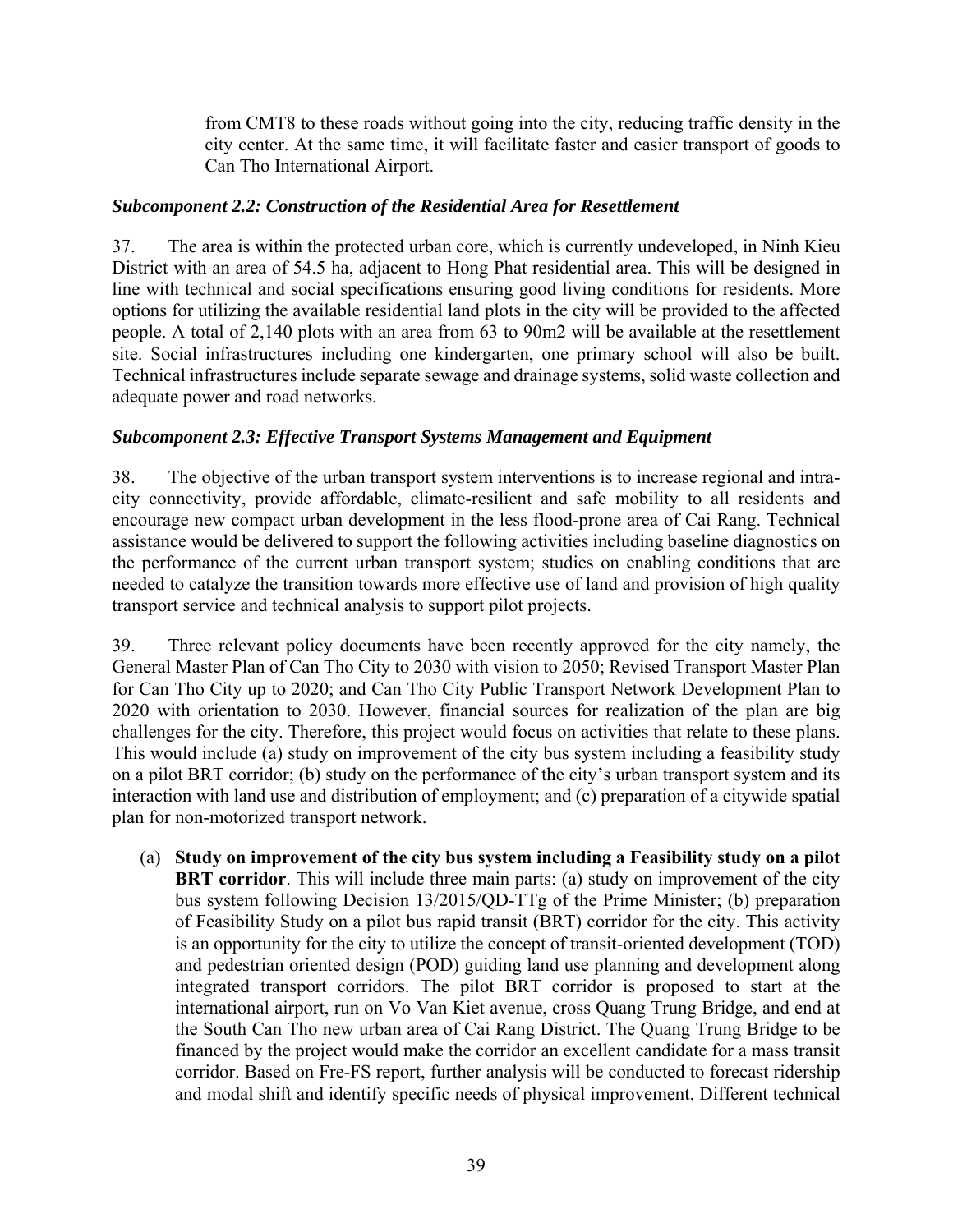from CMT8 to these roads without going into the city, reducing traffic density in the city center. At the same time, it will facilitate faster and easier transport of goods to Can Tho International Airport.

***Subcomponent 2.2: Construction of the Residential Area for Resettlement***

37. The area is within the protected urban core, which is currently undeveloped, in Ninh Kieu District with an area of 54.5 ha, adjacent to Hong Phat residential area. This will be designed in line with technical and social specifications ensuring good living conditions for residents. More options for utilizing the available residential land plots in the city will be provided to the affected people. A total of 2,140 plots with an area from 63 to 90m2 will be available at the resettlement site. Social infrastructures including one kindergarten, one primary school will also be built. Technical infrastructures include separate sewage and drainage systems, solid waste collection and adequate power and road networks.

***Subcomponent 2.3: Effective Transport Systems Management and Equipment***

38. The objective of the urban transport system interventions is to increase regional and intra-city connectivity, provide affordable, climate-resilient and safe mobility to all residents and encourage new compact urban development in the less flood-prone area of Cai Rang. Technical assistance would be delivered to support the following activities including baseline diagnostics on the performance of the current urban transport system; studies on enabling conditions that are needed to catalyze the transition towards more effective use of land and provision of high quality transport service and technical analysis to support pilot projects.

39. Three relevant policy documents have been recently approved for the city namely, the General Master Plan of Can Tho City to 2030 with vision to 2050; Revised Transport Master Plan for Can Tho City up to 2020; and Can Tho City Public Transport Network Development Plan to 2020 with orientation to 2030. However, financial sources for realization of the plan are big challenges for the city. Therefore, this project would focus on activities that relate to these plans. This would include (a) study on improvement of the city bus system including a feasibility study on a pilot BRT corridor; (b) study on the performance of the city's urban transport system and its interaction with land use and distribution of employment; and (c) preparation of a citywide spatial plan for non-motorized transport network.

(a) **Study on improvement of the city bus system including a Feasibility study on a pilot BRT corridor**. This will include three main parts: (a) study on improvement of the city bus system following Decision 13/2015/QD-TTg of the Prime Minister; (b) preparation of Feasibility Study on a pilot bus rapid transit (BRT) corridor for the city. This activity is an opportunity for the city to utilize the concept of transit-oriented development (TOD) and pedestrian oriented design (POD) guiding land use planning and development along integrated transport corridors. The pilot BRT corridor is proposed to start at the international airport, run on Vo Van Kiet avenue, cross Quang Trung Bridge, and end at the South Can Tho new urban area of Cai Rang District. The Quang Trung Bridge to be financed by the project would make the corridor an excellent candidate for a mass transit corridor. Based on Fre-FS report, further analysis will be conducted to forecast ridership and modal shift and identify specific needs of physical improvement. Different technical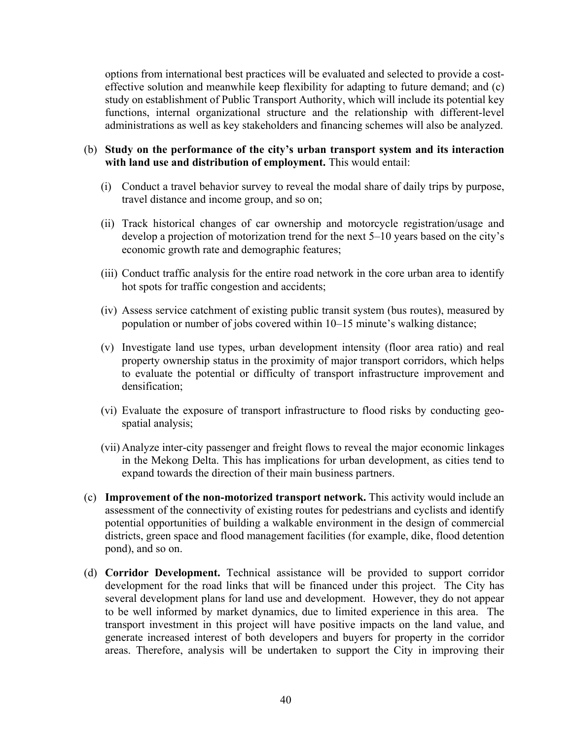options from international best practices will be evaluated and selected to provide a cost-effective solution and meanwhile keep flexibility for adapting to future demand; and (c) study on establishment of Public Transport Authority, which will include its potential key functions, internal organizational structure and the relationship with different-level administrations as well as key stakeholders and financing schemes will also be analyzed.

(b) **Study on the performance of the city's urban transport system and its interaction with land use and distribution of employment.** This would entail:

   (i) Conduct a travel behavior survey to reveal the modal share of daily trips by purpose, travel distance and income group, and so on;

   (ii) Track historical changes of car ownership and motorcycle registration/usage and develop a projection of motorization trend for the next 5–10 years based on the city's economic growth rate and demographic features;

   (iii) Conduct traffic analysis for the entire road network in the core urban area to identify hot spots for traffic congestion and accidents;

   (iv) Assess service catchment of existing public transit system (bus routes), measured by population or number of jobs covered within 10–15 minute's walking distance;

   (v) Investigate land use types, urban development intensity (floor area ratio) and real property ownership status in the proximity of major transport corridors, which helps to evaluate the potential or difficulty of transport infrastructure improvement and densification;

   (vi) Evaluate the exposure of transport infrastructure to flood risks by conducting geo-spatial analysis;

   (vii) Analyze inter-city passenger and freight flows to reveal the major economic linkages in the Mekong Delta. This has implications for urban development, as cities tend to expand towards the direction of their main business partners.

(c) **Improvement of the non-motorized transport network.** This activity would include an assessment of the connectivity of existing routes for pedestrians and cyclists and identify potential opportunities of building a walkable environment in the design of commercial districts, green space and flood management facilities (for example, dike, flood detention pond), and so on.

(d) **Corridor Development.** Technical assistance will be provided to support corridor development for the road links that will be financed under this project. The City has several development plans for land use and development. However, they do not appear to be well informed by market dynamics, due to limited experience in this area. The transport investment in this project will have positive impacts on the land value, and generate increased interest of both developers and buyers for property in the corridor areas. Therefore, analysis will be undertaken to support the City in improving their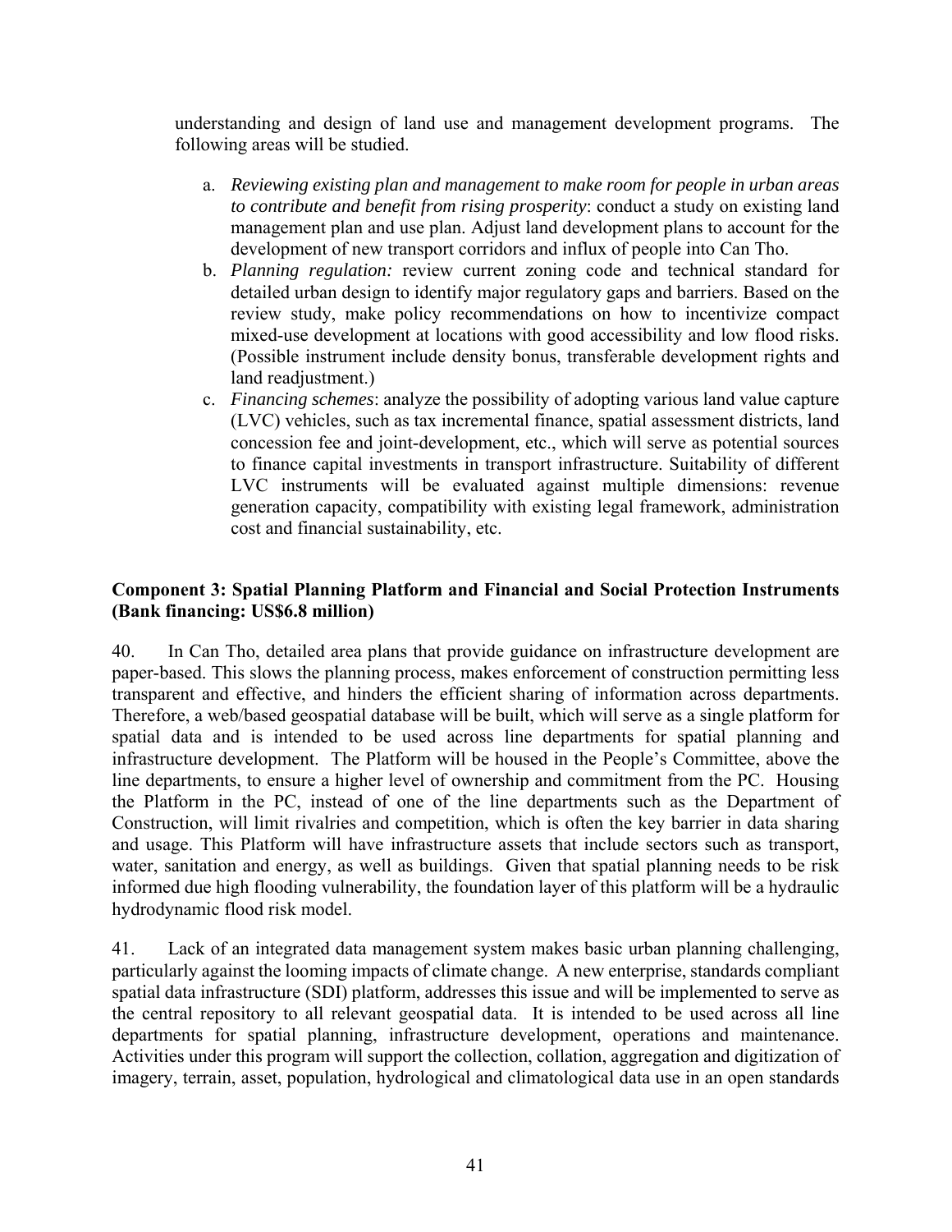understanding and design of land use and management development programs. The following areas will be studied.

a. *Reviewing existing plan and management to make room for people in urban areas to contribute and benefit from rising prosperity*: conduct a study on existing land management plan and use plan. Adjust land development plans to account for the development of new transport corridors and influx of people into Can Tho.
b. *Planning regulation:* review current zoning code and technical standard for detailed urban design to identify major regulatory gaps and barriers. Based on the review study, make policy recommendations on how to incentivize compact mixed-use development at locations with good accessibility and low flood risks. (Possible instrument include density bonus, transferable development rights and land readjustment.)
c. *Financing schemes*: analyze the possibility of adopting various land value capture (LVC) vehicles, such as tax incremental finance, spatial assessment districts, land concession fee and joint-development, etc., which will serve as potential sources to finance capital investments in transport infrastructure. Suitability of different LVC instruments will be evaluated against multiple dimensions: revenue generation capacity, compatibility with existing legal framework, administration cost and financial sustainability, etc.

**Component 3: Spatial Planning Platform and Financial and Social Protection Instruments (Bank financing: US$6.8 million)**

40. In Can Tho, detailed area plans that provide guidance on infrastructure development are paper-based. This slows the planning process, makes enforcement of construction permitting less transparent and effective, and hinders the efficient sharing of information across departments. Therefore, a web/based geospatial database will be built, which will serve as a single platform for spatial data and is intended to be used across line departments for spatial planning and infrastructure development. The Platform will be housed in the People's Committee, above the line departments, to ensure a higher level of ownership and commitment from the PC. Housing the Platform in the PC, instead of one of the line departments such as the Department of Construction, will limit rivalries and competition, which is often the key barrier in data sharing and usage. This Platform will have infrastructure assets that include sectors such as transport, water, sanitation and energy, as well as buildings. Given that spatial planning needs to be risk informed due high flooding vulnerability, the foundation layer of this platform will be a hydraulic hydrodynamic flood risk model.

41. Lack of an integrated data management system makes basic urban planning challenging, particularly against the looming impacts of climate change. A new enterprise, standards compliant spatial data infrastructure (SDI) platform, addresses this issue and will be implemented to serve as the central repository to all relevant geospatial data. It is intended to be used across all line departments for spatial planning, infrastructure development, operations and maintenance. Activities under this program will support the collection, collation, aggregation and digitization of imagery, terrain, asset, population, hydrological and climatological data use in an open standards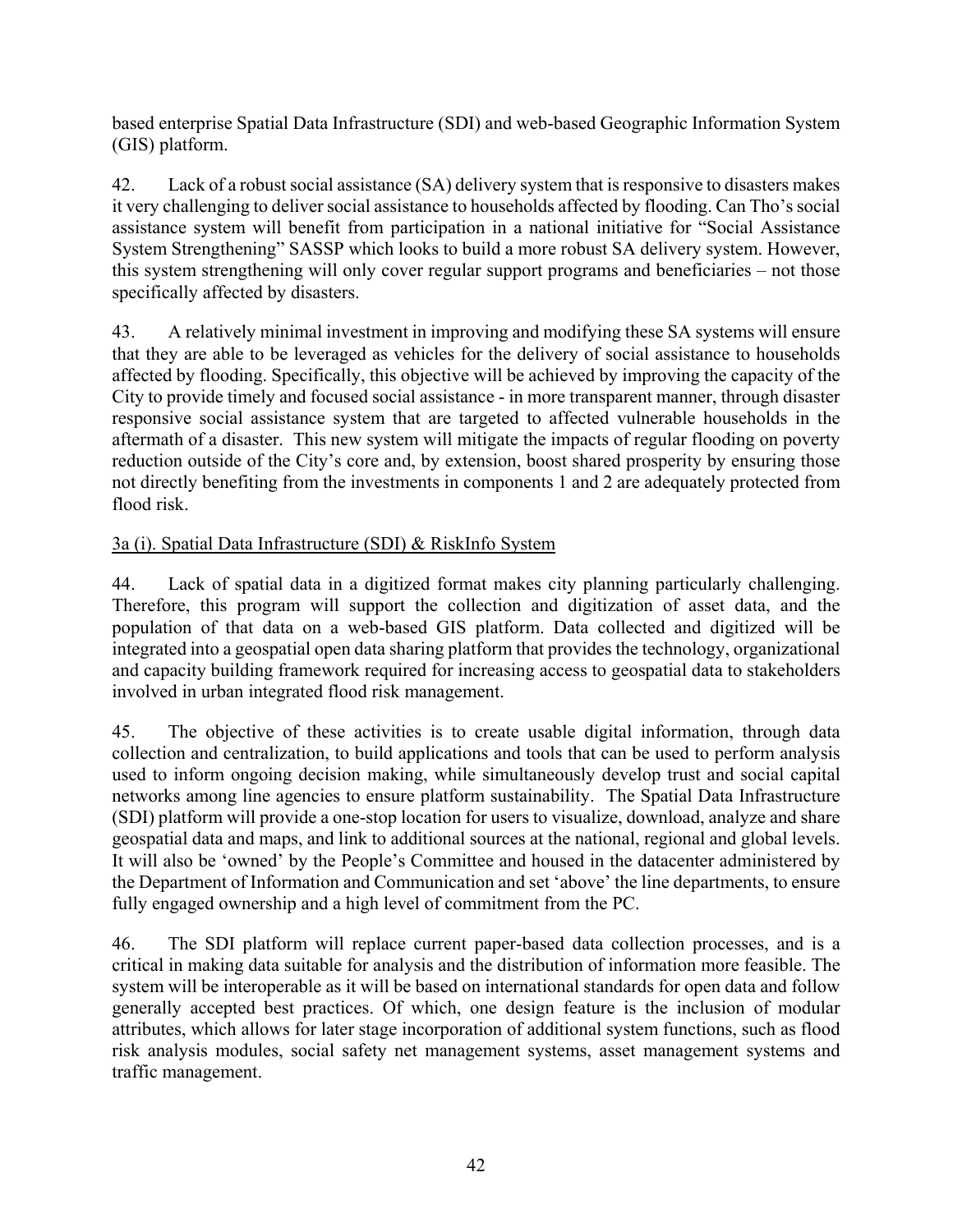based enterprise Spatial Data Infrastructure (SDI) and web-based Geographic Information System (GIS) platform.

42. Lack of a robust social assistance (SA) delivery system that is responsive to disasters makes it very challenging to deliver social assistance to households affected by flooding. Can Tho's social assistance system will benefit from participation in a national initiative for "Social Assistance System Strengthening" SASSP which looks to build a more robust SA delivery system. However, this system strengthening will only cover regular support programs and beneficiaries – not those specifically affected by disasters.

43. A relatively minimal investment in improving and modifying these SA systems will ensure that they are able to be leveraged as vehicles for the delivery of social assistance to households affected by flooding. Specifically, this objective will be achieved by improving the capacity of the City to provide timely and focused social assistance - in more transparent manner, through disaster responsive social assistance system that are targeted to affected vulnerable households in the aftermath of a disaster. This new system will mitigate the impacts of regular flooding on poverty reduction outside of the City's core and, by extension, boost shared prosperity by ensuring those not directly benefiting from the investments in components 1 and 2 are adequately protected from flood risk.

<u>3a (i). Spatial Data Infrastructure (SDI) & RiskInfo System</u>

44. Lack of spatial data in a digitized format makes city planning particularly challenging. Therefore, this program will support the collection and digitization of asset data, and the population of that data on a web-based GIS platform. Data collected and digitized will be integrated into a geospatial open data sharing platform that provides the technology, organizational and capacity building framework required for increasing access to geospatial data to stakeholders involved in urban integrated flood risk management.

45. The objective of these activities is to create usable digital information, through data collection and centralization, to build applications and tools that can be used to perform analysis used to inform ongoing decision making, while simultaneously develop trust and social capital networks among line agencies to ensure platform sustainability. The Spatial Data Infrastructure (SDI) platform will provide a one-stop location for users to visualize, download, analyze and share geospatial data and maps, and link to additional sources at the national, regional and global levels. It will also be 'owned' by the People's Committee and housed in the datacenter administered by the Department of Information and Communication and set 'above' the line departments, to ensure fully engaged ownership and a high level of commitment from the PC.

46. The SDI platform will replace current paper-based data collection processes, and is a critical in making data suitable for analysis and the distribution of information more feasible. The system will be interoperable as it will be based on international standards for open data and follow generally accepted best practices. Of which, one design feature is the inclusion of modular attributes, which allows for later stage incorporation of additional system functions, such as flood risk analysis modules, social safety net management systems, asset management systems and traffic management.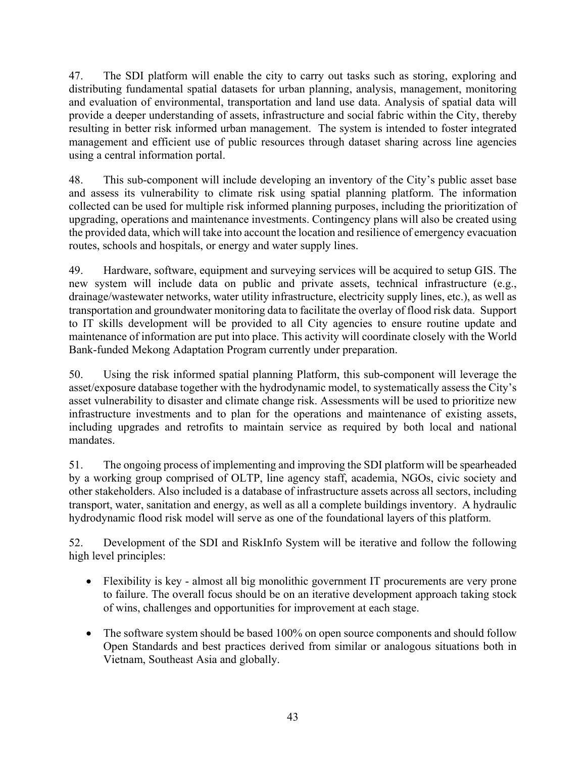47. The SDI platform will enable the city to carry out tasks such as storing, exploring and distributing fundamental spatial datasets for urban planning, analysis, management, monitoring and evaluation of environmental, transportation and land use data. Analysis of spatial data will provide a deeper understanding of assets, infrastructure and social fabric within the City, thereby resulting in better risk informed urban management. The system is intended to foster integrated management and efficient use of public resources through dataset sharing across line agencies using a central information portal.

48. This sub-component will include developing an inventory of the City's public asset base and assess its vulnerability to climate risk using spatial planning platform. The information collected can be used for multiple risk informed planning purposes, including the prioritization of upgrading, operations and maintenance investments. Contingency plans will also be created using the provided data, which will take into account the location and resilience of emergency evacuation routes, schools and hospitals, or energy and water supply lines.

49. Hardware, software, equipment and surveying services will be acquired to setup GIS. The new system will include data on public and private assets, technical infrastructure (e.g., drainage/wastewater networks, water utility infrastructure, electricity supply lines, etc.), as well as transportation and groundwater monitoring data to facilitate the overlay of flood risk data. Support to IT skills development will be provided to all City agencies to ensure routine update and maintenance of information are put into place. This activity will coordinate closely with the World Bank-funded Mekong Adaptation Program currently under preparation.

50. Using the risk informed spatial planning Platform, this sub-component will leverage the asset/exposure database together with the hydrodynamic model, to systematically assess the City's asset vulnerability to disaster and climate change risk. Assessments will be used to prioritize new infrastructure investments and to plan for the operations and maintenance of existing assets, including upgrades and retrofits to maintain service as required by both local and national mandates.

51. The ongoing process of implementing and improving the SDI platform will be spearheaded by a working group comprised of OLTP, line agency staff, academia, NGOs, civic society and other stakeholders. Also included is a database of infrastructure assets across all sectors, including transport, water, sanitation and energy, as well as all a complete buildings inventory. A hydraulic hydrodynamic flood risk model will serve as one of the foundational layers of this platform.

52. Development of the SDI and RiskInfo System will be iterative and follow the following high level principles:

- Flexibility is key - almost all big monolithic government IT procurements are very prone to failure. The overall focus should be on an iterative development approach taking stock of wins, challenges and opportunities for improvement at each stage.

- The software system should be based 100% on open source components and should follow Open Standards and best practices derived from similar or analogous situations both in Vietnam, Southeast Asia and globally.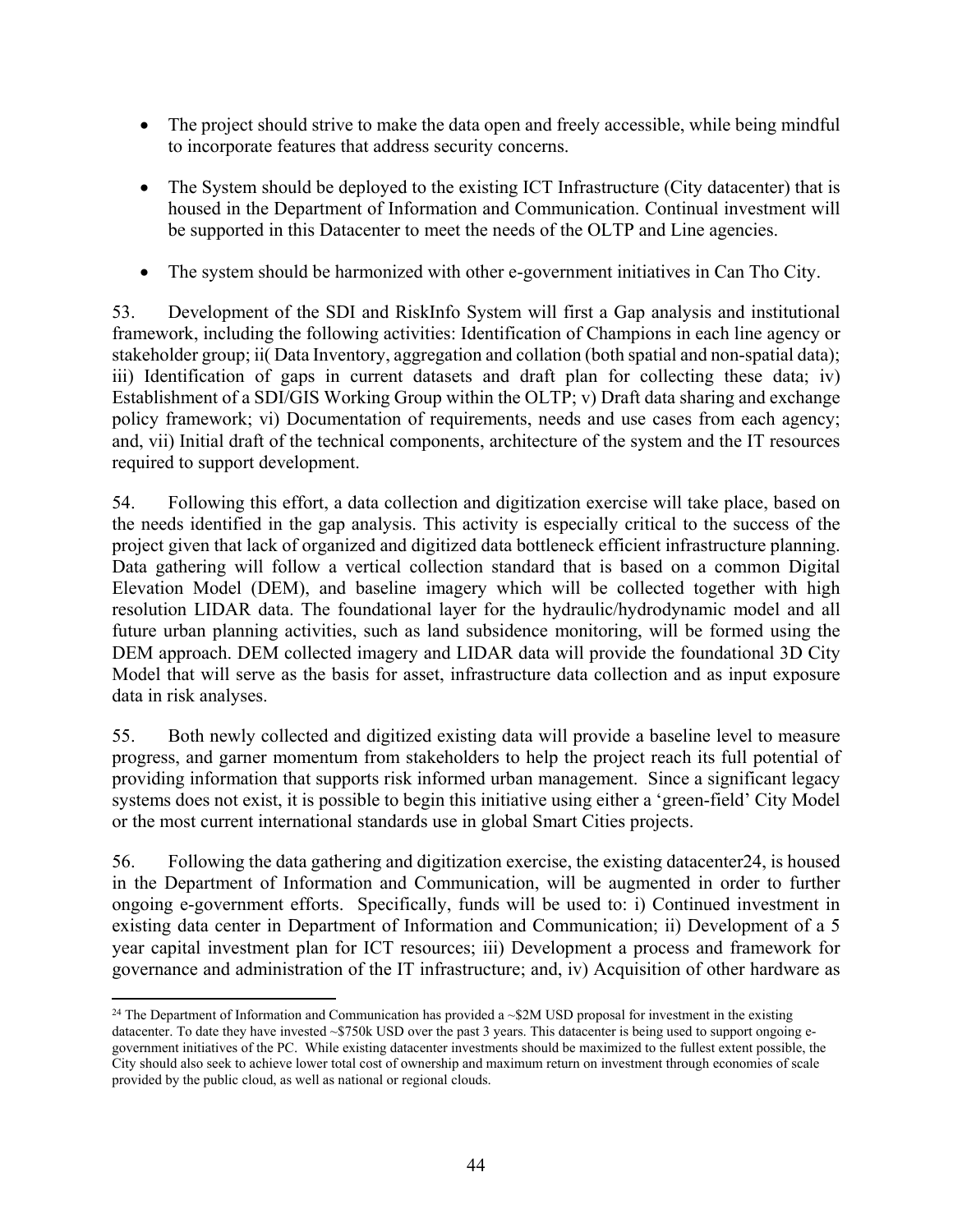- The project should strive to make the data open and freely accessible, while being mindful to incorporate features that address security concerns.

- The System should be deployed to the existing ICT Infrastructure (City datacenter) that is housed in the Department of Information and Communication. Continual investment will be supported in this Datacenter to meet the needs of the OLTP and Line agencies.

- The system should be harmonized with other e-government initiatives in Can Tho City.

53. Development of the SDI and RiskInfo System will first a Gap analysis and institutional framework, including the following activities: Identification of Champions in each line agency or stakeholder group; ii( Data Inventory, aggregation and collation (both spatial and non-spatial data); iii) Identification of gaps in current datasets and draft plan for collecting these data; iv) Establishment of a SDI/GIS Working Group within the OLTP; v) Draft data sharing and exchange policy framework; vi) Documentation of requirements, needs and use cases from each agency; and, vii) Initial draft of the technical components, architecture of the system and the IT resources required to support development.

54. Following this effort, a data collection and digitization exercise will take place, based on the needs identified in the gap analysis. This activity is especially critical to the success of the project given that lack of organized and digitized data bottleneck efficient infrastructure planning. Data gathering will follow a vertical collection standard that is based on a common Digital Elevation Model (DEM), and baseline imagery which will be collected together with high resolution LIDAR data. The foundational layer for the hydraulic/hydrodynamic model and all future urban planning activities, such as land subsidence monitoring, will be formed using the DEM approach. DEM collected imagery and LIDAR data will provide the foundational 3D City Model that will serve as the basis for asset, infrastructure data collection and as input exposure data in risk analyses.

55. Both newly collected and digitized existing data will provide a baseline level to measure progress, and garner momentum from stakeholders to help the project reach its full potential of providing information that supports risk informed urban management. Since a significant legacy systems does not exist, it is possible to begin this initiative using either a 'green-field' City Model or the most current international standards use in global Smart Cities projects.

56. Following the data gathering and digitization exercise, the existing datacenter[24], is housed in the Department of Information and Communication, will be augmented in order to further ongoing e-government efforts. Specifically, funds will be used to: i) Continued investment in existing data center in Department of Information and Communication; ii) Development of a 5 year capital investment plan for ICT resources; iii) Development a process and framework for governance and administration of the IT infrastructure; and, iv) Acquisition of other hardware as

[24] The Department of Information and Communication has provided a ~$2M USD proposal for investment in the existing datacenter. To date they have invested ~$750k USD over the past 3 years. This datacenter is being used to support ongoing e-government initiatives of the PC. While existing datacenter investments should be maximized to the fullest extent possible, the City should also seek to achieve lower total cost of ownership and maximum return on investment through economies of scale provided by the public cloud, as well as national or regional clouds.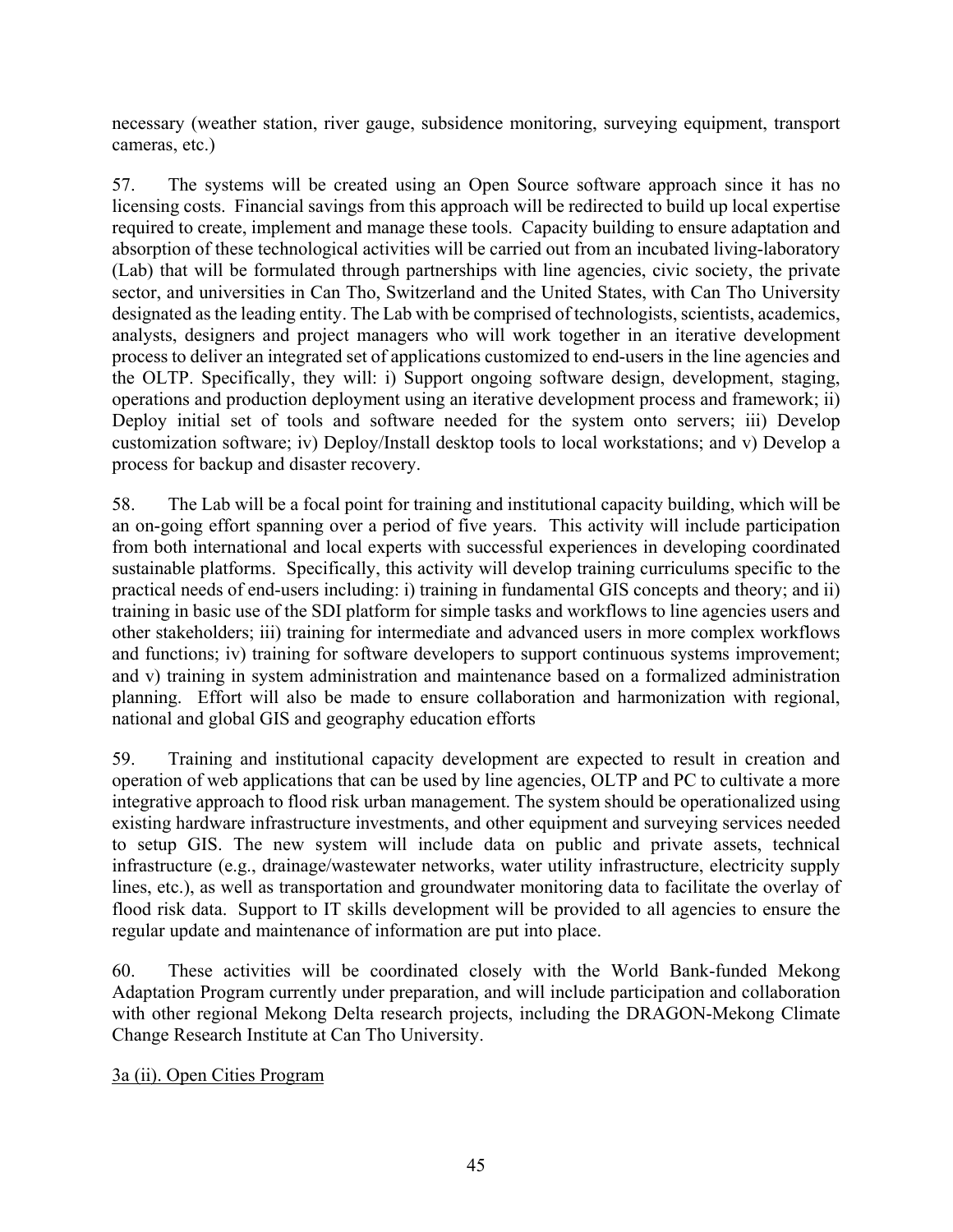necessary (weather station, river gauge, subsidence monitoring, surveying equipment, transport cameras, etc.)

57. The systems will be created using an Open Source software approach since it has no licensing costs. Financial savings from this approach will be redirected to build up local expertise required to create, implement and manage these tools. Capacity building to ensure adaptation and absorption of these technological activities will be carried out from an incubated living-laboratory (Lab) that will be formulated through partnerships with line agencies, civic society, the private sector, and universities in Can Tho, Switzerland and the United States, with Can Tho University designated as the leading entity. The Lab with be comprised of technologists, scientists, academics, analysts, designers and project managers who will work together in an iterative development process to deliver an integrated set of applications customized to end-users in the line agencies and the OLTP. Specifically, they will: i) Support ongoing software design, development, staging, operations and production deployment using an iterative development process and framework; ii) Deploy initial set of tools and software needed for the system onto servers; iii) Develop customization software; iv) Deploy/Install desktop tools to local workstations; and v) Develop a process for backup and disaster recovery.

58. The Lab will be a focal point for training and institutional capacity building, which will be an on-going effort spanning over a period of five years. This activity will include participation from both international and local experts with successful experiences in developing coordinated sustainable platforms. Specifically, this activity will develop training curriculums specific to the practical needs of end-users including: i) training in fundamental GIS concepts and theory; and ii) training in basic use of the SDI platform for simple tasks and workflows to line agencies users and other stakeholders; iii) training for intermediate and advanced users in more complex workflows and functions; iv) training for software developers to support continuous systems improvement; and v) training in system administration and maintenance based on a formalized administration planning. Effort will also be made to ensure collaboration and harmonization with regional, national and global GIS and geography education efforts

59. Training and institutional capacity development are expected to result in creation and operation of web applications that can be used by line agencies, OLTP and PC to cultivate a more integrative approach to flood risk urban management. The system should be operationalized using existing hardware infrastructure investments, and other equipment and surveying services needed to setup GIS. The new system will include data on public and private assets, technical infrastructure (e.g., drainage/wastewater networks, water utility infrastructure, electricity supply lines, etc.), as well as transportation and groundwater monitoring data to facilitate the overlay of flood risk data. Support to IT skills development will be provided to all agencies to ensure the regular update and maintenance of information are put into place.

60. These activities will be coordinated closely with the World Bank-funded Mekong Adaptation Program currently under preparation, and will include participation and collaboration with other regional Mekong Delta research projects, including the DRAGON-Mekong Climate Change Research Institute at Can Tho University.

3a (ii). Open Cities Program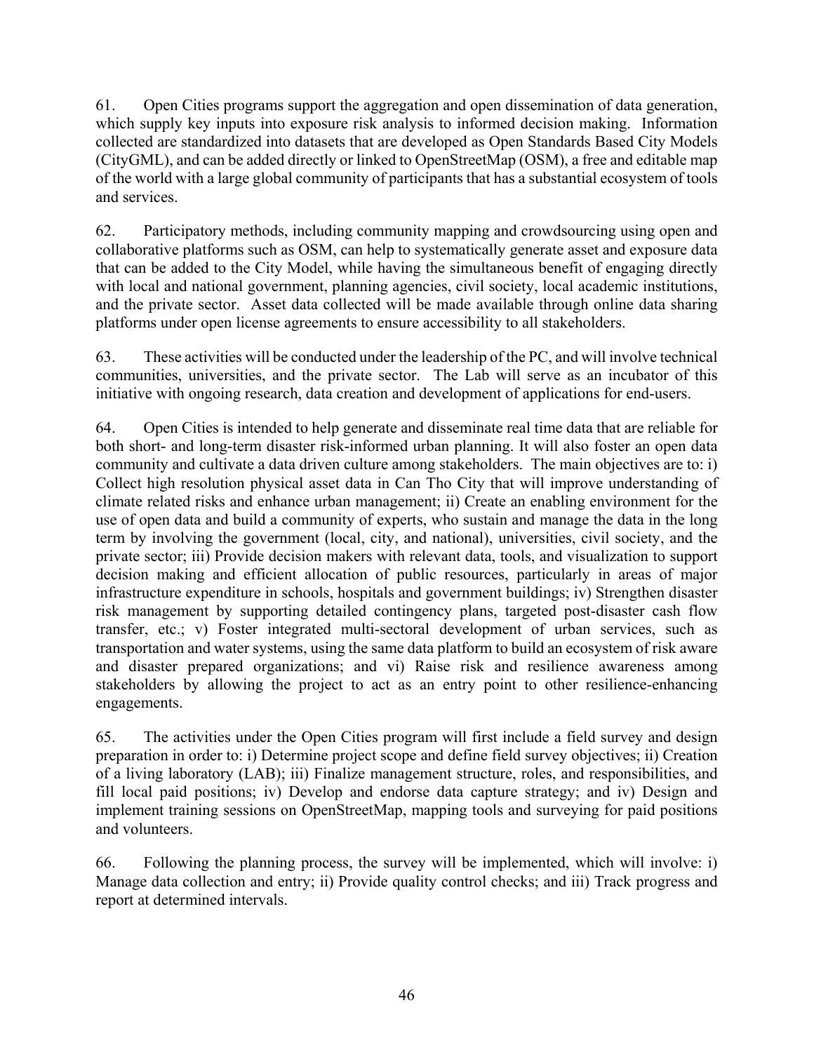61. Open Cities programs support the aggregation and open dissemination of data generation, which supply key inputs into exposure risk analysis to informed decision making. Information collected are standardized into datasets that are developed as Open Standards Based City Models (CityGML), and can be added directly or linked to OpenStreetMap (OSM), a free and editable map of the world with a large global community of participants that has a substantial ecosystem of tools and services.

62. Participatory methods, including community mapping and crowdsourcing using open and collaborative platforms such as OSM, can help to systematically generate asset and exposure data that can be added to the City Model, while having the simultaneous benefit of engaging directly with local and national government, planning agencies, civil society, local academic institutions, and the private sector. Asset data collected will be made available through online data sharing platforms under open license agreements to ensure accessibility to all stakeholders.

63. These activities will be conducted under the leadership of the PC, and will involve technical communities, universities, and the private sector. The Lab will serve as an incubator of this initiative with ongoing research, data creation and development of applications for end-users.

64. Open Cities is intended to help generate and disseminate real time data that are reliable for both short- and long-term disaster risk-informed urban planning. It will also foster an open data community and cultivate a data driven culture among stakeholders. The main objectives are to: i) Collect high resolution physical asset data in Can Tho City that will improve understanding of climate related risks and enhance urban management; ii) Create an enabling environment for the use of open data and build a community of experts, who sustain and manage the data in the long term by involving the government (local, city, and national), universities, civil society, and the private sector; iii) Provide decision makers with relevant data, tools, and visualization to support decision making and efficient allocation of public resources, particularly in areas of major infrastructure expenditure in schools, hospitals and government buildings; iv) Strengthen disaster risk management by supporting detailed contingency plans, targeted post-disaster cash flow transfer, etc.; v) Foster integrated multi-sectoral development of urban services, such as transportation and water systems, using the same data platform to build an ecosystem of risk aware and disaster prepared organizations; and vi) Raise risk and resilience awareness among stakeholders by allowing the project to act as an entry point to other resilience-enhancing engagements.

65. The activities under the Open Cities program will first include a field survey and design preparation in order to: i) Determine project scope and define field survey objectives; ii) Creation of a living laboratory (LAB); iii) Finalize management structure, roles, and responsibilities, and fill local paid positions; iv) Develop and endorse data capture strategy; and iv) Design and implement training sessions on OpenStreetMap, mapping tools and surveying for paid positions and volunteers.

66. Following the planning process, the survey will be implemented, which will involve: i) Manage data collection and entry; ii) Provide quality control checks; and iii) Track progress and report at determined intervals.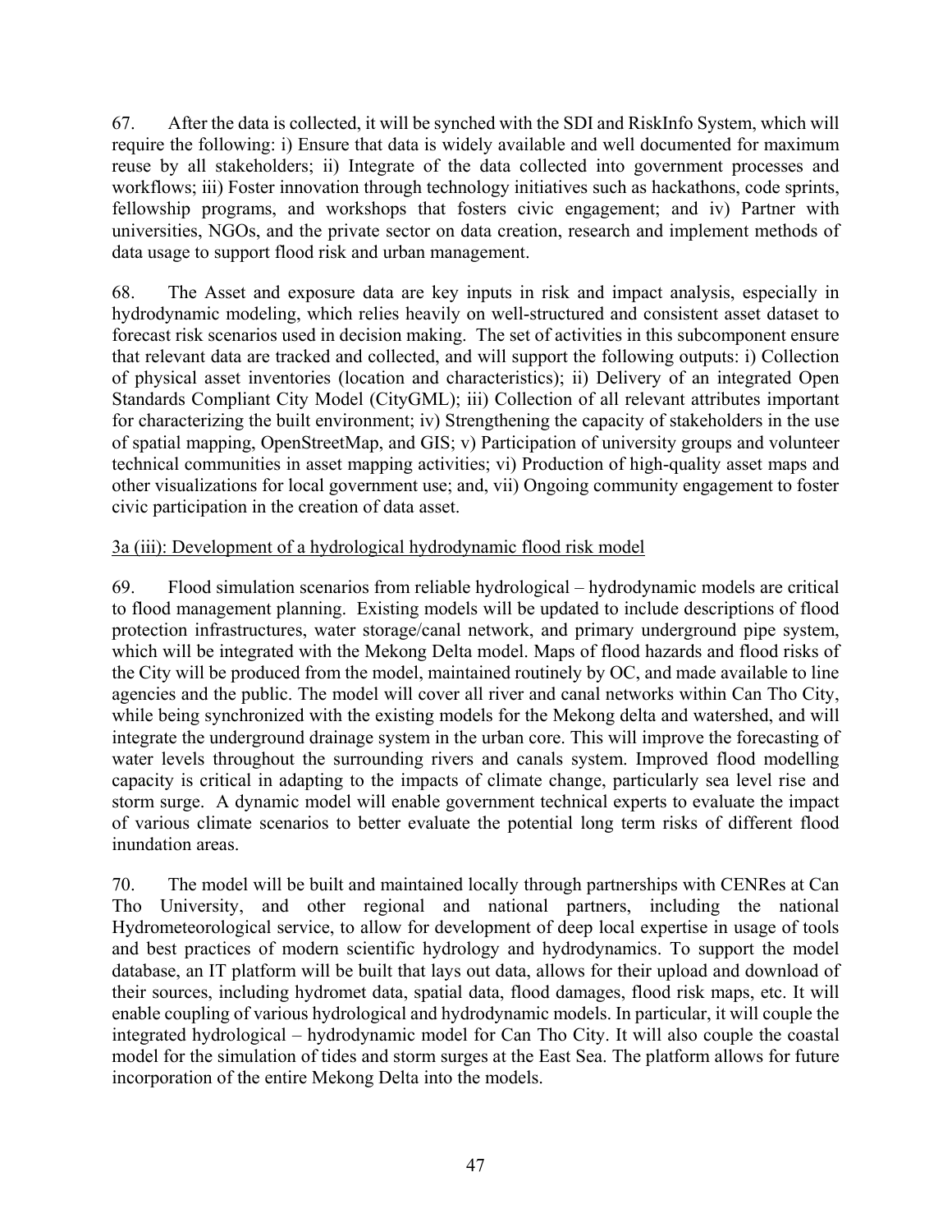67. After the data is collected, it will be synched with the SDI and RiskInfo System, which will require the following: i) Ensure that data is widely available and well documented for maximum reuse by all stakeholders; ii) Integrate of the data collected into government processes and workflows; iii) Foster innovation through technology initiatives such as hackathons, code sprints, fellowship programs, and workshops that fosters civic engagement; and iv) Partner with universities, NGOs, and the private sector on data creation, research and implement methods of data usage to support flood risk and urban management.

68. The Asset and exposure data are key inputs in risk and impact analysis, especially in hydrodynamic modeling, which relies heavily on well-structured and consistent asset dataset to forecast risk scenarios used in decision making. The set of activities in this subcomponent ensure that relevant data are tracked and collected, and will support the following outputs: i) Collection of physical asset inventories (location and characteristics); ii) Delivery of an integrated Open Standards Compliant City Model (CityGML); iii) Collection of all relevant attributes important for characterizing the built environment; iv) Strengthening the capacity of stakeholders in the use of spatial mapping, OpenStreetMap, and GIS; v) Participation of university groups and volunteer technical communities in asset mapping activities; vi) Production of high-quality asset maps and other visualizations for local government use; and, vii) Ongoing community engagement to foster civic participation in the creation of data asset.

<u>3a (iii): Development of a hydrological hydrodynamic flood risk model</u>

69. Flood simulation scenarios from reliable hydrological – hydrodynamic models are critical to flood management planning. Existing models will be updated to include descriptions of flood protection infrastructures, water storage/canal network, and primary underground pipe system, which will be integrated with the Mekong Delta model. Maps of flood hazards and flood risks of the City will be produced from the model, maintained routinely by OC, and made available to line agencies and the public. The model will cover all river and canal networks within Can Tho City, while being synchronized with the existing models for the Mekong delta and watershed, and will integrate the underground drainage system in the urban core. This will improve the forecasting of water levels throughout the surrounding rivers and canals system. Improved flood modelling capacity is critical in adapting to the impacts of climate change, particularly sea level rise and storm surge. A dynamic model will enable government technical experts to evaluate the impact of various climate scenarios to better evaluate the potential long term risks of different flood inundation areas.

70. The model will be built and maintained locally through partnerships with CENRes at Can Tho University, and other regional and national partners, including the national Hydrometeorological service, to allow for development of deep local expertise in usage of tools and best practices of modern scientific hydrology and hydrodynamics. To support the model database, an IT platform will be built that lays out data, allows for their upload and download of their sources, including hydromet data, spatial data, flood damages, flood risk maps, etc. It will enable coupling of various hydrological and hydrodynamic models. In particular, it will couple the integrated hydrological – hydrodynamic model for Can Tho City. It will also couple the coastal model for the simulation of tides and storm surges at the East Sea. The platform allows for future incorporation of the entire Mekong Delta into the models.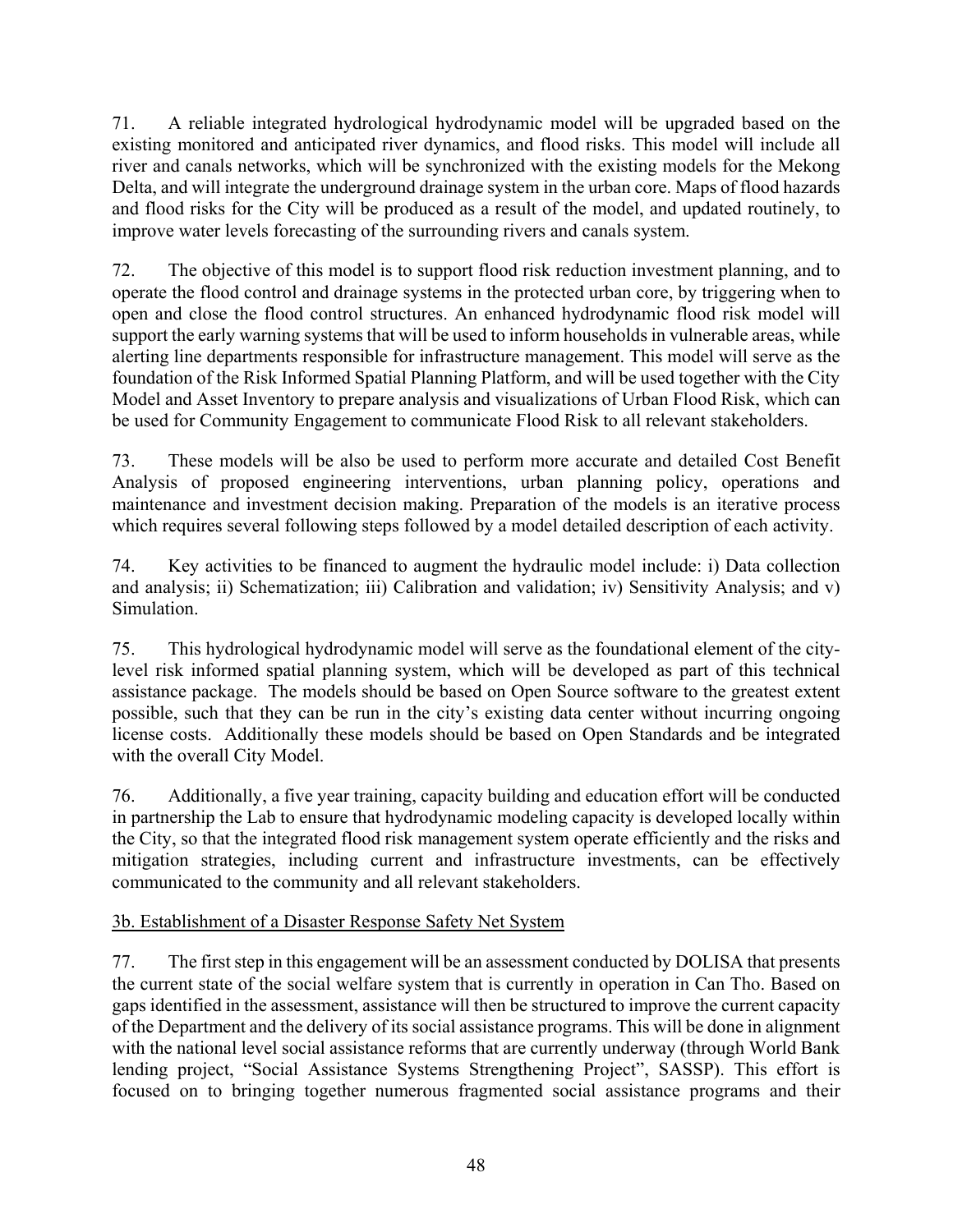71. A reliable integrated hydrological hydrodynamic model will be upgraded based on the existing monitored and anticipated river dynamics, and flood risks. This model will include all river and canals networks, which will be synchronized with the existing models for the Mekong Delta, and will integrate the underground drainage system in the urban core. Maps of flood hazards and flood risks for the City will be produced as a result of the model, and updated routinely, to improve water levels forecasting of the surrounding rivers and canals system.

72. The objective of this model is to support flood risk reduction investment planning, and to operate the flood control and drainage systems in the protected urban core, by triggering when to open and close the flood control structures. An enhanced hydrodynamic flood risk model will support the early warning systems that will be used to inform households in vulnerable areas, while alerting line departments responsible for infrastructure management. This model will serve as the foundation of the Risk Informed Spatial Planning Platform, and will be used together with the City Model and Asset Inventory to prepare analysis and visualizations of Urban Flood Risk, which can be used for Community Engagement to communicate Flood Risk to all relevant stakeholders.

73. These models will be also be used to perform more accurate and detailed Cost Benefit Analysis of proposed engineering interventions, urban planning policy, operations and maintenance and investment decision making. Preparation of the models is an iterative process which requires several following steps followed by a model detailed description of each activity.

74. Key activities to be financed to augment the hydraulic model include: i) Data collection and analysis; ii) Schematization; iii) Calibration and validation; iv) Sensitivity Analysis; and v) Simulation.

75. This hydrological hydrodynamic model will serve as the foundational element of the city-level risk informed spatial planning system, which will be developed as part of this technical assistance package. The models should be based on Open Source software to the greatest extent possible, such that they can be run in the city's existing data center without incurring ongoing license costs. Additionally these models should be based on Open Standards and be integrated with the overall City Model.

76. Additionally, a five year training, capacity building and education effort will be conducted in partnership the Lab to ensure that hydrodynamic modeling capacity is developed locally within the City, so that the integrated flood risk management system operate efficiently and the risks and mitigation strategies, including current and infrastructure investments, can be effectively communicated to the community and all relevant stakeholders.

<u>3b. Establishment of a Disaster Response Safety Net System</u>

77. The first step in this engagement will be an assessment conducted by DOLISA that presents the current state of the social welfare system that is currently in operation in Can Tho. Based on gaps identified in the assessment, assistance will then be structured to improve the current capacity of the Department and the delivery of its social assistance programs. This will be done in alignment with the national level social assistance reforms that are currently underway (through World Bank lending project, "Social Assistance Systems Strengthening Project", SASSP). This effort is focused on to bringing together numerous fragmented social assistance programs and their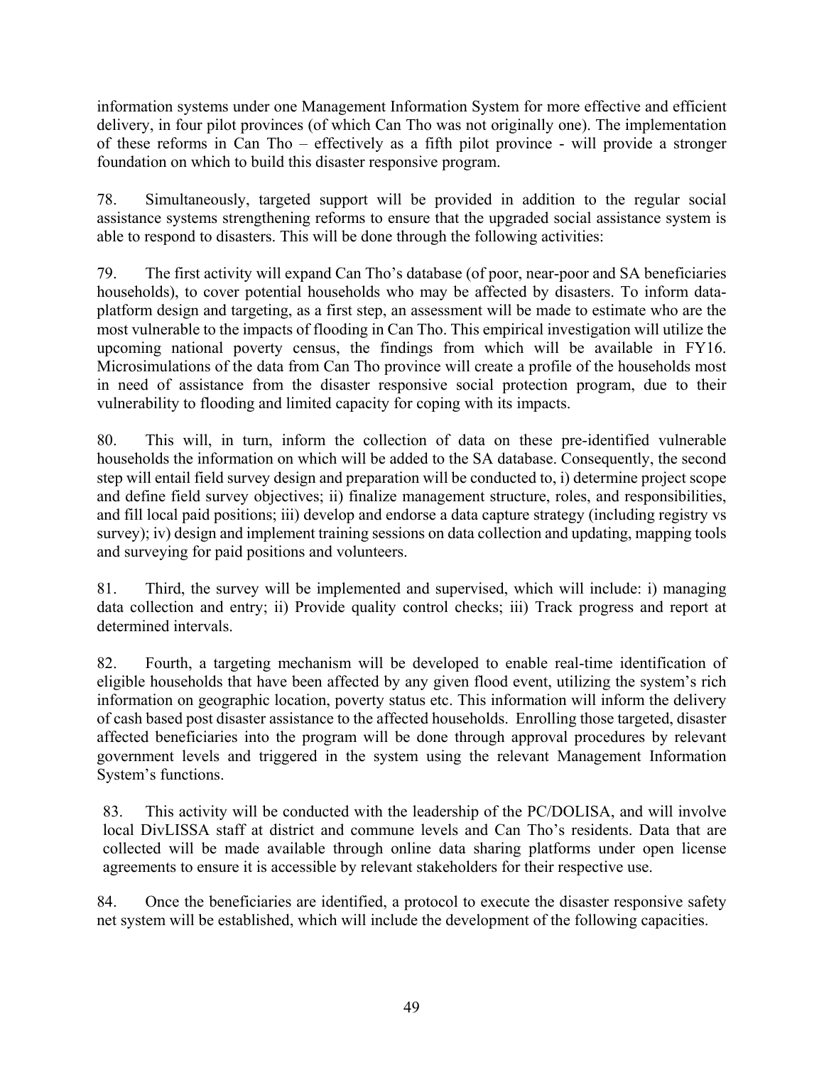information systems under one Management Information System for more effective and efficient delivery, in four pilot provinces (of which Can Tho was not originally one). The implementation of these reforms in Can Tho – effectively as a fifth pilot province - will provide a stronger foundation on which to build this disaster responsive program.

78. Simultaneously, targeted support will be provided in addition to the regular social assistance systems strengthening reforms to ensure that the upgraded social assistance system is able to respond to disasters. This will be done through the following activities:

79. The first activity will expand Can Tho's database (of poor, near-poor and SA beneficiaries households), to cover potential households who may be affected by disasters. To inform data-platform design and targeting, as a first step, an assessment will be made to estimate who are the most vulnerable to the impacts of flooding in Can Tho. This empirical investigation will utilize the upcoming national poverty census, the findings from which will be available in FY16. Microsimulations of the data from Can Tho province will create a profile of the households most in need of assistance from the disaster responsive social protection program, due to their vulnerability to flooding and limited capacity for coping with its impacts.

80. This will, in turn, inform the collection of data on these pre-identified vulnerable households the information on which will be added to the SA database. Consequently, the second step will entail field survey design and preparation will be conducted to, i) determine project scope and define field survey objectives; ii) finalize management structure, roles, and responsibilities, and fill local paid positions; iii) develop and endorse a data capture strategy (including registry vs survey); iv) design and implement training sessions on data collection and updating, mapping tools and surveying for paid positions and volunteers.

81. Third, the survey will be implemented and supervised, which will include: i) managing data collection and entry; ii) Provide quality control checks; iii) Track progress and report at determined intervals.

82. Fourth, a targeting mechanism will be developed to enable real-time identification of eligible households that have been affected by any given flood event, utilizing the system's rich information on geographic location, poverty status etc. This information will inform the delivery of cash based post disaster assistance to the affected households. Enrolling those targeted, disaster affected beneficiaries into the program will be done through approval procedures by relevant government levels and triggered in the system using the relevant Management Information System's functions.

83. This activity will be conducted with the leadership of the PC/DOLISA, and will involve local DivLISSA staff at district and commune levels and Can Tho's residents. Data that are collected will be made available through online data sharing platforms under open license agreements to ensure it is accessible by relevant stakeholders for their respective use.

84. Once the beneficiaries are identified, a protocol to execute the disaster responsive safety net system will be established, which will include the development of the following capacities.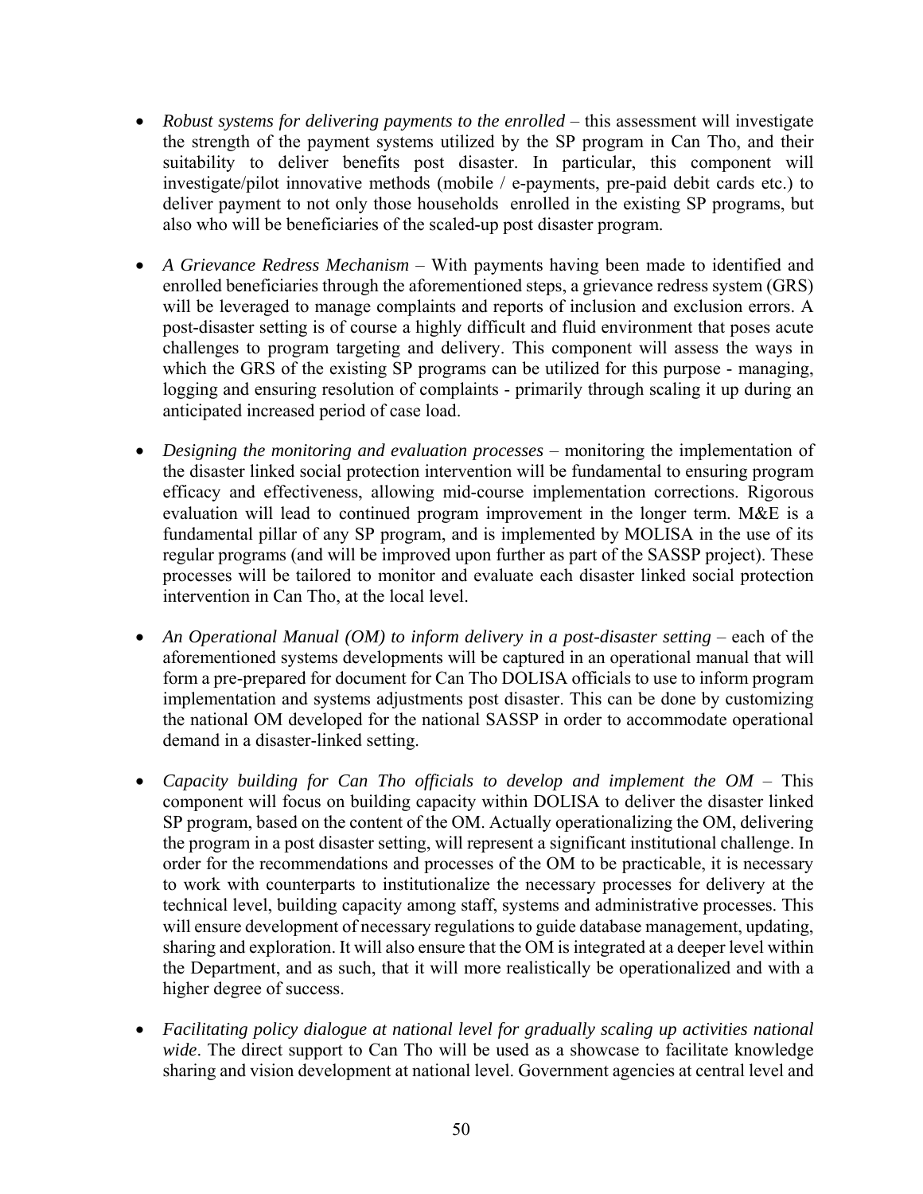- *Robust systems for delivering payments to the enrolled* – this assessment will investigate the strength of the payment systems utilized by the SP program in Can Tho, and their suitability to deliver benefits post disaster. In particular, this component will investigate/pilot innovative methods (mobile / e-payments, pre-paid debit cards etc.) to deliver payment to not only those households enrolled in the existing SP programs, but also who will be beneficiaries of the scaled-up post disaster program.

- *A Grievance Redress Mechanism* – With payments having been made to identified and enrolled beneficiaries through the aforementioned steps, a grievance redress system (GRS) will be leveraged to manage complaints and reports of inclusion and exclusion errors. A post-disaster setting is of course a highly difficult and fluid environment that poses acute challenges to program targeting and delivery. This component will assess the ways in which the GRS of the existing SP programs can be utilized for this purpose - managing, logging and ensuring resolution of complaints - primarily through scaling it up during an anticipated increased period of case load.

- *Designing the monitoring and evaluation processes* – monitoring the implementation of the disaster linked social protection intervention will be fundamental to ensuring program efficacy and effectiveness, allowing mid-course implementation corrections. Rigorous evaluation will lead to continued program improvement in the longer term. M&E is a fundamental pillar of any SP program, and is implemented by MOLISA in the use of its regular programs (and will be improved upon further as part of the SASSP project). These processes will be tailored to monitor and evaluate each disaster linked social protection intervention in Can Tho, at the local level.

- *An Operational Manual (OM) to inform delivery in a post-disaster setting* – each of the aforementioned systems developments will be captured in an operational manual that will form a pre-prepared for document for Can Tho DOLISA officials to use to inform program implementation and systems adjustments post disaster. This can be done by customizing the national OM developed for the national SASSP in order to accommodate operational demand in a disaster-linked setting.

- *Capacity building for Can Tho officials to develop and implement the OM* – This component will focus on building capacity within DOLISA to deliver the disaster linked SP program, based on the content of the OM. Actually operationalizing the OM, delivering the program in a post disaster setting, will represent a significant institutional challenge. In order for the recommendations and processes of the OM to be practicable, it is necessary to work with counterparts to institutionalize the necessary processes for delivery at the technical level, building capacity among staff, systems and administrative processes. This will ensure development of necessary regulations to guide database management, updating, sharing and exploration. It will also ensure that the OM is integrated at a deeper level within the Department, and as such, that it will more realistically be operationalized and with a higher degree of success.

- *Facilitating policy dialogue at national level for gradually scaling up activities national wide*. The direct support to Can Tho will be used as a showcase to facilitate knowledge sharing and vision development at national level. Government agencies at central level and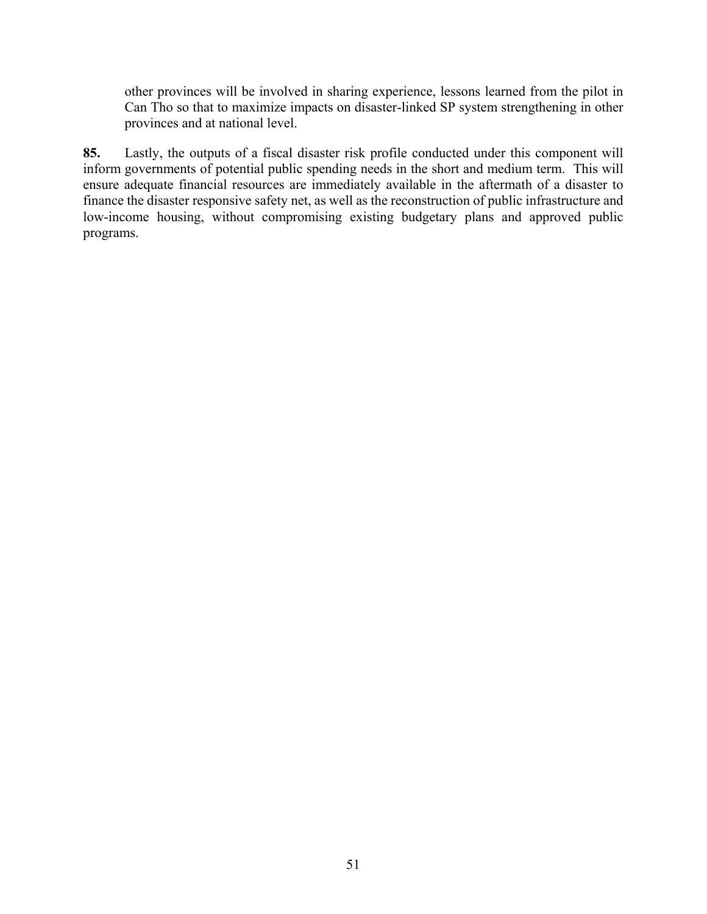other provinces will be involved in sharing experience, lessons learned from the pilot in Can Tho so that to maximize impacts on disaster-linked SP system strengthening in other provinces and at national level.

**85.** Lastly, the outputs of a fiscal disaster risk profile conducted under this component will inform governments of potential public spending needs in the short and medium term. This will ensure adequate financial resources are immediately available in the aftermath of a disaster to finance the disaster responsive safety net, as well as the reconstruction of public infrastructure and low-income housing, without compromising existing budgetary plans and approved public programs.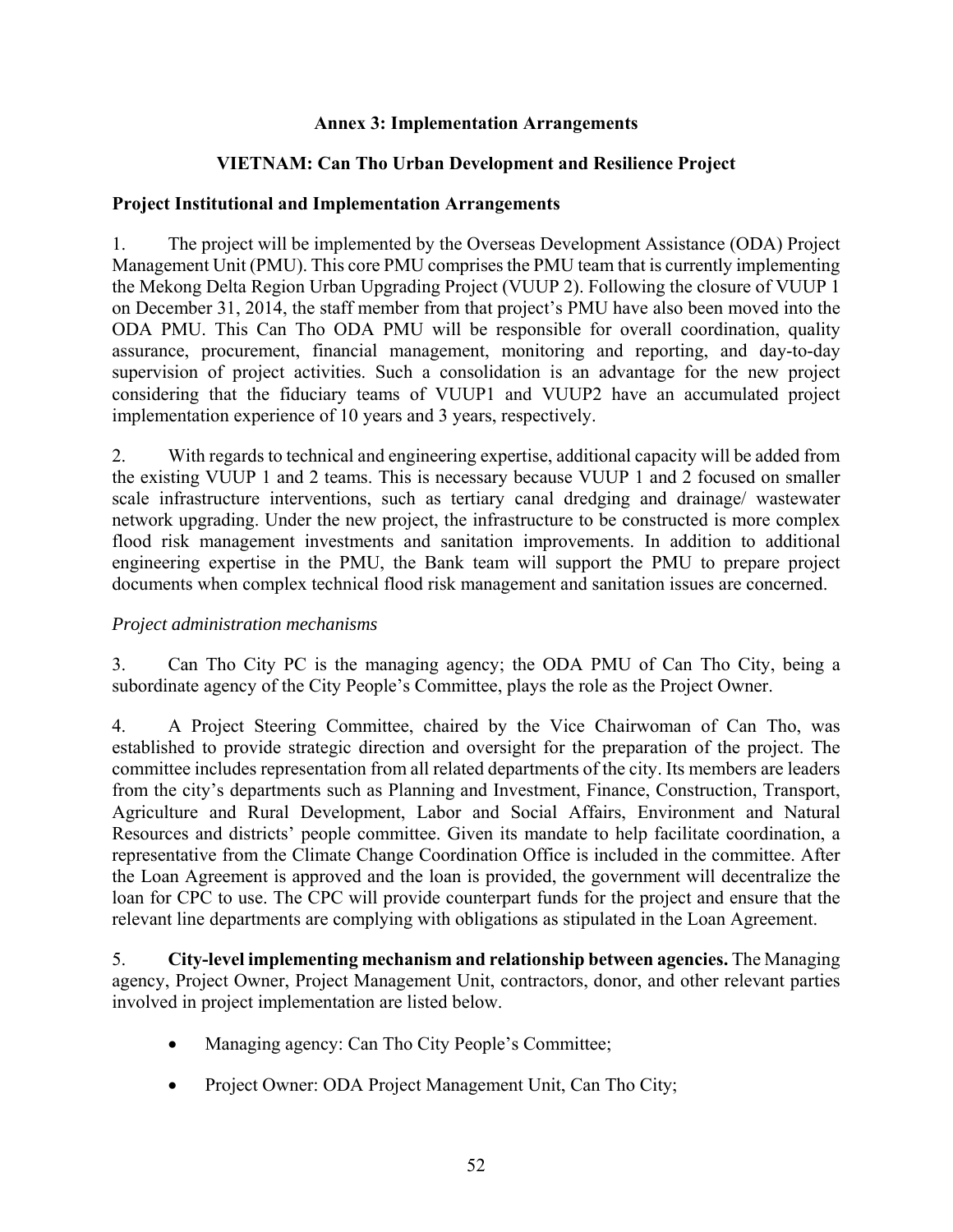## Annex 3: Implementation Arrangements

## VIETNAM: Can Tho Urban Development and Resilience Project

### Project Institutional and Implementation Arrangements

1. The project will be implemented by the Overseas Development Assistance (ODA) Project Management Unit (PMU). This core PMU comprises the PMU team that is currently implementing the Mekong Delta Region Urban Upgrading Project (VUUP 2). Following the closure of VUUP 1 on December 31, 2014, the staff member from that project's PMU have also been moved into the ODA PMU. This Can Tho ODA PMU will be responsible for overall coordination, quality assurance, procurement, financial management, monitoring and reporting, and day-to-day supervision of project activities. Such a consolidation is an advantage for the new project considering that the fiduciary teams of VUUP1 and VUUP2 have an accumulated project implementation experience of 10 years and 3 years, respectively.

2. With regards to technical and engineering expertise, additional capacity will be added from the existing VUUP 1 and 2 teams. This is necessary because VUUP 1 and 2 focused on smaller scale infrastructure interventions, such as tertiary canal dredging and drainage/ wastewater network upgrading. Under the new project, the infrastructure to be constructed is more complex flood risk management investments and sanitation improvements. In addition to additional engineering expertise in the PMU, the Bank team will support the PMU to prepare project documents when complex technical flood risk management and sanitation issues are concerned.

*Project administration mechanisms*

3. Can Tho City PC is the managing agency; the ODA PMU of Can Tho City, being a subordinate agency of the City People's Committee, plays the role as the Project Owner.

4. A Project Steering Committee, chaired by the Vice Chairwoman of Can Tho, was established to provide strategic direction and oversight for the preparation of the project. The committee includes representation from all related departments of the city. Its members are leaders from the city's departments such as Planning and Investment, Finance, Construction, Transport, Agriculture and Rural Development, Labor and Social Affairs, Environment and Natural Resources and districts' people committee. Given its mandate to help facilitate coordination, a representative from the Climate Change Coordination Office is included in the committee. After the Loan Agreement is approved and the loan is provided, the government will decentralize the loan for CPC to use. The CPC will provide counterpart funds for the project and ensure that the relevant line departments are complying with obligations as stipulated in the Loan Agreement.

5. **City-level implementing mechanism and relationship between agencies.** The Managing agency, Project Owner, Project Management Unit, contractors, donor, and other relevant parties involved in project implementation are listed below.

- Managing agency: Can Tho City People's Committee;
- Project Owner: ODA Project Management Unit, Can Tho City;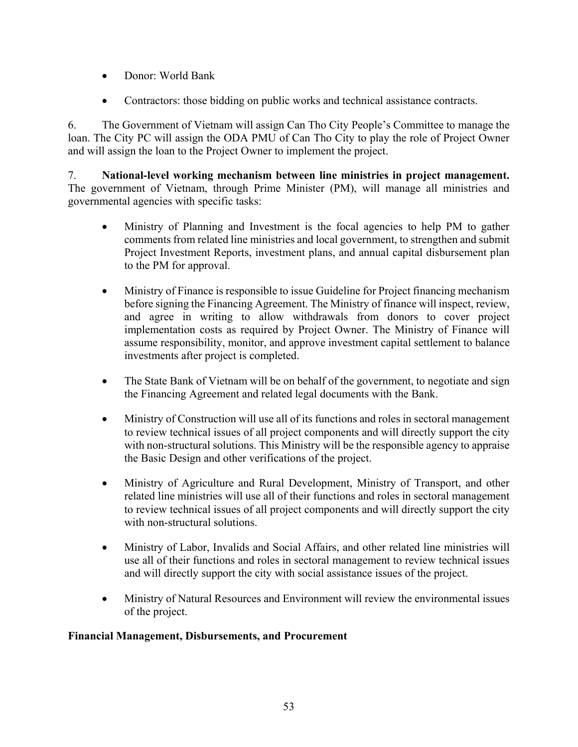- Donor: World Bank
- Contractors: those bidding on public works and technical assistance contracts.

6. The Government of Vietnam will assign Can Tho City People's Committee to manage the loan. The City PC will assign the ODA PMU of Can Tho City to play the role of Project Owner and will assign the loan to the Project Owner to implement the project.

7. **National-level working mechanism between line ministries in project management.** The government of Vietnam, through Prime Minister (PM), will manage all ministries and governmental agencies with specific tasks:

- Ministry of Planning and Investment is the focal agencies to help PM to gather comments from related line ministries and local government, to strengthen and submit Project Investment Reports, investment plans, and annual capital disbursement plan to the PM for approval.
- Ministry of Finance is responsible to issue Guideline for Project financing mechanism before signing the Financing Agreement. The Ministry of finance will inspect, review, and agree in writing to allow withdrawals from donors to cover project implementation costs as required by Project Owner. The Ministry of Finance will assume responsibility, monitor, and approve investment capital settlement to balance investments after project is completed.
- The State Bank of Vietnam will be on behalf of the government, to negotiate and sign the Financing Agreement and related legal documents with the Bank.
- Ministry of Construction will use all of its functions and roles in sectoral management to review technical issues of all project components and will directly support the city with non-structural solutions. This Ministry will be the responsible agency to appraise the Basic Design and other verifications of the project.
- Ministry of Agriculture and Rural Development, Ministry of Transport, and other related line ministries will use all of their functions and roles in sectoral management to review technical issues of all project components and will directly support the city with non-structural solutions.
- Ministry of Labor, Invalids and Social Affairs, and other related line ministries will use all of their functions and roles in sectoral management to review technical issues and will directly support the city with social assistance issues of the project.
- Ministry of Natural Resources and Environment will review the environmental issues of the project.

**Financial Management, Disbursements, and Procurement**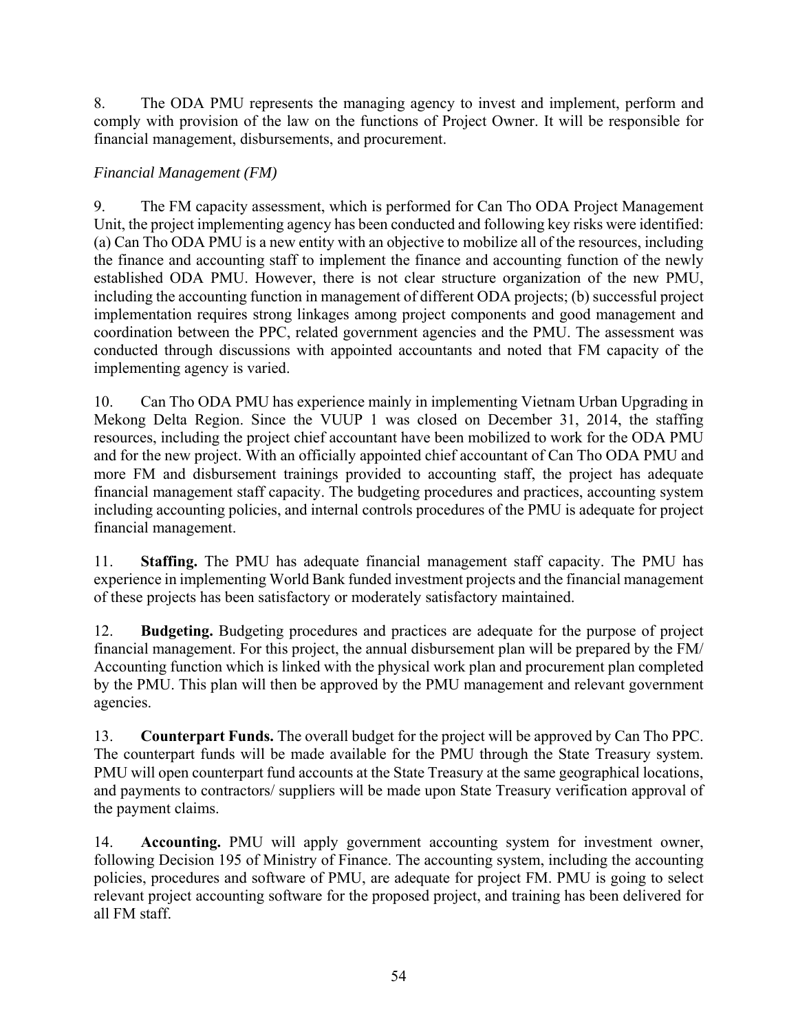8. The ODA PMU represents the managing agency to invest and implement, perform and comply with provision of the law on the functions of Project Owner. It will be responsible for financial management, disbursements, and procurement.

*Financial Management (FM)*

9. The FM capacity assessment, which is performed for Can Tho ODA Project Management Unit, the project implementing agency has been conducted and following key risks were identified: (a) Can Tho ODA PMU is a new entity with an objective to mobilize all of the resources, including the finance and accounting staff to implement the finance and accounting function of the newly established ODA PMU. However, there is not clear structure organization of the new PMU, including the accounting function in management of different ODA projects; (b) successful project implementation requires strong linkages among project components and good management and coordination between the PPC, related government agencies and the PMU. The assessment was conducted through discussions with appointed accountants and noted that FM capacity of the implementing agency is varied.

10. Can Tho ODA PMU has experience mainly in implementing Vietnam Urban Upgrading in Mekong Delta Region. Since the VUUP 1 was closed on December 31, 2014, the staffing resources, including the project chief accountant have been mobilized to work for the ODA PMU and for the new project. With an officially appointed chief accountant of Can Tho ODA PMU and more FM and disbursement trainings provided to accounting staff, the project has adequate financial management staff capacity. The budgeting procedures and practices, accounting system including accounting policies, and internal controls procedures of the PMU is adequate for project financial management.

11. **Staffing.** The PMU has adequate financial management staff capacity. The PMU has experience in implementing World Bank funded investment projects and the financial management of these projects has been satisfactory or moderately satisfactory maintained.

12. **Budgeting.** Budgeting procedures and practices are adequate for the purpose of project financial management. For this project, the annual disbursement plan will be prepared by the FM/ Accounting function which is linked with the physical work plan and procurement plan completed by the PMU. This plan will then be approved by the PMU management and relevant government agencies.

13. **Counterpart Funds.** The overall budget for the project will be approved by Can Tho PPC. The counterpart funds will be made available for the PMU through the State Treasury system. PMU will open counterpart fund accounts at the State Treasury at the same geographical locations, and payments to contractors/ suppliers will be made upon State Treasury verification approval of the payment claims.

14. **Accounting.** PMU will apply government accounting system for investment owner, following Decision 195 of Ministry of Finance. The accounting system, including the accounting policies, procedures and software of PMU, are adequate for project FM. PMU is going to select relevant project accounting software for the proposed project, and training has been delivered for all FM staff.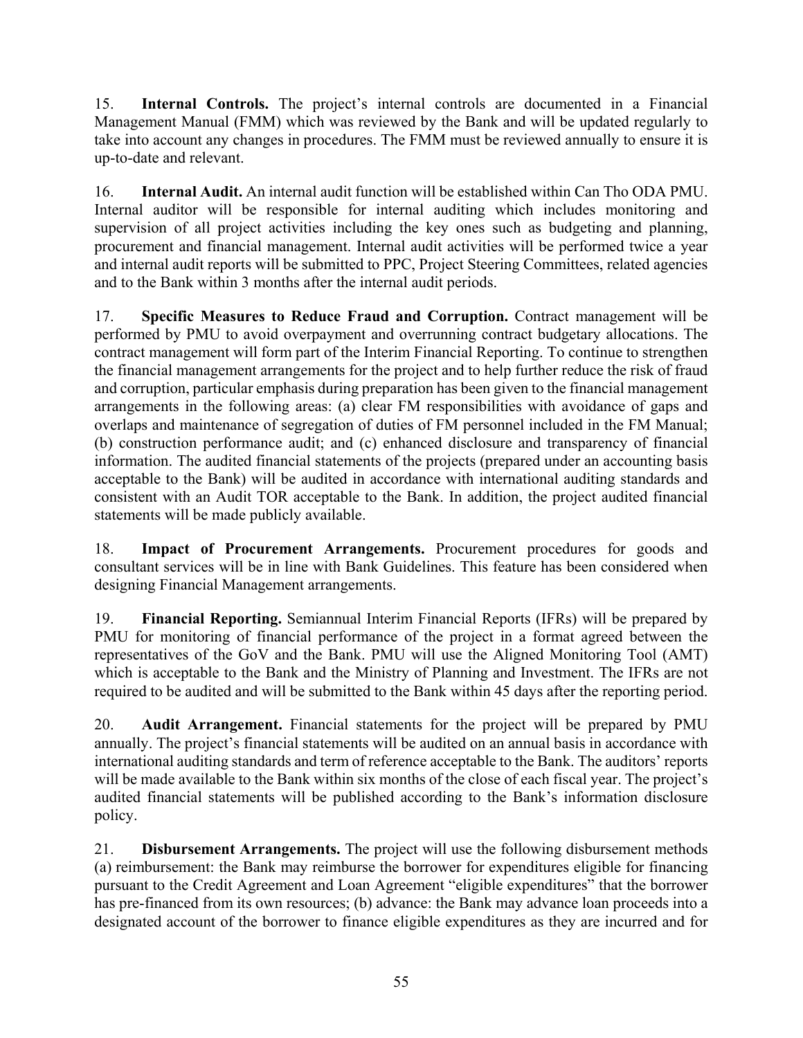15. **Internal Controls.** The project's internal controls are documented in a Financial Management Manual (FMM) which was reviewed by the Bank and will be updated regularly to take into account any changes in procedures. The FMM must be reviewed annually to ensure it is up-to-date and relevant.

16. **Internal Audit.** An internal audit function will be established within Can Tho ODA PMU. Internal auditor will be responsible for internal auditing which includes monitoring and supervision of all project activities including the key ones such as budgeting and planning, procurement and financial management. Internal audit activities will be performed twice a year and internal audit reports will be submitted to PPC, Project Steering Committees, related agencies and to the Bank within 3 months after the internal audit periods.

17. **Specific Measures to Reduce Fraud and Corruption.** Contract management will be performed by PMU to avoid overpayment and overrunning contract budgetary allocations. The contract management will form part of the Interim Financial Reporting. To continue to strengthen the financial management arrangements for the project and to help further reduce the risk of fraud and corruption, particular emphasis during preparation has been given to the financial management arrangements in the following areas: (a) clear FM responsibilities with avoidance of gaps and overlaps and maintenance of segregation of duties of FM personnel included in the FM Manual; (b) construction performance audit; and (c) enhanced disclosure and transparency of financial information. The audited financial statements of the projects (prepared under an accounting basis acceptable to the Bank) will be audited in accordance with international auditing standards and consistent with an Audit TOR acceptable to the Bank. In addition, the project audited financial statements will be made publicly available.

18. **Impact of Procurement Arrangements.** Procurement procedures for goods and consultant services will be in line with Bank Guidelines. This feature has been considered when designing Financial Management arrangements.

19. **Financial Reporting.** Semiannual Interim Financial Reports (IFRs) will be prepared by PMU for monitoring of financial performance of the project in a format agreed between the representatives of the GoV and the Bank. PMU will use the Aligned Monitoring Tool (AMT) which is acceptable to the Bank and the Ministry of Planning and Investment. The IFRs are not required to be audited and will be submitted to the Bank within 45 days after the reporting period.

20. **Audit Arrangement.** Financial statements for the project will be prepared by PMU annually. The project's financial statements will be audited on an annual basis in accordance with international auditing standards and term of reference acceptable to the Bank. The auditors' reports will be made available to the Bank within six months of the close of each fiscal year. The project's audited financial statements will be published according to the Bank's information disclosure policy.

21. **Disbursement Arrangements.** The project will use the following disbursement methods (a) reimbursement: the Bank may reimburse the borrower for expenditures eligible for financing pursuant to the Credit Agreement and Loan Agreement "eligible expenditures" that the borrower has pre-financed from its own resources; (b) advance: the Bank may advance loan proceeds into a designated account of the borrower to finance eligible expenditures as they are incurred and for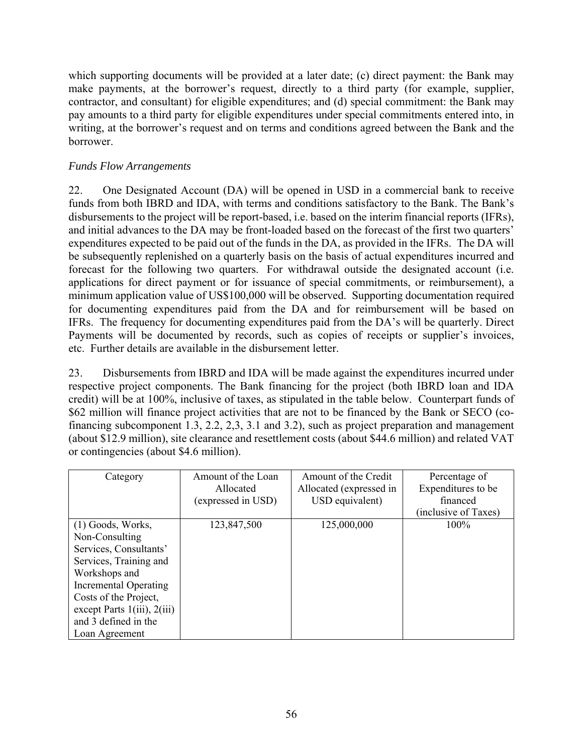which supporting documents will be provided at a later date; (c) direct payment: the Bank may make payments, at the borrower's request, directly to a third party (for example, supplier, contractor, and consultant) for eligible expenditures; and (d) special commitment: the Bank may pay amounts to a third party for eligible expenditures under special commitments entered into, in writing, at the borrower's request and on terms and conditions agreed between the Bank and the borrower.

*Funds Flow Arrangements*

22. One Designated Account (DA) will be opened in USD in a commercial bank to receive funds from both IBRD and IDA, with terms and conditions satisfactory to the Bank. The Bank's disbursements to the project will be report-based, i.e. based on the interim financial reports (IFRs), and initial advances to the DA may be front-loaded based on the forecast of the first two quarters' expenditures expected to be paid out of the funds in the DA, as provided in the IFRs. The DA will be subsequently replenished on a quarterly basis on the basis of actual expenditures incurred and forecast for the following two quarters. For withdrawal outside the designated account (i.e. applications for direct payment or for issuance of special commitments, or reimbursement), a minimum application value of US$100,000 will be observed. Supporting documentation required for documenting expenditures paid from the DA and for reimbursement will be based on IFRs. The frequency for documenting expenditures paid from the DA's will be quarterly. Direct Payments will be documented by records, such as copies of receipts or supplier's invoices, etc. Further details are available in the disbursement letter.

23. Disbursements from IBRD and IDA will be made against the expenditures incurred under respective project components. The Bank financing for the project (both IBRD loan and IDA credit) will be at 100%, inclusive of taxes, as stipulated in the table below. Counterpart funds of $62 million will finance project activities that are not to be financed by the Bank or SECO (co-financing subcomponent 1.3, 2.2, 2,3, 3.1 and 3.2), such as project preparation and management (about $12.9 million), site clearance and resettlement costs (about $44.6 million) and related VAT or contingencies (about $4.6 million).

| Category | Amount of the Loan Allocated (expressed in USD) | Amount of the Credit Allocated (expressed in USD equivalent) | Percentage of Expenditures to be financed (inclusive of Taxes) |
|---|---|---|---|
| (1) Goods, Works, Non-Consulting Services, Consultants' Services, Training and Workshops and Incremental Operating Costs of the Project, except Parts 1(iii), 2(iii) and 3 defined in the Loan Agreement | 123,847,500 | 125,000,000 | 100% |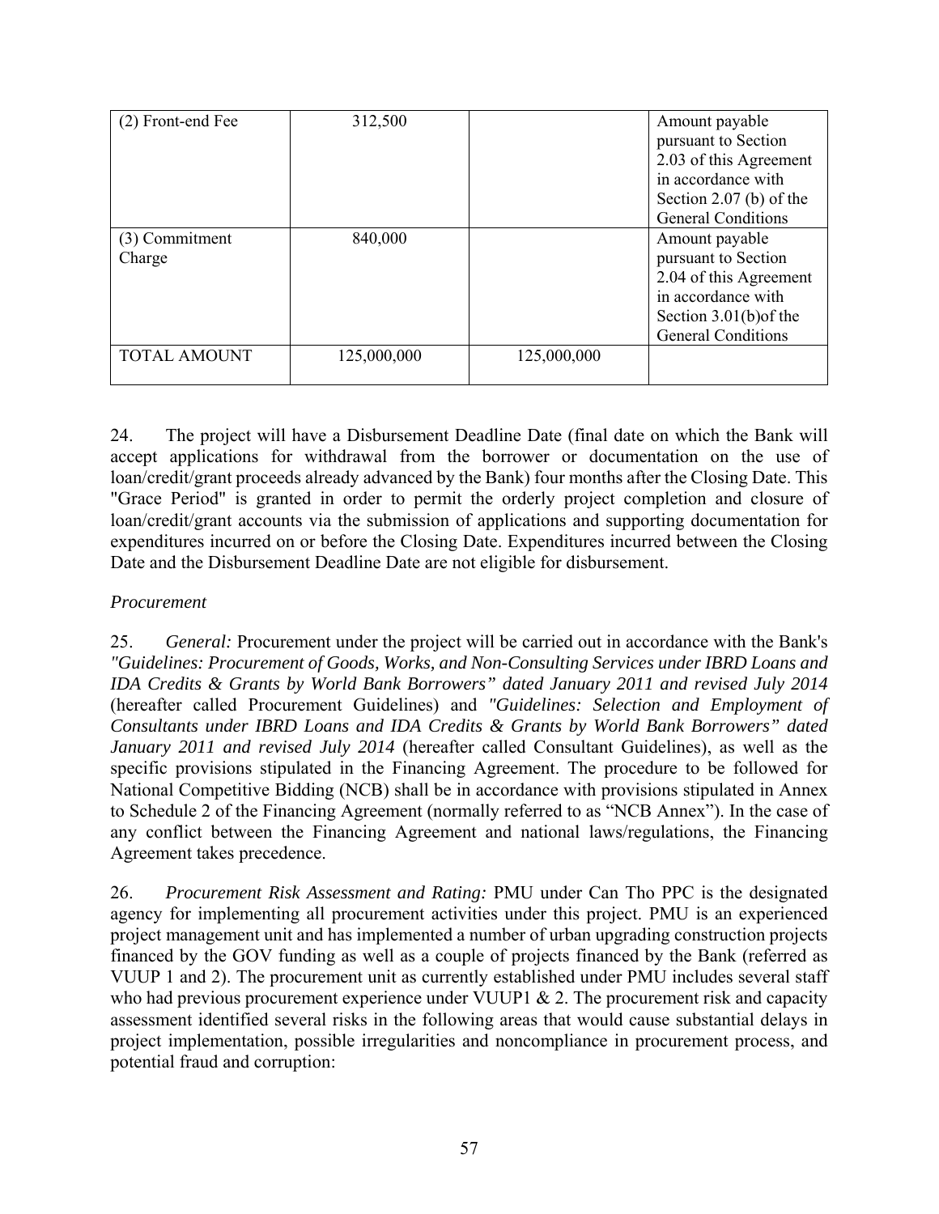| (2) Front-end Fee | 312,500 | | Amount payable pursuant to Section 2.03 of this Agreement in accordance with Section 2.07 (b) of the General Conditions |
|---|---|---|---|
| (3) Commitment Charge | 840,000 | | Amount payable pursuant to Section 2.04 of this Agreement in accordance with Section 3.01(b)of the General Conditions |
| TOTAL AMOUNT | 125,000,000 | 125,000,000 | |

24. The project will have a Disbursement Deadline Date (final date on which the Bank will accept applications for withdrawal from the borrower or documentation on the use of loan/credit/grant proceeds already advanced by the Bank) four months after the Closing Date. This "Grace Period" is granted in order to permit the orderly project completion and closure of loan/credit/grant accounts via the submission of applications and supporting documentation for expenditures incurred on or before the Closing Date. Expenditures incurred between the Closing Date and the Disbursement Deadline Date are not eligible for disbursement.

*Procurement*

25. *General:* Procurement under the project will be carried out in accordance with the Bank's *"Guidelines: Procurement of Goods, Works, and Non-Consulting Services under IBRD Loans and IDA Credits & Grants by World Bank Borrowers" dated January 2011 and revised July 2014* (hereafter called Procurement Guidelines) and *"Guidelines: Selection and Employment of Consultants under IBRD Loans and IDA Credits & Grants by World Bank Borrowers" dated January 2011 and revised July 2014* (hereafter called Consultant Guidelines), as well as the specific provisions stipulated in the Financing Agreement. The procedure to be followed for National Competitive Bidding (NCB) shall be in accordance with provisions stipulated in Annex to Schedule 2 of the Financing Agreement (normally referred to as "NCB Annex"). In the case of any conflict between the Financing Agreement and national laws/regulations, the Financing Agreement takes precedence.

26. *Procurement Risk Assessment and Rating:* PMU under Can Tho PPC is the designated agency for implementing all procurement activities under this project. PMU is an experienced project management unit and has implemented a number of urban upgrading construction projects financed by the GOV funding as well as a couple of projects financed by the Bank (referred as VUUP 1 and 2). The procurement unit as currently established under PMU includes several staff who had previous procurement experience under VUUP1 & 2. The procurement risk and capacity assessment identified several risks in the following areas that would cause substantial delays in project implementation, possible irregularities and noncompliance in procurement process, and potential fraud and corruption: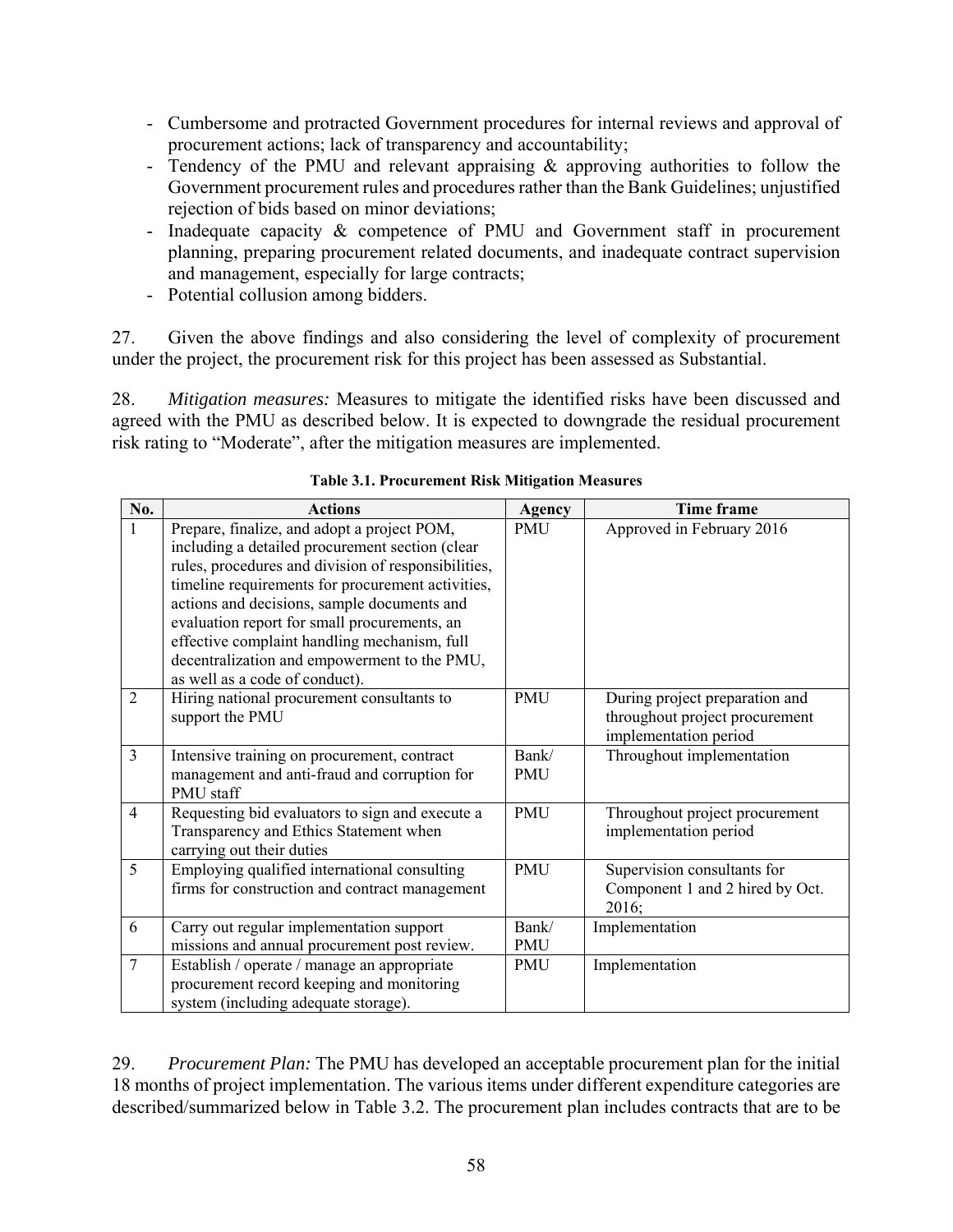- Cumbersome and protracted Government procedures for internal reviews and approval of procurement actions; lack of transparency and accountability;
- Tendency of the PMU and relevant appraising & approving authorities to follow the Government procurement rules and procedures rather than the Bank Guidelines; unjustified rejection of bids based on minor deviations;
- Inadequate capacity & competence of PMU and Government staff in procurement planning, preparing procurement related documents, and inadequate contract supervision and management, especially for large contracts;
- Potential collusion among bidders.

27. Given the above findings and also considering the level of complexity of procurement under the project, the procurement risk for this project has been assessed as Substantial.

28. *Mitigation measures:* Measures to mitigate the identified risks have been discussed and agreed with the PMU as described below. It is expected to downgrade the residual procurement risk rating to "Moderate", after the mitigation measures are implemented.

**Table 3.1. Procurement Risk Mitigation Measures**

| No. | Actions | Agency | Time frame |
|---|---|---|---|
| 1 | Prepare, finalize, and adopt a project POM, including a detailed procurement section (clear rules, procedures and division of responsibilities, timeline requirements for procurement activities, actions and decisions, sample documents and evaluation report for small procurements, an effective complaint handling mechanism, full decentralization and empowerment to the PMU, as well as a code of conduct). | PMU | Approved in February 2016 |
| 2 | Hiring national procurement consultants to support the PMU | PMU | During project preparation and throughout project procurement implementation period |
| 3 | Intensive training on procurement, contract management and anti-fraud and corruption for PMU staff | Bank/ PMU | Throughout implementation |
| 4 | Requesting bid evaluators to sign and execute a Transparency and Ethics Statement when carrying out their duties | PMU | Throughout project procurement implementation period |
| 5 | Employing qualified international consulting firms for construction and contract management | PMU | Supervision consultants for Component 1 and 2 hired by Oct. 2016; |
| 6 | Carry out regular implementation support missions and annual procurement post review. | Bank/ PMU | Implementation |
| 7 | Establish / operate / manage an appropriate procurement record keeping and monitoring system (including adequate storage). | PMU | Implementation |

29. *Procurement Plan:* The PMU has developed an acceptable procurement plan for the initial 18 months of project implementation. The various items under different expenditure categories are described/summarized below in Table 3.2. The procurement plan includes contracts that are to be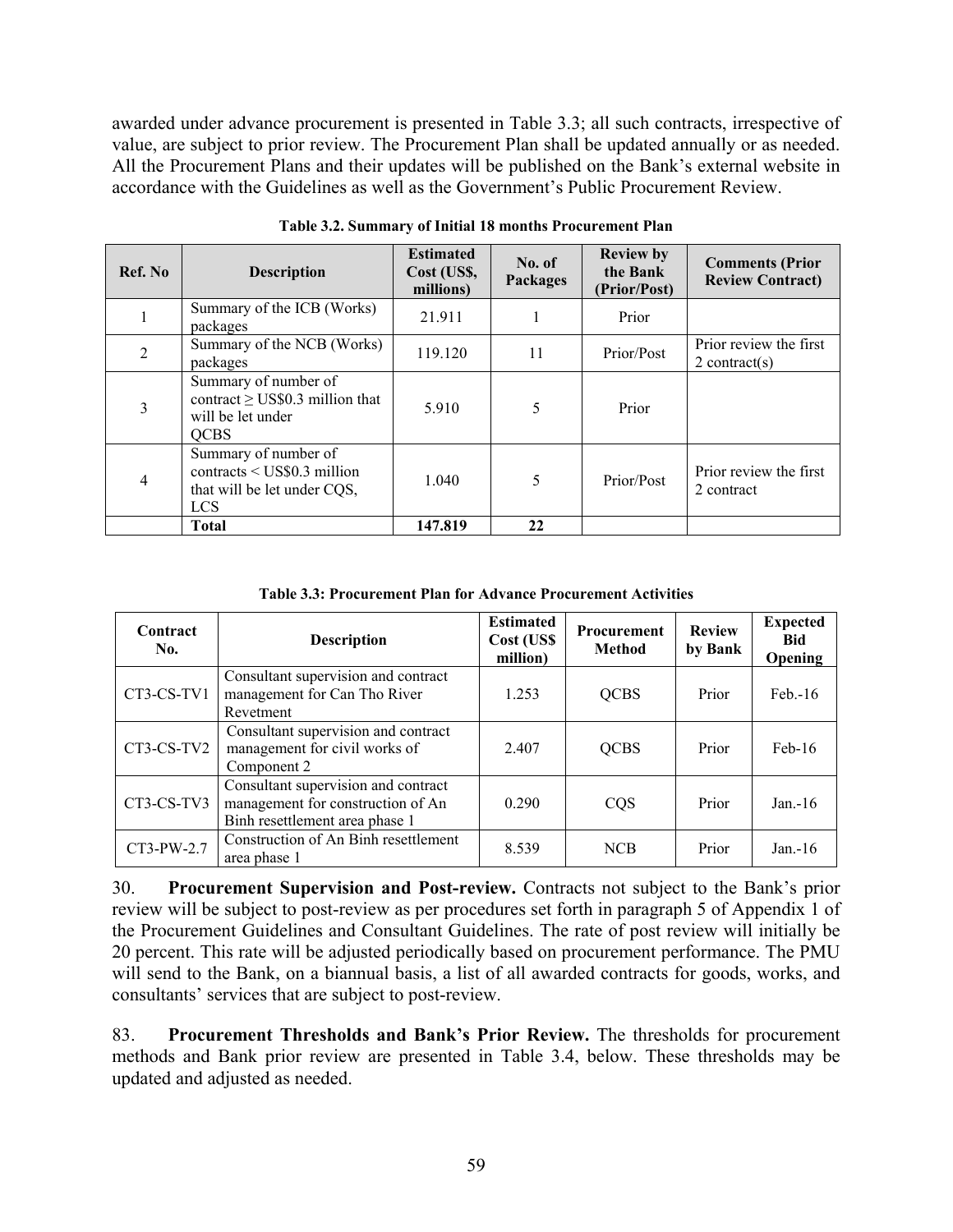awarded under advance procurement is presented in Table 3.3; all such contracts, irrespective of value, are subject to prior review. The Procurement Plan shall be updated annually or as needed. All the Procurement Plans and their updates will be published on the Bank's external website in accordance with the Guidelines as well as the Government's Public Procurement Review.

**Table 3.2. Summary of Initial 18 months Procurement Plan**

| Ref. No | Description | Estimated Cost (US$, millions) | No. of Packages | Review by the Bank (Prior/Post) | Comments (Prior Review Contract) |
|---|---|---|---|---|---|
| 1 | Summary of the ICB (Works) packages | 21.911 | 1 | Prior | |
| 2 | Summary of the NCB (Works) packages | 119.120 | 11 | Prior/Post | Prior review the first 2 contract(s) |
| 3 | Summary of number of contract ≥ US$0.3 million that will be let under QCBS | 5.910 | 5 | Prior | |
| 4 | Summary of number of contracts < US$0.3 million that will be let under CQS, LCS | 1.040 | 5 | Prior/Post | Prior review the first 2 contract |
| | **Total** | **147.819** | **22** | | |

**Table 3.3: Procurement Plan for Advance Procurement Activities**

| Contract No. | Description | Estimated Cost (US$ million) | Procurement Method | Review by Bank | Expected Bid Opening |
|---|---|---|---|---|---|
| CT3-CS-TV1 | Consultant supervision and contract management for Can Tho River Revetment | 1.253 | QCBS | Prior | Feb.-16 |
| CT3-CS-TV2 | Consultant supervision and contract management for civil works of Component 2 | 2.407 | QCBS | Prior | Feb-16 |
| CT3-CS-TV3 | Consultant supervision and contract management for construction of An Binh resettlement area phase 1 | 0.290 | CQS | Prior | Jan.-16 |
| CT3-PW-2.7 | Construction of An Binh resettlement area phase 1 | 8.539 | NCB | Prior | Jan.-16 |

30. **Procurement Supervision and Post-review.** Contracts not subject to the Bank's prior review will be subject to post-review as per procedures set forth in paragraph 5 of Appendix 1 of the Procurement Guidelines and Consultant Guidelines. The rate of post review will initially be 20 percent. This rate will be adjusted periodically based on procurement performance. The PMU will send to the Bank, on a biannual basis, a list of all awarded contracts for goods, works, and consultants' services that are subject to post-review.

83. **Procurement Thresholds and Bank's Prior Review.** The thresholds for procurement methods and Bank prior review are presented in Table 3.4, below. These thresholds may be updated and adjusted as needed.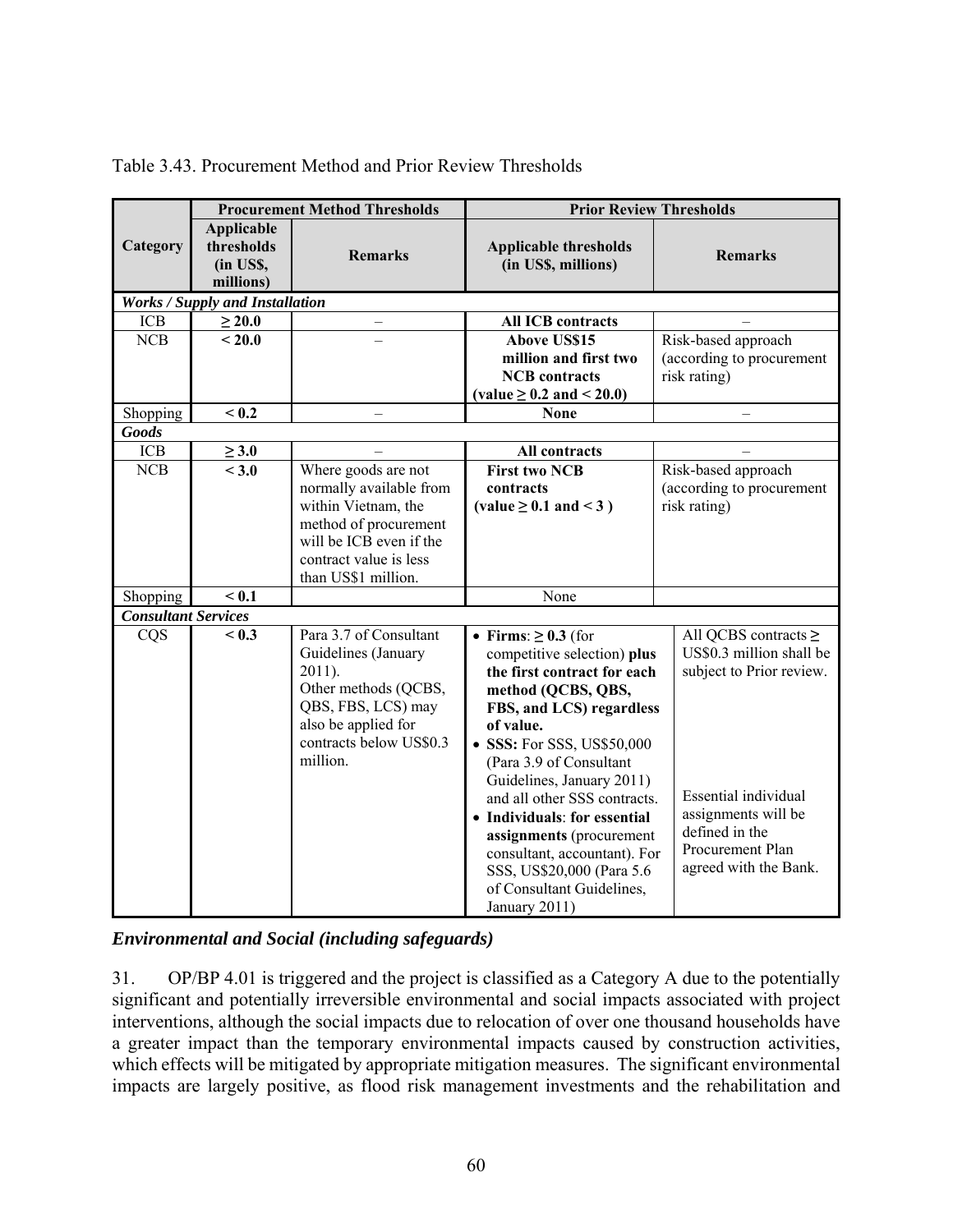Table 3.43. Procurement Method and Prior Review Thresholds

| Category | Procurement Method Thresholds | | Prior Review Thresholds | |
|---|---|---|---|---|
| | **Applicable thresholds (in US$, millions)** | **Remarks** | **Applicable thresholds (in US$, millions)** | **Remarks** |
| ***Works / Supply and Installation*** | | | | |
| ICB | **≥ 20.0** | – | **All ICB contracts** | – |
| NCB | **< 20.0** | – | **Above US$15 million and first two NCB contracts (value ≥ 0.2 and < 20.0)** | Risk-based approach (according to procurement risk rating) |
| Shopping | **< 0.2** | – | **None** | – |
| ***Goods*** | | | | |
| ICB | **≥ 3.0** | – | **All contracts** | – |
| NCB | **< 3.0** | Where goods are not normally available from within Vietnam, the method of procurement will be ICB even if the contract value is less than US$1 million. | **First two NCB contracts (value ≥ 0.1 and < 3 )** | Risk-based approach (according to procurement risk rating) |
| Shopping | **< 0.1** | | None | |
| ***Consultant Services*** | | | | |
| CQS | **< 0.3** | Para 3.7 of Consultant Guidelines (January 2011). Other methods (QCBS, QBS, FBS, LCS) may also be applied for contracts below US$0.3 million. | • **Firms**: **≥ 0.3** (for competitive selection) **plus the first contract for each method (QCBS, QBS, FBS, and LCS) regardless of value.** <br>• **SSS:** For SSS, US$50,000 (Para 3.9 of Consultant Guidelines, January 2011) and all other SSS contracts. <br>• **Individuals**: **for essential assignments** (procurement consultant, accountant). For SSS, US$20,000 (Para 5.6 of Consultant Guidelines, January 2011) | All QCBS contracts ≥ US$0.3 million shall be subject to Prior review. <br><br>Essential individual assignments will be defined in the Procurement Plan agreed with the Bank. |

### *Environmental and Social (including safeguards)*

31. OP/BP 4.01 is triggered and the project is classified as a Category A due to the potentially significant and potentially irreversible environmental and social impacts associated with project interventions, although the social impacts due to relocation of over one thousand households have a greater impact than the temporary environmental impacts caused by construction activities, which effects will be mitigated by appropriate mitigation measures. The significant environmental impacts are largely positive, as flood risk management investments and the rehabilitation and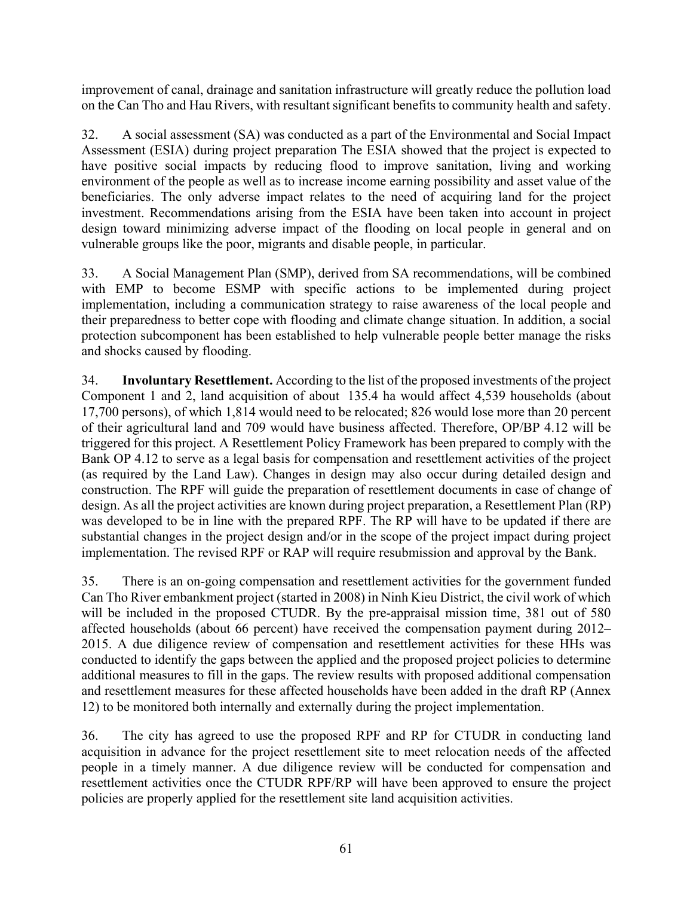improvement of canal, drainage and sanitation infrastructure will greatly reduce the pollution load on the Can Tho and Hau Rivers, with resultant significant benefits to community health and safety.

32. A social assessment (SA) was conducted as a part of the Environmental and Social Impact Assessment (ESIA) during project preparation The ESIA showed that the project is expected to have positive social impacts by reducing flood to improve sanitation, living and working environment of the people as well as to increase income earning possibility and asset value of the beneficiaries. The only adverse impact relates to the need of acquiring land for the project investment. Recommendations arising from the ESIA have been taken into account in project design toward minimizing adverse impact of the flooding on local people in general and on vulnerable groups like the poor, migrants and disable people, in particular.

33. A Social Management Plan (SMP), derived from SA recommendations, will be combined with EMP to become ESMP with specific actions to be implemented during project implementation, including a communication strategy to raise awareness of the local people and their preparedness to better cope with flooding and climate change situation. In addition, a social protection subcomponent has been established to help vulnerable people better manage the risks and shocks caused by flooding.

34. **Involuntary Resettlement.** According to the list of the proposed investments of the project Component 1 and 2, land acquisition of about 135.4 ha would affect 4,539 households (about 17,700 persons), of which 1,814 would need to be relocated; 826 would lose more than 20 percent of their agricultural land and 709 would have business affected. Therefore, OP/BP 4.12 will be triggered for this project. A Resettlement Policy Framework has been prepared to comply with the Bank OP 4.12 to serve as a legal basis for compensation and resettlement activities of the project (as required by the Land Law). Changes in design may also occur during detailed design and construction. The RPF will guide the preparation of resettlement documents in case of change of design. As all the project activities are known during project preparation, a Resettlement Plan (RP) was developed to be in line with the prepared RPF. The RP will have to be updated if there are substantial changes in the project design and/or in the scope of the project impact during project implementation. The revised RPF or RAP will require resubmission and approval by the Bank.

35. There is an on-going compensation and resettlement activities for the government funded Can Tho River embankment project (started in 2008) in Ninh Kieu District, the civil work of which will be included in the proposed CTUDR. By the pre-appraisal mission time, 381 out of 580 affected households (about 66 percent) have received the compensation payment during 2012–2015. A due diligence review of compensation and resettlement activities for these HHs was conducted to identify the gaps between the applied and the proposed project policies to determine additional measures to fill in the gaps. The review results with proposed additional compensation and resettlement measures for these affected households have been added in the draft RP (Annex 12) to be monitored both internally and externally during the project implementation.

36. The city has agreed to use the proposed RPF and RP for CTUDR in conducting land acquisition in advance for the project resettlement site to meet relocation needs of the affected people in a timely manner. A due diligence review will be conducted for compensation and resettlement activities once the CTUDR RPF/RP will have been approved to ensure the project policies are properly applied for the resettlement site land acquisition activities.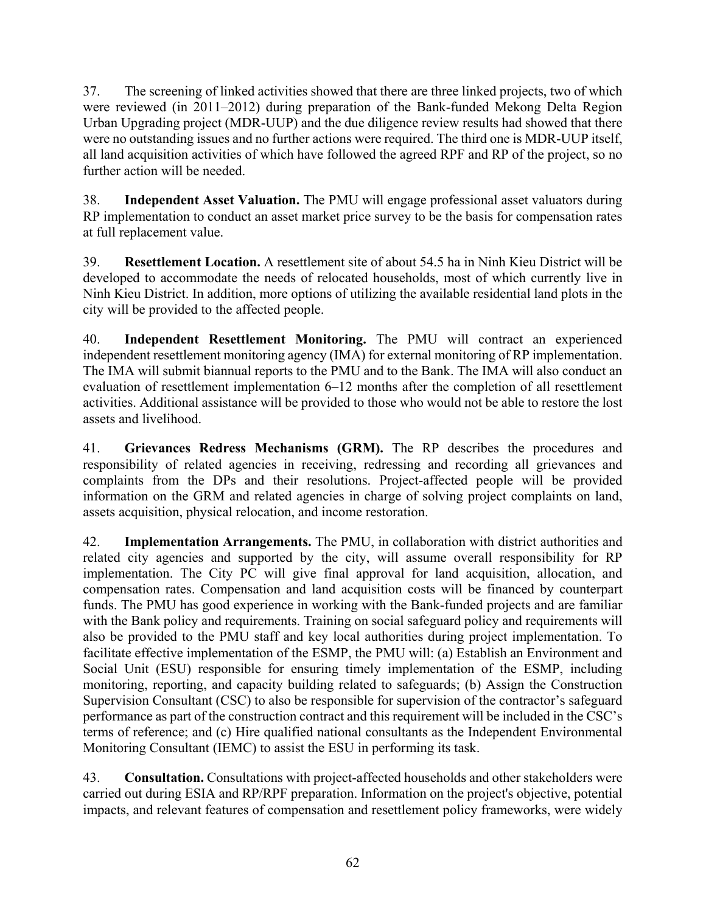37. The screening of linked activities showed that there are three linked projects, two of which were reviewed (in 2011–2012) during preparation of the Bank-funded Mekong Delta Region Urban Upgrading project (MDR-UUP) and the due diligence review results had showed that there were no outstanding issues and no further actions were required. The third one is MDR-UUP itself, all land acquisition activities of which have followed the agreed RPF and RP of the project, so no further action will be needed.

38. **Independent Asset Valuation.** The PMU will engage professional asset valuators during RP implementation to conduct an asset market price survey to be the basis for compensation rates at full replacement value.

39. **Resettlement Location.** A resettlement site of about 54.5 ha in Ninh Kieu District will be developed to accommodate the needs of relocated households, most of which currently live in Ninh Kieu District. In addition, more options of utilizing the available residential land plots in the city will be provided to the affected people.

40. **Independent Resettlement Monitoring.** The PMU will contract an experienced independent resettlement monitoring agency (IMA) for external monitoring of RP implementation. The IMA will submit biannual reports to the PMU and to the Bank. The IMA will also conduct an evaluation of resettlement implementation 6–12 months after the completion of all resettlement activities. Additional assistance will be provided to those who would not be able to restore the lost assets and livelihood.

41. **Grievances Redress Mechanisms (GRM).** The RP describes the procedures and responsibility of related agencies in receiving, redressing and recording all grievances and complaints from the DPs and their resolutions. Project-affected people will be provided information on the GRM and related agencies in charge of solving project complaints on land, assets acquisition, physical relocation, and income restoration.

42. **Implementation Arrangements.** The PMU, in collaboration with district authorities and related city agencies and supported by the city, will assume overall responsibility for RP implementation. The City PC will give final approval for land acquisition, allocation, and compensation rates. Compensation and land acquisition costs will be financed by counterpart funds. The PMU has good experience in working with the Bank-funded projects and are familiar with the Bank policy and requirements. Training on social safeguard policy and requirements will also be provided to the PMU staff and key local authorities during project implementation. To facilitate effective implementation of the ESMP, the PMU will: (a) Establish an Environment and Social Unit (ESU) responsible for ensuring timely implementation of the ESMP, including monitoring, reporting, and capacity building related to safeguards; (b) Assign the Construction Supervision Consultant (CSC) to also be responsible for supervision of the contractor's safeguard performance as part of the construction contract and this requirement will be included in the CSC's terms of reference; and (c) Hire qualified national consultants as the Independent Environmental Monitoring Consultant (IEMC) to assist the ESU in performing its task.

43. **Consultation.** Consultations with project-affected households and other stakeholders were carried out during ESIA and RP/RPF preparation. Information on the project's objective, potential impacts, and relevant features of compensation and resettlement policy frameworks, were widely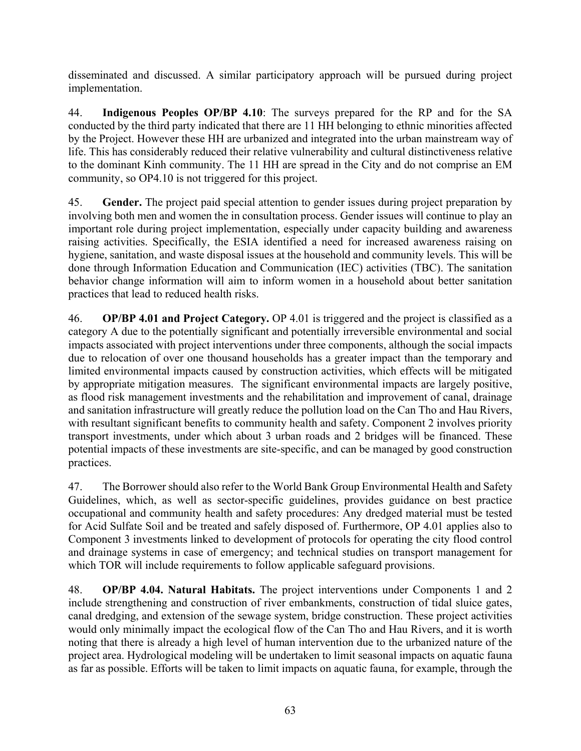disseminated and discussed. A similar participatory approach will be pursued during project implementation.

44. **Indigenous Peoples OP/BP 4.10**: The surveys prepared for the RP and for the SA conducted by the third party indicated that there are 11 HH belonging to ethnic minorities affected by the Project. However these HH are urbanized and integrated into the urban mainstream way of life. This has considerably reduced their relative vulnerability and cultural distinctiveness relative to the dominant Kinh community. The 11 HH are spread in the City and do not comprise an EM community, so OP4.10 is not triggered for this project.

45. **Gender.** The project paid special attention to gender issues during project preparation by involving both men and women the in consultation process. Gender issues will continue to play an important role during project implementation, especially under capacity building and awareness raising activities. Specifically, the ESIA identified a need for increased awareness raising on hygiene, sanitation, and waste disposal issues at the household and community levels. This will be done through Information Education and Communication (IEC) activities (TBC). The sanitation behavior change information will aim to inform women in a household about better sanitation practices that lead to reduced health risks.

46. **OP/BP 4.01 and Project Category.** OP 4.01 is triggered and the project is classified as a category A due to the potentially significant and potentially irreversible environmental and social impacts associated with project interventions under three components, although the social impacts due to relocation of over one thousand households has a greater impact than the temporary and limited environmental impacts caused by construction activities, which effects will be mitigated by appropriate mitigation measures. The significant environmental impacts are largely positive, as flood risk management investments and the rehabilitation and improvement of canal, drainage and sanitation infrastructure will greatly reduce the pollution load on the Can Tho and Hau Rivers, with resultant significant benefits to community health and safety. Component 2 involves priority transport investments, under which about 3 urban roads and 2 bridges will be financed. These potential impacts of these investments are site-specific, and can be managed by good construction practices.

47. The Borrower should also refer to the World Bank Group Environmental Health and Safety Guidelines, which, as well as sector-specific guidelines, provides guidance on best practice occupational and community health and safety procedures: Any dredged material must be tested for Acid Sulfate Soil and be treated and safely disposed of. Furthermore, OP 4.01 applies also to Component 3 investments linked to development of protocols for operating the city flood control and drainage systems in case of emergency; and technical studies on transport management for which TOR will include requirements to follow applicable safeguard provisions.

48. **OP/BP 4.04. Natural Habitats.** The project interventions under Components 1 and 2 include strengthening and construction of river embankments, construction of tidal sluice gates, canal dredging, and extension of the sewage system, bridge construction. These project activities would only minimally impact the ecological flow of the Can Tho and Hau Rivers, and it is worth noting that there is already a high level of human intervention due to the urbanized nature of the project area. Hydrological modeling will be undertaken to limit seasonal impacts on aquatic fauna as far as possible. Efforts will be taken to limit impacts on aquatic fauna, for example, through the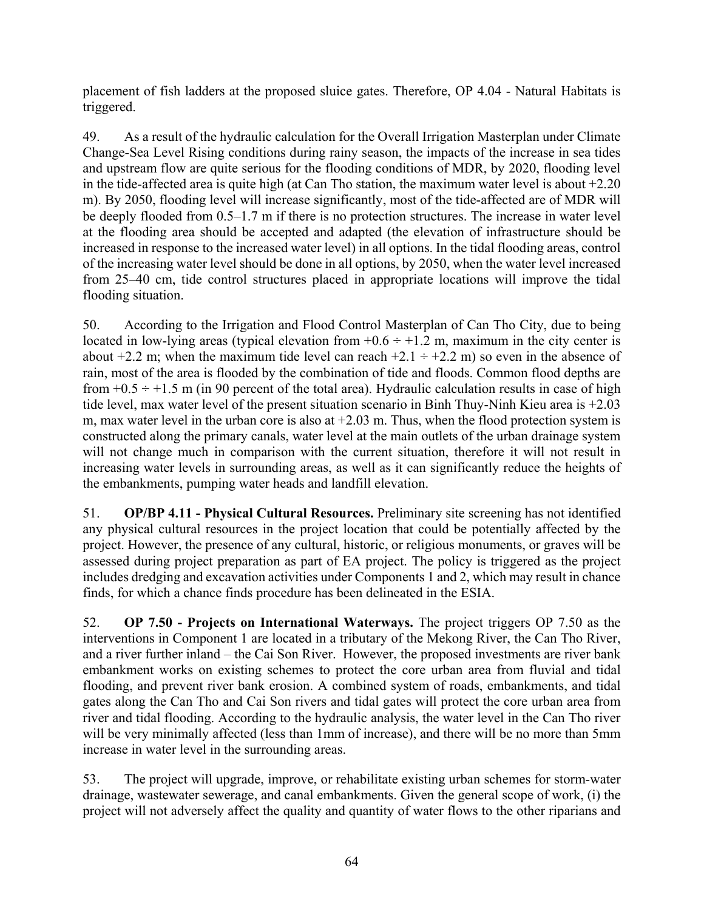placement of fish ladders at the proposed sluice gates. Therefore, OP 4.04 - Natural Habitats is triggered.

49. As a result of the hydraulic calculation for the Overall Irrigation Masterplan under Climate Change-Sea Level Rising conditions during rainy season, the impacts of the increase in sea tides and upstream flow are quite serious for the flooding conditions of MDR, by 2020, flooding level in the tide-affected area is quite high (at Can Tho station, the maximum water level is about +2.20 m). By 2050, flooding level will increase significantly, most of the tide-affected are of MDR will be deeply flooded from 0.5–1.7 m if there is no protection structures. The increase in water level at the flooding area should be accepted and adapted (the elevation of infrastructure should be increased in response to the increased water level) in all options. In the tidal flooding areas, control of the increasing water level should be done in all options, by 2050, when the water level increased from 25–40 cm, tide control structures placed in appropriate locations will improve the tidal flooding situation.

50. According to the Irrigation and Flood Control Masterplan of Can Tho City, due to being located in low-lying areas (typical elevation from +0.6 ÷ +1.2 m, maximum in the city center is about +2.2 m; when the maximum tide level can reach +2.1 ÷ +2.2 m) so even in the absence of rain, most of the area is flooded by the combination of tide and floods. Common flood depths are from +0.5 ÷ +1.5 m (in 90 percent of the total area). Hydraulic calculation results in case of high tide level, max water level of the present situation scenario in Binh Thuy-Ninh Kieu area is +2.03 m, max water level in the urban core is also at +2.03 m. Thus, when the flood protection system is constructed along the primary canals, water level at the main outlets of the urban drainage system will not change much in comparison with the current situation, therefore it will not result in increasing water levels in surrounding areas, as well as it can significantly reduce the heights of the embankments, pumping water heads and landfill elevation.

51. **OP/BP 4.11 - Physical Cultural Resources.** Preliminary site screening has not identified any physical cultural resources in the project location that could be potentially affected by the project. However, the presence of any cultural, historic, or religious monuments, or graves will be assessed during project preparation as part of EA project. The policy is triggered as the project includes dredging and excavation activities under Components 1 and 2, which may result in chance finds, for which a chance finds procedure has been delineated in the ESIA.

52. **OP 7.50 - Projects on International Waterways.** The project triggers OP 7.50 as the interventions in Component 1 are located in a tributary of the Mekong River, the Can Tho River, and a river further inland – the Cai Son River. However, the proposed investments are river bank embankment works on existing schemes to protect the core urban area from fluvial and tidal flooding, and prevent river bank erosion. A combined system of roads, embankments, and tidal gates along the Can Tho and Cai Son rivers and tidal gates will protect the core urban area from river and tidal flooding. According to the hydraulic analysis, the water level in the Can Tho river will be very minimally affected (less than 1mm of increase), and there will be no more than 5mm increase in water level in the surrounding areas.

53. The project will upgrade, improve, or rehabilitate existing urban schemes for storm-water drainage, wastewater sewerage, and canal embankments. Given the general scope of work, (i) the project will not adversely affect the quality and quantity of water flows to the other riparians and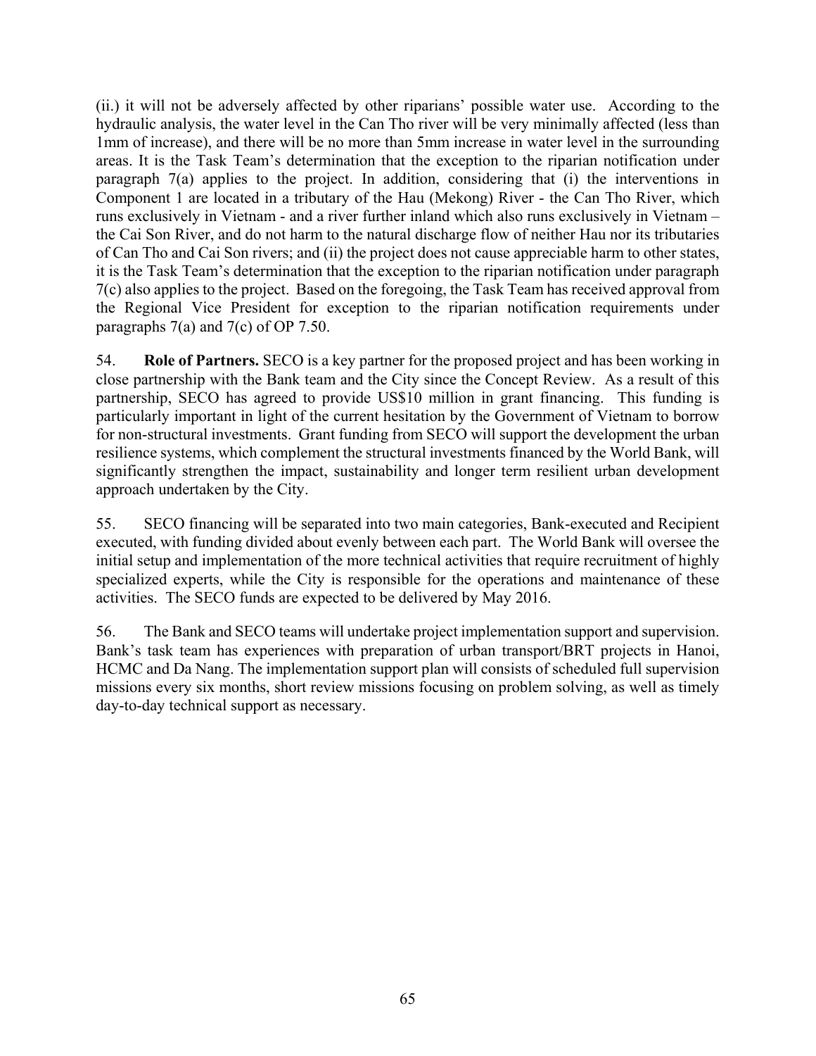(ii.) it will not be adversely affected by other riparians' possible water use. According to the hydraulic analysis, the water level in the Can Tho river will be very minimally affected (less than 1mm of increase), and there will be no more than 5mm increase in water level in the surrounding areas. It is the Task Team's determination that the exception to the riparian notification under paragraph 7(a) applies to the project. In addition, considering that (i) the interventions in Component 1 are located in a tributary of the Hau (Mekong) River - the Can Tho River, which runs exclusively in Vietnam - and a river further inland which also runs exclusively in Vietnam – the Cai Son River, and do not harm to the natural discharge flow of neither Hau nor its tributaries of Can Tho and Cai Son rivers; and (ii) the project does not cause appreciable harm to other states, it is the Task Team's determination that the exception to the riparian notification under paragraph 7(c) also applies to the project. Based on the foregoing, the Task Team has received approval from the Regional Vice President for exception to the riparian notification requirements under paragraphs 7(a) and 7(c) of OP 7.50.

54. **Role of Partners.** SECO is a key partner for the proposed project and has been working in close partnership with the Bank team and the City since the Concept Review. As a result of this partnership, SECO has agreed to provide US$10 million in grant financing. This funding is particularly important in light of the current hesitation by the Government of Vietnam to borrow for non-structural investments. Grant funding from SECO will support the development the urban resilience systems, which complement the structural investments financed by the World Bank, will significantly strengthen the impact, sustainability and longer term resilient urban development approach undertaken by the City.

55. SECO financing will be separated into two main categories, Bank-executed and Recipient executed, with funding divided about evenly between each part. The World Bank will oversee the initial setup and implementation of the more technical activities that require recruitment of highly specialized experts, while the City is responsible for the operations and maintenance of these activities. The SECO funds are expected to be delivered by May 2016.

56. The Bank and SECO teams will undertake project implementation support and supervision. Bank's task team has experiences with preparation of urban transport/BRT projects in Hanoi, HCMC and Da Nang. The implementation support plan will consists of scheduled full supervision missions every six months, short review missions focusing on problem solving, as well as timely day-to-day technical support as necessary.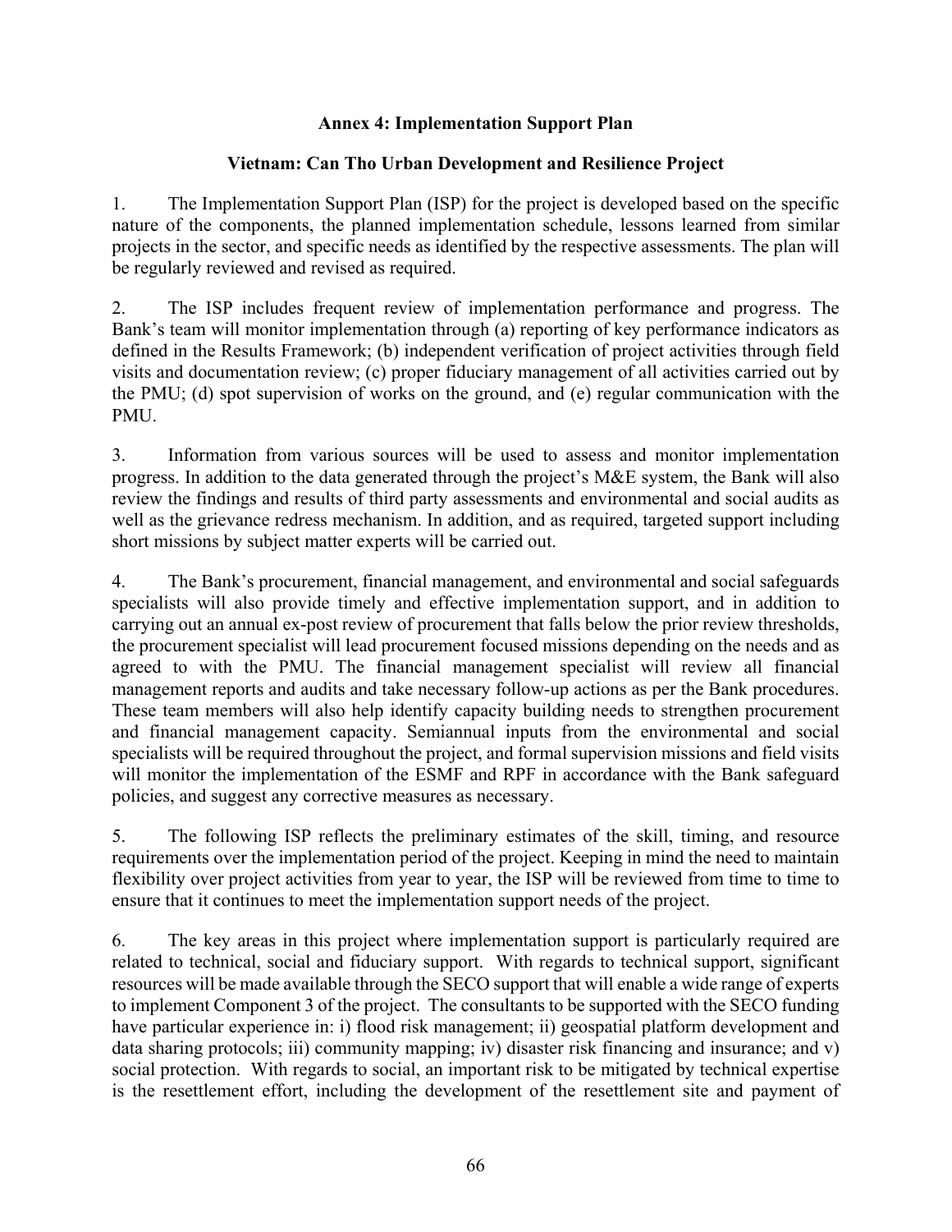## Annex 4: Implementation Support Plan

### Vietnam: Can Tho Urban Development and Resilience Project

1. The Implementation Support Plan (ISP) for the project is developed based on the specific nature of the components, the planned implementation schedule, lessons learned from similar projects in the sector, and specific needs as identified by the respective assessments. The plan will be regularly reviewed and revised as required.

2. The ISP includes frequent review of implementation performance and progress. The Bank's team will monitor implementation through (a) reporting of key performance indicators as defined in the Results Framework; (b) independent verification of project activities through field visits and documentation review; (c) proper fiduciary management of all activities carried out by the PMU; (d) spot supervision of works on the ground, and (e) regular communication with the PMU.

3. Information from various sources will be used to assess and monitor implementation progress. In addition to the data generated through the project's M&E system, the Bank will also review the findings and results of third party assessments and environmental and social audits as well as the grievance redress mechanism. In addition, and as required, targeted support including short missions by subject matter experts will be carried out.

4. The Bank's procurement, financial management, and environmental and social safeguards specialists will also provide timely and effective implementation support, and in addition to carrying out an annual ex-post review of procurement that falls below the prior review thresholds, the procurement specialist will lead procurement focused missions depending on the needs and as agreed to with the PMU. The financial management specialist will review all financial management reports and audits and take necessary follow-up actions as per the Bank procedures. These team members will also help identify capacity building needs to strengthen procurement and financial management capacity. Semiannual inputs from the environmental and social specialists will be required throughout the project, and formal supervision missions and field visits will monitor the implementation of the ESMF and RPF in accordance with the Bank safeguard policies, and suggest any corrective measures as necessary.

5. The following ISP reflects the preliminary estimates of the skill, timing, and resource requirements over the implementation period of the project. Keeping in mind the need to maintain flexibility over project activities from year to year, the ISP will be reviewed from time to time to ensure that it continues to meet the implementation support needs of the project.

6. The key areas in this project where implementation support is particularly required are related to technical, social and fiduciary support. With regards to technical support, significant resources will be made available through the SECO support that will enable a wide range of experts to implement Component 3 of the project. The consultants to be supported with the SECO funding have particular experience in: i) flood risk management; ii) geospatial platform development and data sharing protocols; iii) community mapping; iv) disaster risk financing and insurance; and v) social protection. With regards to social, an important risk to be mitigated by technical expertise is the resettlement effort, including the development of the resettlement site and payment of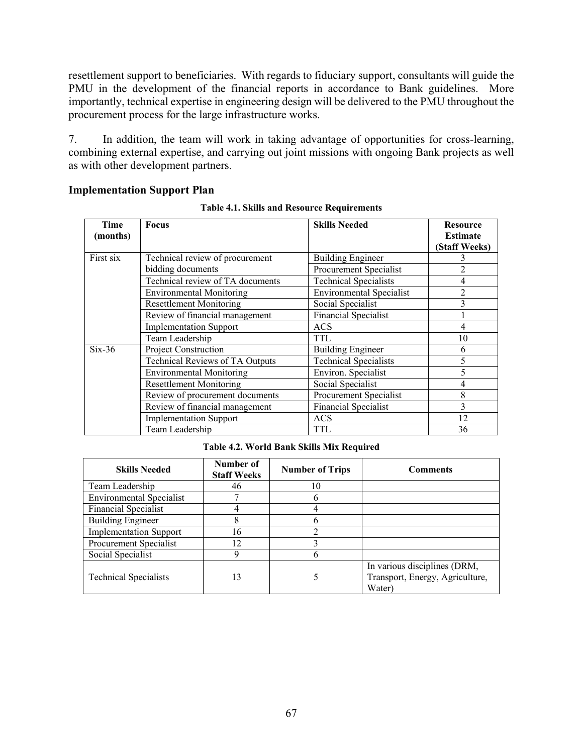resettlement support to beneficiaries. With regards to fiduciary support, consultants will guide the PMU in the development of the financial reports in accordance to Bank guidelines. More importantly, technical expertise in engineering design will be delivered to the PMU throughout the procurement process for the large infrastructure works.

7. In addition, the team will work in taking advantage of opportunities for cross-learning, combining external expertise, and carrying out joint missions with ongoing Bank projects as well as with other development partners.

### Implementation Support Plan

**Table 4.1. Skills and Resource Requirements**

| Time (months) | Focus | Skills Needed | Resource Estimate (Staff Weeks) |
|---|---|---|---|
| First six | Technical review of procurement bidding documents | Building Engineer | 3 |
| | | Procurement Specialist | 2 |
| | Technical review of TA documents | Technical Specialists | 4 |
| | Environmental Monitoring | Environmental Specialist | 2 |
| | Resettlement Monitoring | Social Specialist | 3 |
| | Review of financial management | Financial Specialist | 1 |
| | Implementation Support | ACS | 4 |
| | Team Leadership | TTL | 10 |
| Six-36 | Project Construction | Building Engineer | 6 |
| | Technical Reviews of TA Outputs | Technical Specialists | 5 |
| | Environmental Monitoring | Environ. Specialist | 5 |
| | Resettlement Monitoring | Social Specialist | 4 |
| | Review of procurement documents | Procurement Specialist | 8 |
| | Review of financial management | Financial Specialist | 3 |
| | Implementation Support | ACS | 12 |
| | Team Leadership | TTL | 36 |

**Table 4.2. World Bank Skills Mix Required**

| Skills Needed | Number of Staff Weeks | Number of Trips | Comments |
|---|---|---|---|
| Team Leadership | 46 | 10 | |
| Environmental Specialist | 7 | 6 | |
| Financial Specialist | 4 | 4 | |
| Building Engineer | 8 | 6 | |
| Implementation Support | 16 | 2 | |
| Procurement Specialist | 12 | 3 | |
| Social Specialist | 9 | 6 | |
| Technical Specialists | 13 | 5 | In various disciplines (DRM, Transport, Energy, Agriculture, Water) |